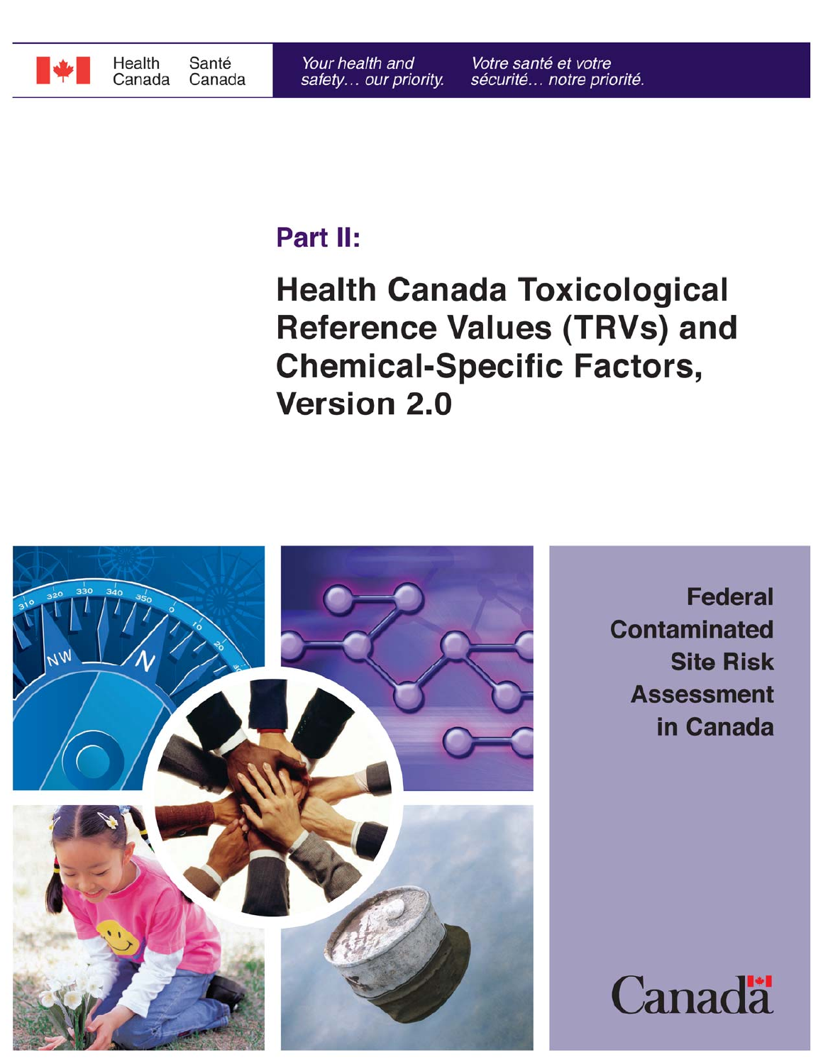Health Canada Santé Canada

*Your health and safety... our priority.* *Votre santé et votre sécurité... notre priorité.*

## Part II:

# Health Canada Toxicological Reference Values (TRVs) and Chemical-Specific Factors, Version 2.0

**Federal Contaminated Site Risk Assessment in Canada**

Canada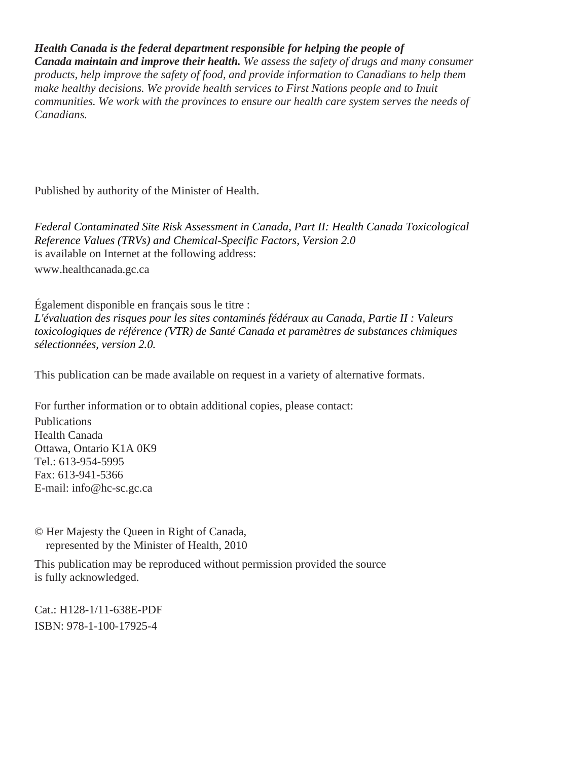***Health Canada is the federal department responsible for helping the people of Canada maintain and improve their health.*** *We assess the safety of drugs and many consumer products, help improve the safety of food, and provide information to Canadians to help them make healthy decisions. We provide health services to First Nations people and to Inuit communities. We work with the provinces to ensure our health care system serves the needs of Canadians.*

Published by authority of the Minister of Health.

*Federal Contaminated Site Risk Assessment in Canada, Part II: Health Canada Toxicological Reference Values (TRVs) and Chemical-Specific Factors, Version 2.0*
is available on Internet at the following address:
www.healthcanada.gc.ca

Également disponible en français sous le titre :
*L'évaluation des risques pour les sites contaminés fédéraux au Canada, Partie II : Valeurs toxicologiques de référence (VTR) de Santé Canada et paramètres de substances chimiques sélectionnées, version 2.0.*

This publication can be made available on request in a variety of alternative formats.

For further information or to obtain additional copies, please contact:
Publications
Health Canada
Ottawa, Ontario K1A 0K9
Tel.: 613-954-5995
Fax: 613-941-5366
E-mail: info@hc-sc.gc.ca

© Her Majesty the Queen in Right of Canada,
represented by the Minister of Health, 2010

This publication may be reproduced without permission provided the source is fully acknowledged.

Cat.: H128-1/11-638E-PDF
ISBN: 978-1-100-17925-4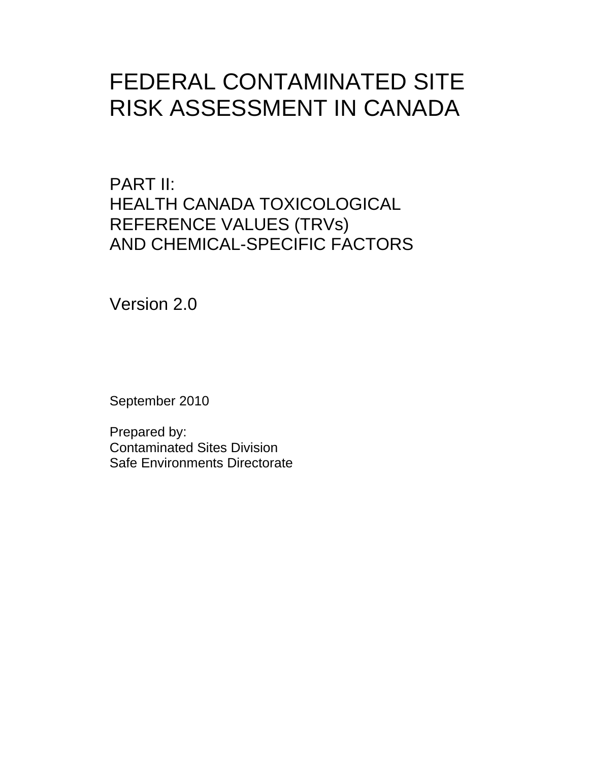# FEDERAL CONTAMINATED SITE RISK ASSESSMENT IN CANADA

## PART II: HEALTH CANADA TOXICOLOGICAL REFERENCE VALUES (TRVs) AND CHEMICAL-SPECIFIC FACTORS

Version 2.0

September 2010

Prepared by:
Contaminated Sites Division
Safe Environments Directorate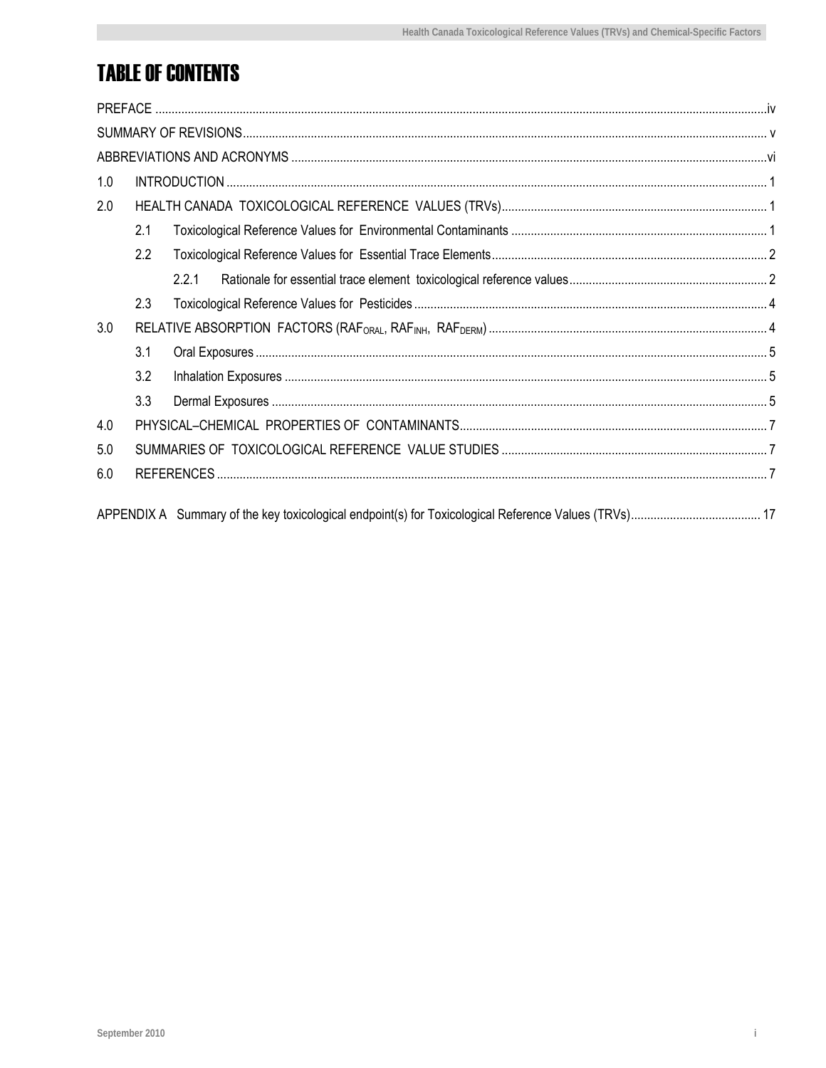# TABLE OF CONTENTS

PREFACE .......... iv

SUMMARY OF REVISIONS .......... v

ABBREVIATIONS AND ACRONYMS .......... vi

1.0 INTRODUCTION .......... 1

2.0 HEALTH CANADA TOXICOLOGICAL REFERENCE VALUES (TRVs) .......... 1

- 2.1 Toxicological Reference Values for Environmental Contaminants .......... 1
- 2.2 Toxicological Reference Values for Essential Trace Elements .......... 2
  - 2.2.1 Rationale for essential trace element toxicological reference values .......... 2
- 2.3 Toxicological Reference Values for Pesticides .......... 4

3.0 RELATIVE ABSORPTION FACTORS ($RAF_{ORAL}$, $RAF_{INH}$, $RAF_{DERM}$) .......... 4

- 3.1 Oral Exposures .......... 5
- 3.2 Inhalation Exposures .......... 5
- 3.3 Dermal Exposures .......... 5

4.0 PHYSICAL–CHEMICAL PROPERTIES OF CONTAMINANTS .......... 7

5.0 SUMMARIES OF TOXICOLOGICAL REFERENCE VALUE STUDIES .......... 7

6.0 REFERENCES .......... 7

APPENDIX A Summary of the key toxicological endpoint(s) for Toxicological Reference Values (TRVs) .......... 17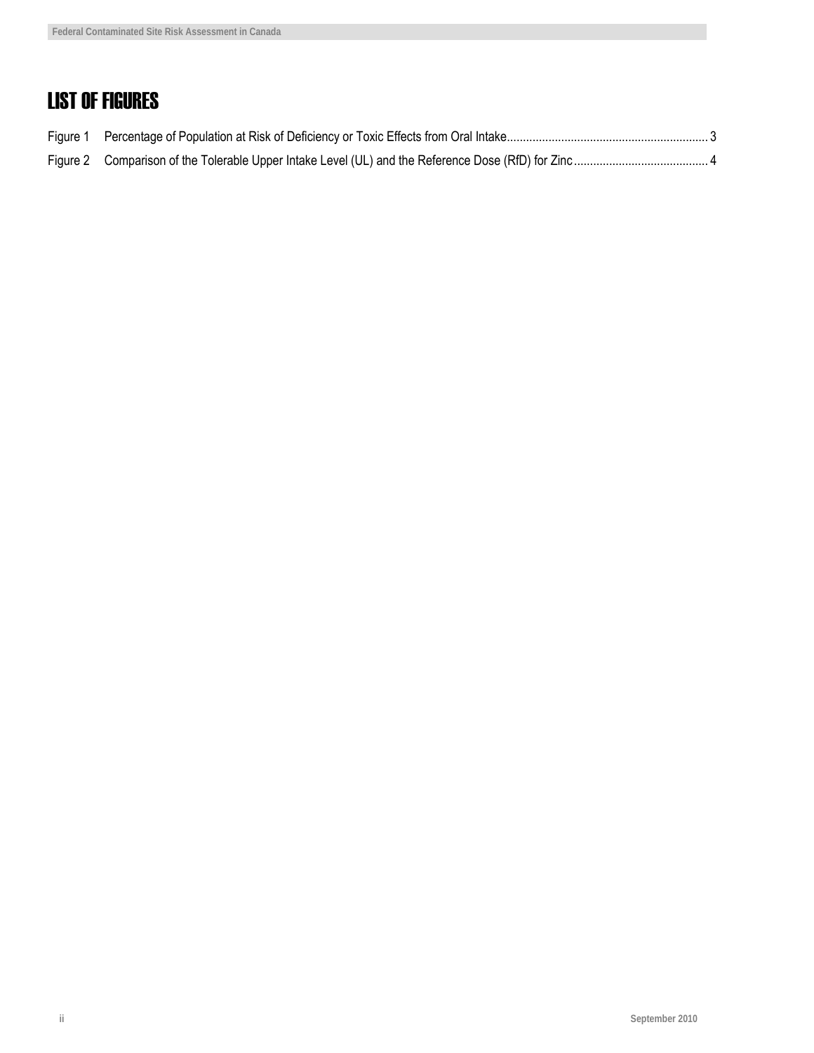# LIST OF FIGURES

Figure 1 Percentage of Population at Risk of Deficiency or Toxic Effects from Oral Intake ..... 3

Figure 2 Comparison of the Tolerable Upper Intake Level (UL) and the Reference Dose (RfD) for Zinc ..... 4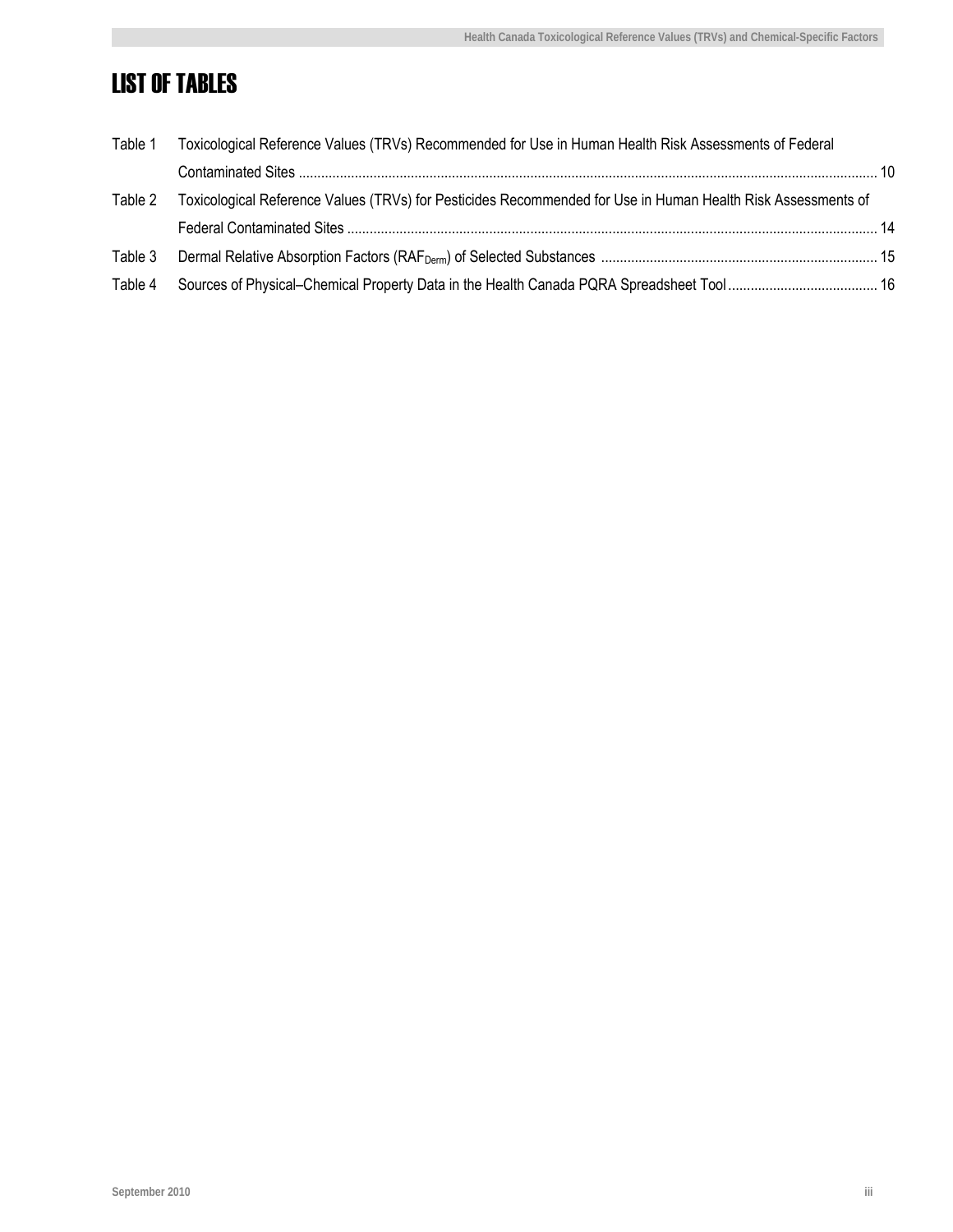# LIST OF TABLES

Table 1 Toxicological Reference Values (TRVs) Recommended for Use in Human Health Risk Assessments of Federal Contaminated Sites ........ 10

Table 2 Toxicological Reference Values (TRVs) for Pesticides Recommended for Use in Human Health Risk Assessments of Federal Contaminated Sites ........ 14

Table 3 Dermal Relative Absorption Factors ($RAF_{Derm}$) of Selected Substances ........ 15

Table 4 Sources of Physical–Chemical Property Data in the Health Canada PQRA Spreadsheet Tool ........ 16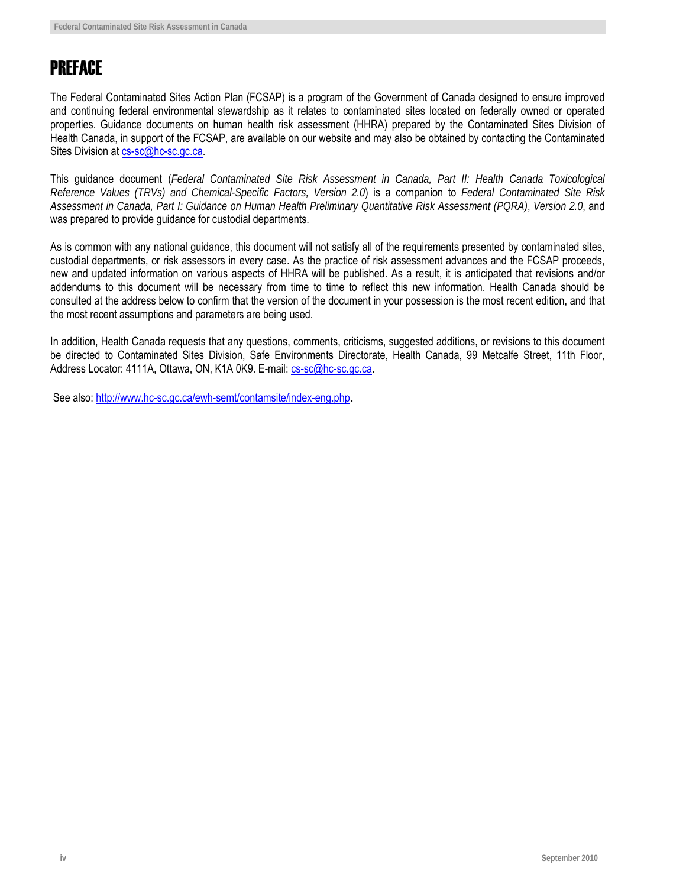# PREFACE

The Federal Contaminated Sites Action Plan (FCSAP) is a program of the Government of Canada designed to ensure improved and continuing federal environmental stewardship as it relates to contaminated sites located on federally owned or operated properties. Guidance documents on human health risk assessment (HHRA) prepared by the Contaminated Sites Division of Health Canada, in support of the FCSAP, are available on our website and may also be obtained by contacting the Contaminated Sites Division at cs-sc@hc-sc.gc.ca.

This guidance document (*Federal Contaminated Site Risk Assessment in Canada, Part II: Health Canada Toxicological Reference Values (TRVs) and Chemical-Specific Factors, Version 2.0*) is a companion to *Federal Contaminated Site Risk Assessment in Canada, Part I: Guidance on Human Health Preliminary Quantitative Risk Assessment (PQRA)*, *Version 2.0*, and was prepared to provide guidance for custodial departments.

As is common with any national guidance, this document will not satisfy all of the requirements presented by contaminated sites, custodial departments, or risk assessors in every case. As the practice of risk assessment advances and the FCSAP proceeds, new and updated information on various aspects of HHRA will be published. As a result, it is anticipated that revisions and/or addendums to this document will be necessary from time to time to reflect this new information. Health Canada should be consulted at the address below to confirm that the version of the document in your possession is the most recent edition, and that the most recent assumptions and parameters are being used.

In addition, Health Canada requests that any questions, comments, criticisms, suggested additions, or revisions to this document be directed to Contaminated Sites Division, Safe Environments Directorate, Health Canada, 99 Metcalfe Street, 11th Floor, Address Locator: 4111A, Ottawa, ON, K1A 0K9. E-mail: cs-sc@hc-sc.gc.ca.

See also: http://www.hc-sc.gc.ca/ewh-semt/contamsite/index-eng.php.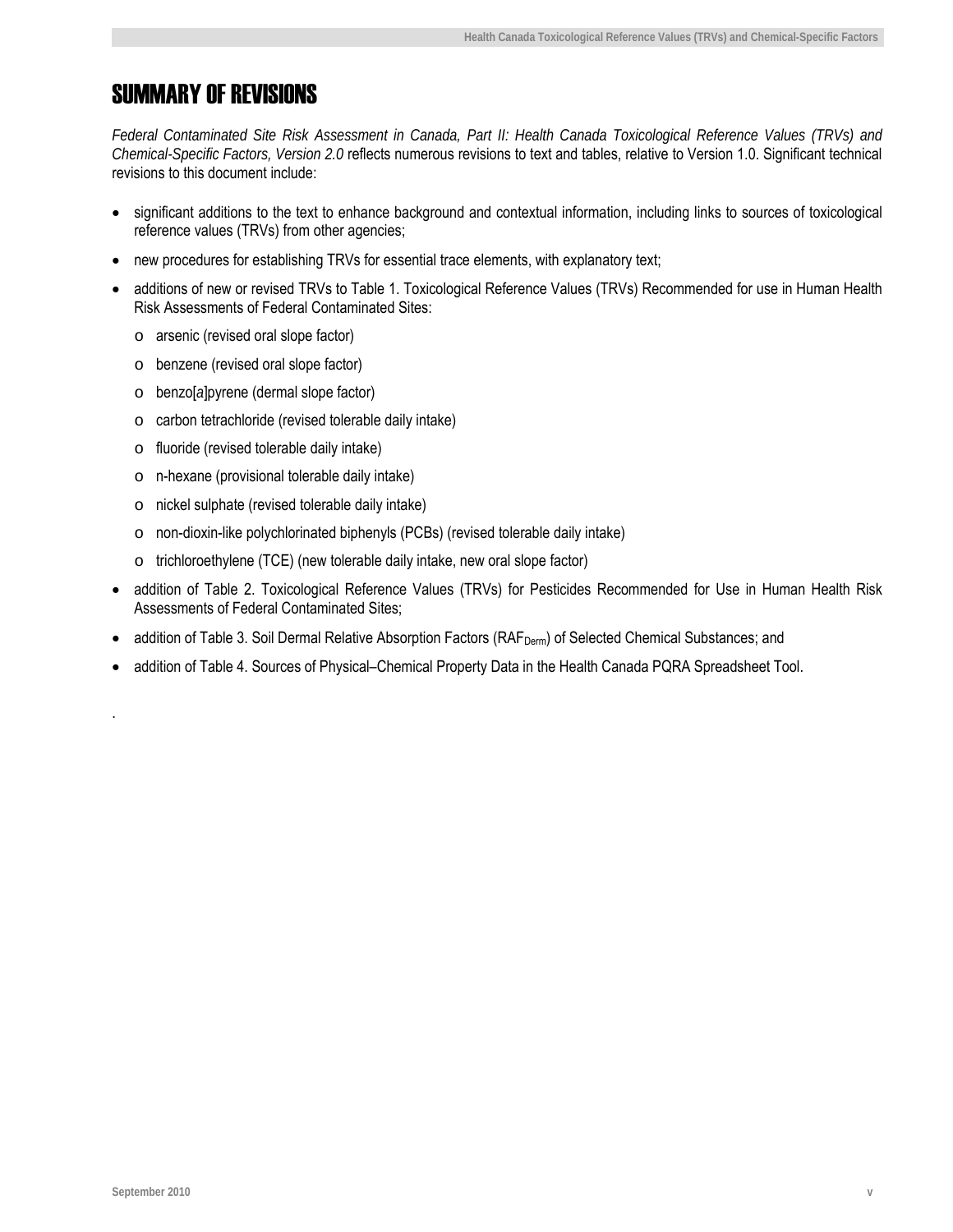# SUMMARY OF REVISIONS

*Federal Contaminated Site Risk Assessment in Canada, Part II: Health Canada Toxicological Reference Values (TRVs) and Chemical-Specific Factors, Version 2.0* reflects numerous revisions to text and tables, relative to Version 1.0. Significant technical revisions to this document include:

- significant additions to the text to enhance background and contextual information, including links to sources of toxicological reference values (TRVs) from other agencies;
- new procedures for establishing TRVs for essential trace elements, with explanatory text;
- additions of new or revised TRVs to Table 1. Toxicological Reference Values (TRVs) Recommended for use in Human Health Risk Assessments of Federal Contaminated Sites:
  - arsenic (revised oral slope factor)
  - benzene (revised oral slope factor)
  - benzo[*a*]pyrene (dermal slope factor)
  - carbon tetrachloride (revised tolerable daily intake)
  - fluoride (revised tolerable daily intake)
  - n-hexane (provisional tolerable daily intake)
  - nickel sulphate (revised tolerable daily intake)
  - non-dioxin-like polychlorinated biphenyls (PCBs) (revised tolerable daily intake)
  - trichloroethylene (TCE) (new tolerable daily intake, new oral slope factor)
- addition of Table 2. Toxicological Reference Values (TRVs) for Pesticides Recommended for Use in Human Health Risk Assessments of Federal Contaminated Sites;
- addition of Table 3. Soil Dermal Relative Absorption Factors ($RAF_{Derm}$) of Selected Chemical Substances; and
- addition of Table 4. Sources of Physical–Chemical Property Data in the Health Canada PQRA Spreadsheet Tool.

.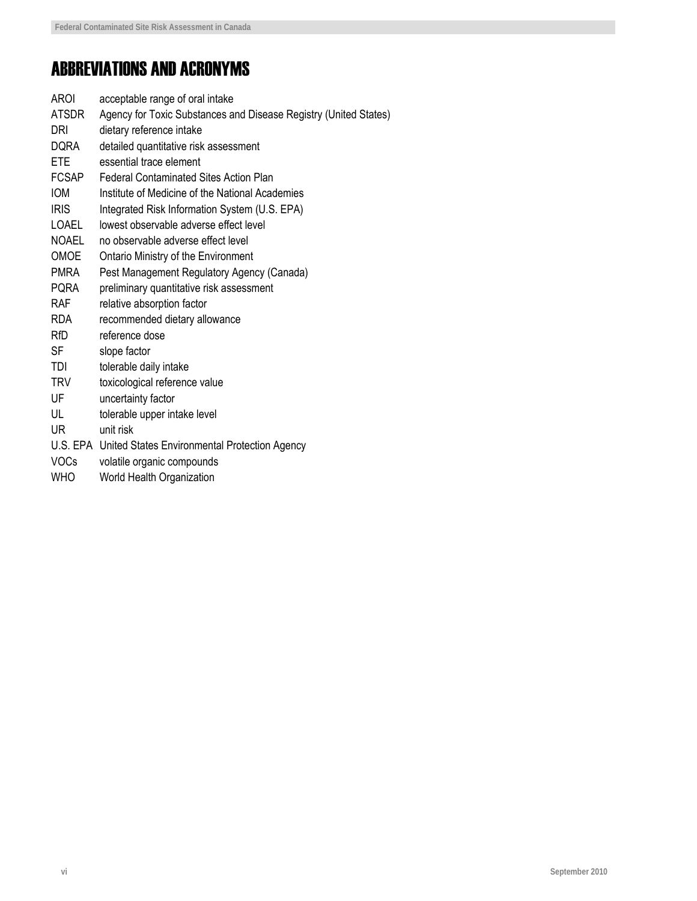# ABBREVIATIONS AND ACRONYMS

| | |
|---|---|
| AROI | acceptable range of oral intake |
| ATSDR | Agency for Toxic Substances and Disease Registry (United States) |
| DRI | dietary reference intake |
| DQRA | detailed quantitative risk assessment |
| ETE | essential trace element |
| FCSAP | Federal Contaminated Sites Action Plan |
| IOM | Institute of Medicine of the National Academies |
| IRIS | Integrated Risk Information System (U.S. EPA) |
| LOAEL | lowest observable adverse effect level |
| NOAEL | no observable adverse effect level |
| OMOE | Ontario Ministry of the Environment |
| PMRA | Pest Management Regulatory Agency (Canada) |
| PQRA | preliminary quantitative risk assessment |
| RAF | relative absorption factor |
| RDA | recommended dietary allowance |
| RfD | reference dose |
| SF | slope factor |
| TDI | tolerable daily intake |
| TRV | toxicological reference value |
| UF | uncertainty factor |
| UL | tolerable upper intake level |
| UR | unit risk |
| U.S. EPA | United States Environmental Protection Agency |
| VOCs | volatile organic compounds |
| WHO | World Health Organization |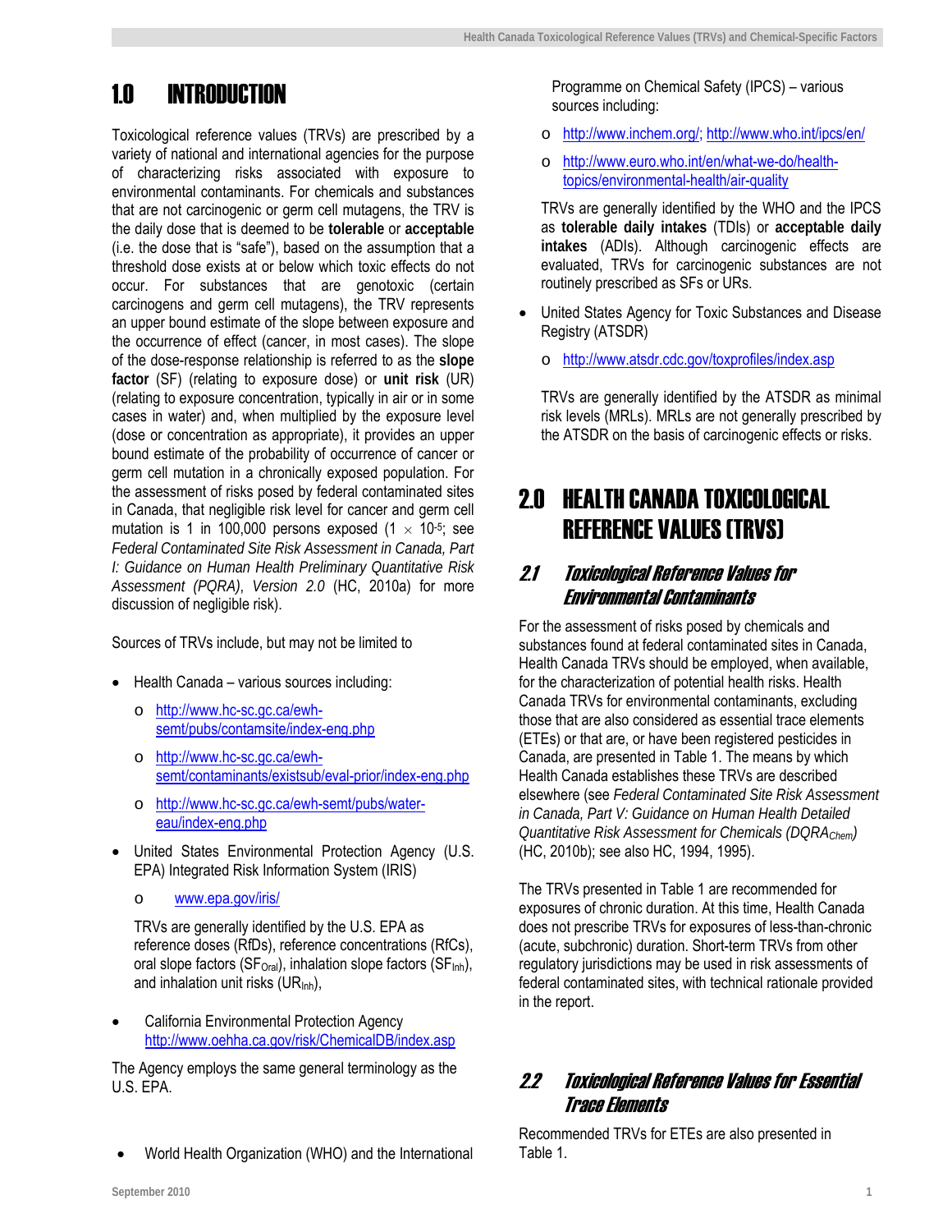# 1.0 INTRODUCTION

Toxicological reference values (TRVs) are prescribed by a variety of national and international agencies for the purpose of characterizing risks associated with exposure to environmental contaminants. For chemicals and substances that are not carcinogenic or germ cell mutagens, the TRV is the daily dose that is deemed to be **tolerable** or **acceptable** (i.e. the dose that is "safe"), based on the assumption that a threshold dose exists at or below which toxic effects do not occur. For substances that are genotoxic (certain carcinogens and germ cell mutagens), the TRV represents an upper bound estimate of the slope between exposure and the occurrence of effect (cancer, in most cases). The slope of the dose-response relationship is referred to as the **slope factor** (SF) (relating to exposure dose) or **unit risk** (UR) (relating to exposure concentration, typically in air or in some cases in water) and, when multiplied by the exposure level (dose or concentration as appropriate), it provides an upper bound estimate of the probability of occurrence of cancer or germ cell mutation in a chronically exposed population. For the assessment of risks posed by federal contaminated sites in Canada, that negligible risk level for cancer and germ cell mutation is 1 in 100,000 persons exposed ($1 \times 10^{-5}$; see *Federal Contaminated Site Risk Assessment in Canada, Part I: Guidance on Human Health Preliminary Quantitative Risk Assessment (PQRA), Version 2.0* (HC, 2010a) for more discussion of negligible risk).

Sources of TRVs include, but may not be limited to

- Health Canada – various sources including:
  - http://www.hc-sc.gc.ca/ewh-semt/pubs/contamsite/index-eng.php
  - http://www.hc-sc.gc.ca/ewh-semt/contaminants/existsub/eval-prior/index-eng.php
  - http://www.hc-sc.gc.ca/ewh-semt/pubs/water-eau/index-eng.php
- United States Environmental Protection Agency (U.S. EPA) Integrated Risk Information System (IRIS)
  - www.epa.gov/iris/

  TRVs are generally identified by the U.S. EPA as reference doses (RfDs), reference concentrations (RfCs), oral slope factors ($SF_{Oral}$), inhalation slope factors ($SF_{Inh}$), and inhalation unit risks ($UR_{Inh}$),
- California Environmental Protection Agency http://www.oehha.ca.gov/risk/ChemicalDB/index.asp

The Agency employs the same general terminology as the U.S. EPA.

- World Health Organization (WHO) and the International Programme on Chemical Safety (IPCS) – various sources including:
  - http://www.inchem.org/; http://www.who.int/ipcs/en/
  - http://www.euro.who.int/en/what-we-do/health-topics/environmental-health/air-quality

  TRVs are generally identified by the WHO and the IPCS as **tolerable daily intakes** (TDIs) or **acceptable daily intakes** (ADIs). Although carcinogenic effects are evaluated, TRVs for carcinogenic substances are not routinely prescribed as SFs or URs.
- United States Agency for Toxic Substances and Disease Registry (ATSDR)
  - http://www.atsdr.cdc.gov/toxprofiles/index.asp

  TRVs are generally identified by the ATSDR as minimal risk levels (MRLs). MRLs are not generally prescribed by the ATSDR on the basis of carcinogenic effects or risks.

# 2.0 HEALTH CANADA TOXICOLOGICAL REFERENCE VALUES (TRVS)

## 2.1 Toxicological Reference Values for Environmental Contaminants

For the assessment of risks posed by chemicals and substances found at federal contaminated sites in Canada, Health Canada TRVs should be employed, when available, for the characterization of potential health risks. Health Canada TRVs for environmental contaminants, excluding those that are also considered as essential trace elements (ETEs) or that are, or have been registered pesticides in Canada, are presented in Table 1. The means by which Health Canada establishes these TRVs are described elsewhere (see *Federal Contaminated Site Risk Assessment in Canada, Part V: Guidance on Human Health Detailed Quantitative Risk Assessment for Chemicals ($DQRA_{Chem}$)* (HC, 2010b); see also HC, 1994, 1995).

The TRVs presented in Table 1 are recommended for exposures of chronic duration. At this time, Health Canada does not prescribe TRVs for exposures of less-than-chronic (acute, subchronic) duration. Short-term TRVs from other regulatory jurisdictions may be used in risk assessments of federal contaminated sites, with technical rationale provided in the report.

## 2.2 Toxicological Reference Values for Essential Trace Elements

Recommended TRVs for ETEs are also presented in Table 1.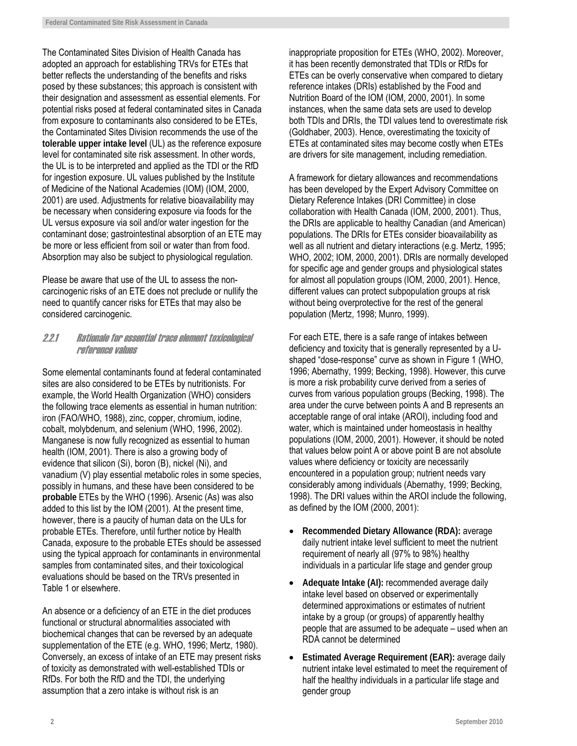The Contaminated Sites Division of Health Canada has adopted an approach for establishing TRVs for ETEs that better reflects the understanding of the benefits and risks posed by these substances; this approach is consistent with their designation and assessment as essential elements. For potential risks posed at federal contaminated sites in Canada from exposure to contaminants also considered to be ETEs, the Contaminated Sites Division recommends the use of the **tolerable upper intake level** (UL) as the reference exposure level for contaminated site risk assessment. In other words, the UL is to be interpreted and applied as the TDI or the RfD for ingestion exposure. UL values published by the Institute of Medicine of the National Academies (IOM) (IOM, 2000, 2001) are used. Adjustments for relative bioavailability may be necessary when considering exposure via foods for the UL versus exposure via soil and/or water ingestion for the contaminant dose; gastrointestinal absorption of an ETE may be more or less efficient from soil or water than from food. Absorption may also be subject to physiological regulation.

Please be aware that use of the UL to assess the non-carcinogenic risks of an ETE does not preclude or nullify the need to quantify cancer risks for ETEs that may also be considered carcinogenic.

### 2.2.1 Rationale for essential trace element toxicological reference values

Some elemental contaminants found at federal contaminated sites are also considered to be ETEs by nutritionists. For example, the World Health Organization (WHO) considers the following trace elements as essential in human nutrition: iron (FAO/WHO, 1988), zinc, copper, chromium, iodine, cobalt, molybdenum, and selenium (WHO, 1996, 2002). Manganese is now fully recognized as essential to human health (IOM, 2001). There is also a growing body of evidence that silicon (Si), boron (B), nickel (Ni), and vanadium (V) play essential metabolic roles in some species, possibly in humans, and these have been considered to be **probable** ETEs by the WHO (1996). Arsenic (As) was also added to this list by the IOM (2001). At the present time, however, there is a paucity of human data on the ULs for probable ETEs. Therefore, until further notice by Health Canada, exposure to the probable ETEs should be assessed using the typical approach for contaminants in environmental samples from contaminated sites, and their toxicological evaluations should be based on the TRVs presented in Table 1 or elsewhere.

An absence or a deficiency of an ETE in the diet produces functional or structural abnormalities associated with biochemical changes that can be reversed by an adequate supplementation of the ETE (e.g. WHO, 1996; Mertz, 1980). Conversely, an excess of intake of an ETE may present risks of toxicity as demonstrated with well-established TDIs or RfDs. For both the RfD and the TDI, the underlying assumption that a zero intake is without risk is an inappropriate proposition for ETEs (WHO, 2002). Moreover, it has been recently demonstrated that TDIs or RfDs for ETEs can be overly conservative when compared to dietary reference intakes (DRIs) established by the Food and Nutrition Board of the IOM (IOM, 2000, 2001). In some instances, when the same data sets are used to develop both TDIs and DRIs, the TDI values tend to overestimate risk (Goldhaber, 2003). Hence, overestimating the toxicity of ETEs at contaminated sites may become costly when ETEs are drivers for site management, including remediation.

A framework for dietary allowances and recommendations has been developed by the Expert Advisory Committee on Dietary Reference Intakes (DRI Committee) in close collaboration with Health Canada (IOM, 2000, 2001). Thus, the DRIs are applicable to healthy Canadian (and American) populations. The DRIs for ETEs consider bioavailability as well as all nutrient and dietary interactions (e.g. Mertz, 1995; WHO, 2002; IOM, 2000, 2001). DRIs are normally developed for specific age and gender groups and physiological states for almost all population groups (IOM, 2000, 2001). Hence, different values can protect subpopulation groups at risk without being overprotective for the rest of the general population (Mertz, 1998; Munro, 1999).

For each ETE, there is a safe range of intakes between deficiency and toxicity that is generally represented by a U-shaped "dose-response" curve as shown in Figure 1 (WHO, 1996; Abernathy, 1999; Becking, 1998). However, this curve is more a risk probability curve derived from a series of curves from various population groups (Becking, 1998). The area under the curve between points A and B represents an acceptable range of oral intake (AROI), including food and water, which is maintained under homeostasis in healthy populations (IOM, 2000, 2001). However, it should be noted that values below point A or above point B are not absolute values where deficiency or toxicity are necessarily encountered in a population group; nutrient needs vary considerably among individuals (Abernathy, 1999; Becking, 1998). The DRI values within the AROI include the following, as defined by the IOM (2000, 2001):

- **Recommended Dietary Allowance (RDA):** average daily nutrient intake level sufficient to meet the nutrient requirement of nearly all (97% to 98%) healthy individuals in a particular life stage and gender group
- **Adequate Intake (AI):** recommended average daily intake level based on observed or experimentally determined approximations or estimates of nutrient intake by a group (or groups) of apparently healthy people that are assumed to be adequate – used when an RDA cannot be determined
- **Estimated Average Requirement (EAR):** average daily nutrient intake level estimated to meet the requirement of half the healthy individuals in a particular life stage and gender group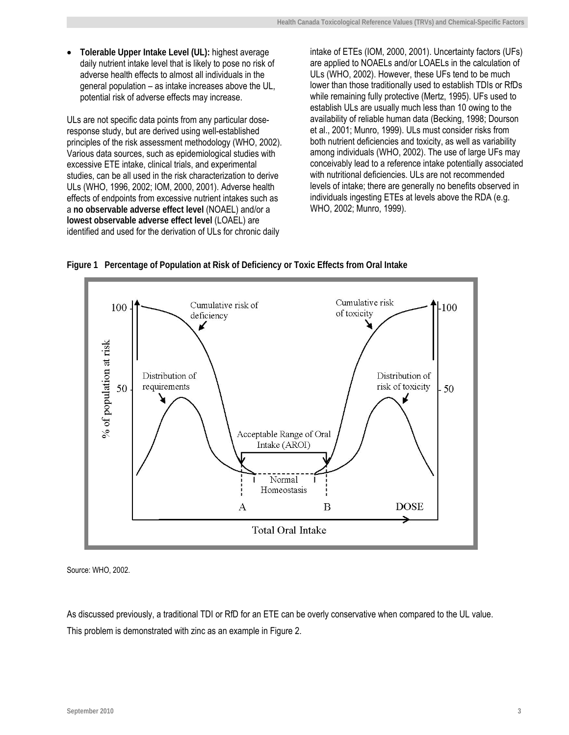- **Tolerable Upper Intake Level (UL):** highest average daily nutrient intake level that is likely to pose no risk of adverse health effects to almost all individuals in the general population – as intake increases above the UL, potential risk of adverse effects may increase.

ULs are not specific data points from any particular dose-response study, but are derived using well-established principles of the risk assessment methodology (WHO, 2002). Various data sources, such as epidemiological studies with excessive ETE intake, clinical trials, and experimental studies, can be all used in the risk characterization to derive ULs (WHO, 1996, 2002; IOM, 2000, 2001). Adverse health effects of endpoints from excessive nutrient intakes such as a **no observable adverse effect level** (NOAEL) and/or a **lowest observable adverse effect level** (LOAEL) are identified and used for the derivation of ULs for chronic daily intake of ETEs (IOM, 2000, 2001). Uncertainty factors (UFs) are applied to NOAELs and/or LOAELs in the calculation of ULs (WHO, 2002). However, these UFs tend to be much lower than those traditionally used to establish TDIs or RfDs while remaining fully protective (Mertz, 1995). UFs used to establish ULs are usually much less than 10 owing to the availability of reliable human data (Becking, 1998; Dourson et al., 2001; Munro, 1999). ULs must consider risks from both nutrient deficiencies and toxicity, as well as variability among individuals (WHO, 2002). The use of large UFs may conceivably lead to a reference intake potentially associated with nutritional deficiencies. ULs are not recommended levels of intake; there are generally no benefits observed in individuals ingesting ETEs at levels above the RDA (e.g. WHO, 2002; Munro, 1999).

**Figure 1 Percentage of Population at Risk of Deficiency or Toxic Effects from Oral Intake**

Source: WHO, 2002.

As discussed previously, a traditional TDI or RfD for an ETE can be overly conservative when compared to the UL value. This problem is demonstrated with zinc as an example in Figure 2.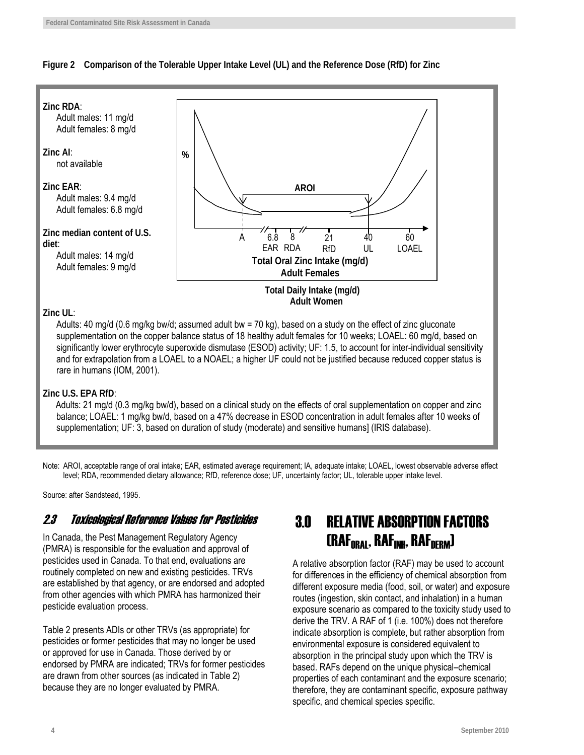**Figure 2 Comparison of the Tolerable Upper Intake Level (UL) and the Reference Dose (RfD) for Zinc**

**Zinc RDA**:
Adult males: 11 mg/d
Adult females: 8 mg/d

**Zinc AI**:
not available

**Zinc EAR**:
Adult males: 9.4 mg/d
Adult females: 6.8 mg/d

**Zinc median content of U.S. diet**:
Adult males: 14 mg/d
Adult females: 9 mg/d

%

AROI

A 6.8 EAR 8 RDA 21 RfD 40 UL 60 LOAEL

**Total Oral Zinc Intake (mg/d)**
**Adult Females**

**Total Daily Intake (mg/d)**
**Adult Women**

**Zinc UL**:
Adults: 40 mg/d (0.6 mg/kg bw/d; assumed adult bw = 70 kg), based on a study on the effect of zinc gluconate supplementation on the copper balance status of 18 healthy adult females for 10 weeks; LOAEL: 60 mg/d, based on significantly lower erythrocyte superoxide dismutase (ESOD) activity; UF: 1.5, to account for inter-individual sensitivity and for extrapolation from a LOAEL to a NOAEL; a higher UF could not be justified because reduced copper status is rare in humans (IOM, 2001).

**Zinc U.S. EPA RfD**:
Adults: 21 mg/d (0.3 mg/kg bw/d), based on a clinical study on the effects of oral supplementation on copper and zinc balance; LOAEL: 1 mg/kg bw/d, based on a 47% decrease in ESOD concentration in adult females after 10 weeks of supplementation; UF: 3, based on duration of study (moderate) and sensitive humans] (IRIS database).

Note: AROI, acceptable range of oral intake; EAR, estimated average requirement; IA, adequate intake; LOAEL, lowest observable adverse effect level; RDA, recommended dietary allowance; RfD, reference dose; UF, uncertainty factor; UL, tolerable upper intake level.

Source: after Sandstead, 1995.

### *2.3 Toxicological Reference Values for Pesticides*

In Canada, the Pest Management Regulatory Agency (PMRA) is responsible for the evaluation and approval of pesticides used in Canada. To that end, evaluations are routinely completed on new and existing pesticides. TRVs are established by that agency, or are endorsed and adopted from other agencies with which PMRA has harmonized their pesticide evaluation process.

Table 2 presents ADIs or other TRVs (as appropriate) for pesticides or former pesticides that may no longer be used or approved for use in Canada. Those derived by or endorsed by PMRA are indicated; TRVs for former pesticides are drawn from other sources (as indicated in Table 2) because they are no longer evaluated by PMRA.

## 3.0 RELATIVE ABSORPTION FACTORS ($RAF_{ORAL}$, $RAF_{INH}$, $RAF_{DERM}$)

A relative absorption factor (RAF) may be used to account for differences in the efficiency of chemical absorption from different exposure media (food, soil, or water) and exposure routes (ingestion, skin contact, and inhalation) in a human exposure scenario as compared to the toxicity study used to derive the TRV. A RAF of 1 (i.e. 100%) does not therefore indicate absorption is complete, but rather absorption from environmental exposure is considered equivalent to absorption in the principal study upon which the TRV is based. RAFs depend on the unique physical–chemical properties of each contaminant and the exposure scenario; therefore, they are contaminant specific, exposure pathway specific, and chemical species specific.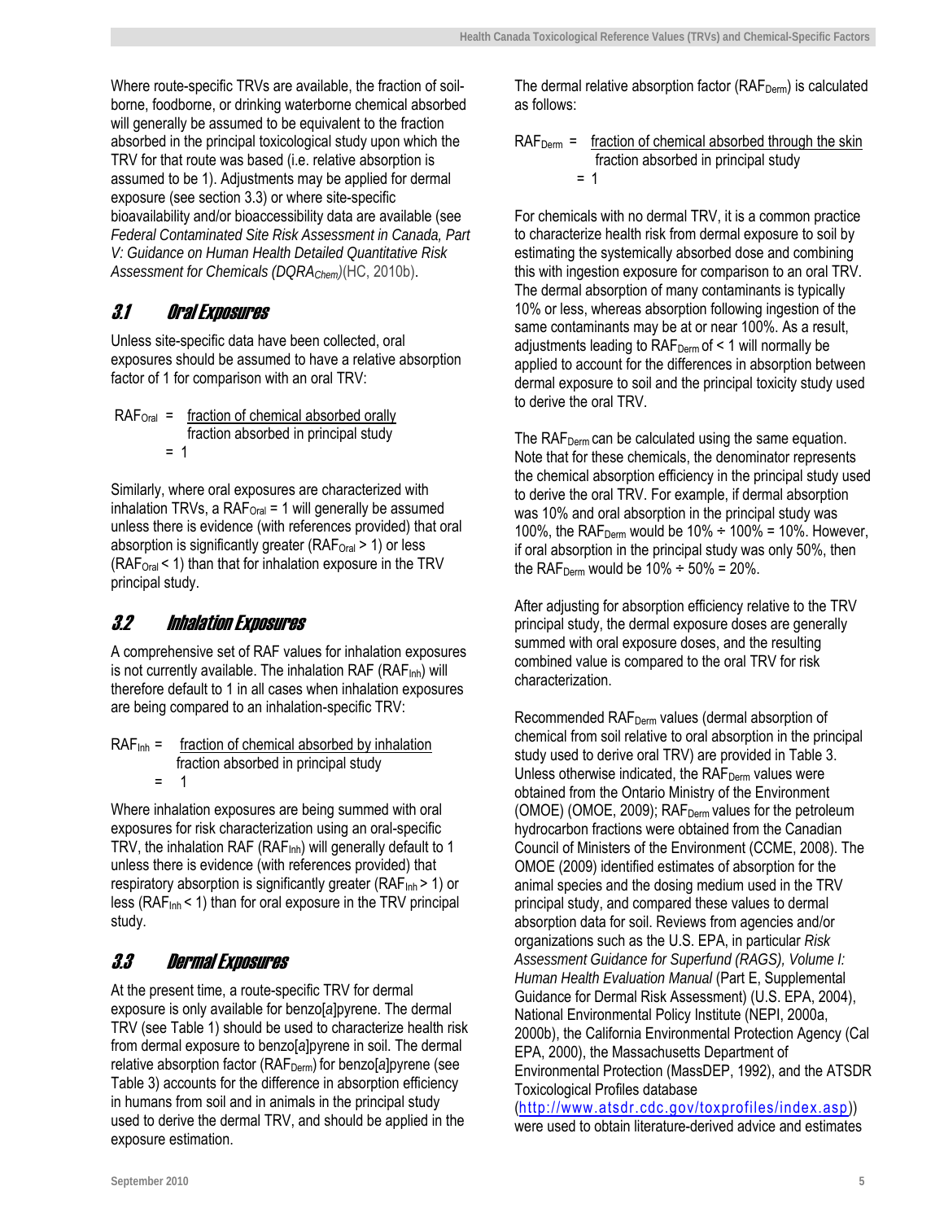Where route-specific TRVs are available, the fraction of soil-borne, foodborne, or drinking waterborne chemical absorbed will generally be assumed to be equivalent to the fraction absorbed in the principal toxicological study upon which the TRV for that route was based (i.e. relative absorption is assumed to be 1). Adjustments may be applied for dermal exposure (see section 3.3) or where site-specific bioavailability and/or bioaccessibility data are available (see *Federal Contaminated Site Risk Assessment in Canada, Part V: Guidance on Human Health Detailed Quantitative Risk Assessment for Chemicals (DQRA$_{Chem}$)*(HC, 2010b).

## 3.1 Oral Exposures

Unless site-specific data have been collected, oral exposures should be assumed to have a relative absorption factor of 1 for comparison with an oral TRV:

$$RAF_{Oral} = \frac{\text{fraction of chemical absorbed orally}}{\text{fraction absorbed in principal study}} = 1$$

Similarly, where oral exposures are characterized with inhalation TRVs, a $RAF_{Oral} = 1$ will generally be assumed unless there is evidence (with references provided) that oral absorption is significantly greater ($RAF_{Oral} > 1$) or less ($RAF_{Oral} < 1$) than that for inhalation exposure in the TRV principal study.

## 3.2 Inhalation Exposures

A comprehensive set of RAF values for inhalation exposures is not currently available. The inhalation RAF ($RAF_{Inh}$) will therefore default to 1 in all cases when inhalation exposures are being compared to an inhalation-specific TRV:

$$RAF_{Inh} = \frac{\text{fraction of chemical absorbed by inhalation}}{\text{fraction absorbed in principal study}} = 1$$

Where inhalation exposures are being summed with oral exposures for risk characterization using an oral-specific TRV, the inhalation RAF ($RAF_{Inh}$) will generally default to 1 unless there is evidence (with references provided) that respiratory absorption is significantly greater ($RAF_{Inh} > 1$) or less ($RAF_{Inh} < 1$) than for oral exposure in the TRV principal study.

## 3.3 Dermal Exposures

At the present time, a route-specific TRV for dermal exposure is only available for benzo[a]pyrene. The dermal TRV (see Table 1) should be used to characterize health risk from dermal exposure to benzo[*a*]pyrene in soil. The dermal relative absorption factor ($RAF_{Derm}$) for benzo[*a*]pyrene (see Table 3) accounts for the difference in absorption efficiency in humans from soil and in animals in the principal study used to derive the dermal TRV, and should be applied in the exposure estimation.

The dermal relative absorption factor ($RAF_{Derm}$) is calculated as follows:

$$RAF_{Derm} = \frac{\text{fraction of chemical absorbed through the skin}}{\text{fraction absorbed in principal study}} = 1$$

For chemicals with no dermal TRV, it is a common practice to characterize health risk from dermal exposure to soil by estimating the systemically absorbed dose and combining this with ingestion exposure for comparison to an oral TRV. The dermal absorption of many contaminants is typically 10% or less, whereas absorption following ingestion of the same contaminants may be at or near 100%. As a result, adjustments leading to $RAF_{Derm}$ of < 1 will normally be applied to account for the differences in absorption between dermal exposure to soil and the principal toxicity study used to derive the oral TRV.

The $RAF_{Derm}$ can be calculated using the same equation. Note that for these chemicals, the denominator represents the chemical absorption efficiency in the principal study used to derive the oral TRV. For example, if dermal absorption was 10% and oral absorption in the principal study was 100%, the $RAF_{Derm}$ would be 10% ÷ 100% = 10%. However, if oral absorption in the principal study was only 50%, then the $RAF_{Derm}$ would be 10% ÷ 50% = 20%.

After adjusting for absorption efficiency relative to the TRV principal study, the dermal exposure doses are generally summed with oral exposure doses, and the resulting combined value is compared to the oral TRV for risk characterization.

Recommended $RAF_{Derm}$ values (dermal absorption of chemical from soil relative to oral absorption in the principal study used to derive oral TRV) are provided in Table 3. Unless otherwise indicated, the $RAF_{Derm}$ values were obtained from the Ontario Ministry of the Environment (OMOE) (OMOE, 2009); $RAF_{Derm}$ values for the petroleum hydrocarbon fractions were obtained from the Canadian Council of Ministers of the Environment (CCME, 2008). The OMOE (2009) identified estimates of absorption for the animal species and the dosing medium used in the TRV principal study, and compared these values to dermal absorption data for soil. Reviews from agencies and/or organizations such as the U.S. EPA, in particular *Risk Assessment Guidance for Superfund (RAGS), Volume I: Human Health Evaluation Manual* (Part E, Supplemental Guidance for Dermal Risk Assessment) (U.S. EPA, 2004), National Environmental Policy Institute (NEPI, 2000a, 2000b), the California Environmental Protection Agency (Cal EPA, 2000), the Massachusetts Department of Environmental Protection (MassDEP, 1992), and the ATSDR Toxicological Profiles database (http://www.atsdr.cdc.gov/toxprofiles/index.asp)) were used to obtain literature-derived advice and estimates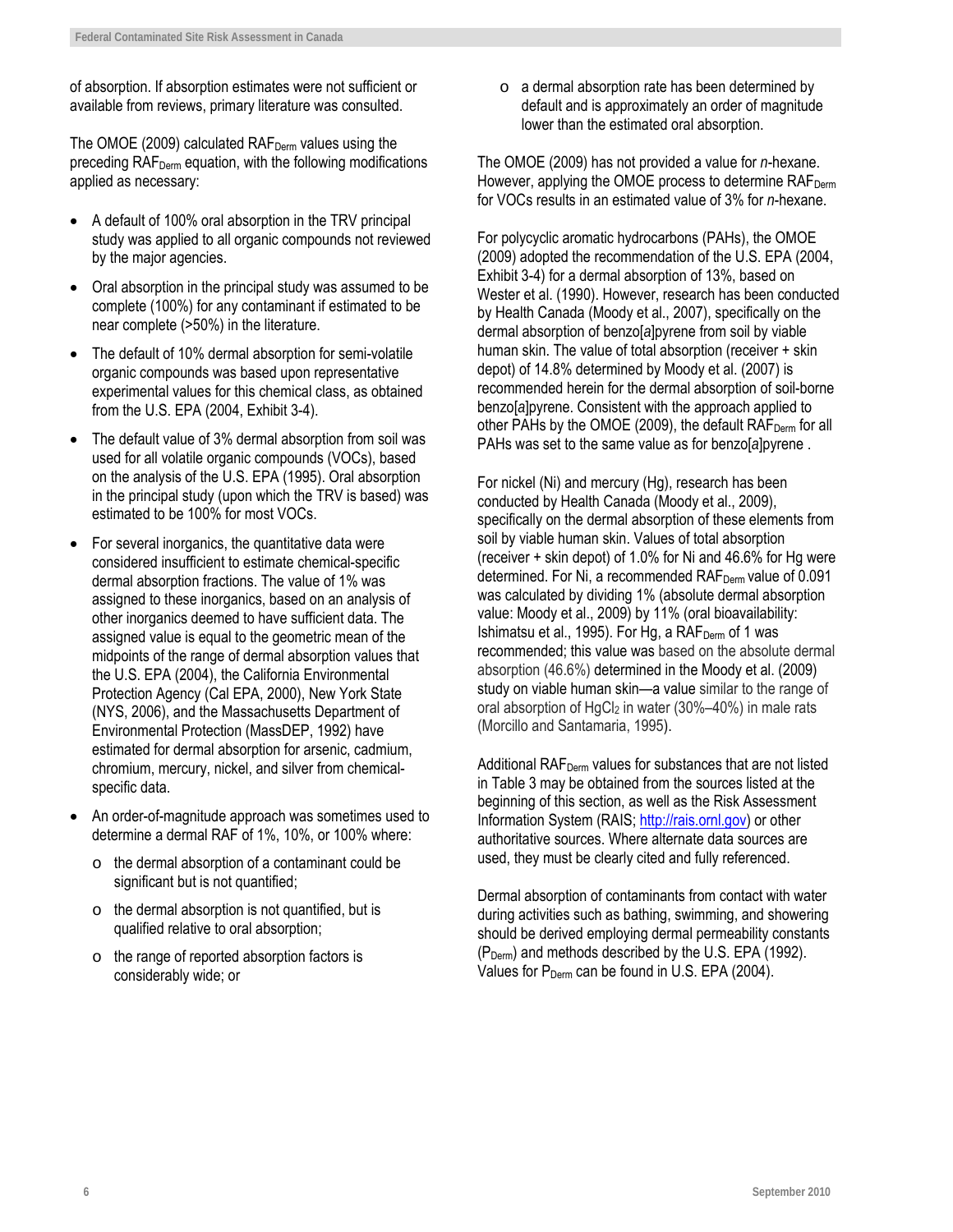of absorption. If absorption estimates were not sufficient or available from reviews, primary literature was consulted.

The OMOE (2009) calculated $RAF_{Derm}$ values using the preceding $RAF_{Derm}$ equation, with the following modifications applied as necessary:

- A default of 100% oral absorption in the TRV principal study was applied to all organic compounds not reviewed by the major agencies.
- Oral absorption in the principal study was assumed to be complete (100%) for any contaminant if estimated to be near complete (>50%) in the literature.
- The default of 10% dermal absorption for semi-volatile organic compounds was based upon representative experimental values for this chemical class, as obtained from the U.S. EPA (2004, Exhibit 3-4).
- The default value of 3% dermal absorption from soil was used for all volatile organic compounds (VOCs), based on the analysis of the U.S. EPA (1995). Oral absorption in the principal study (upon which the TRV is based) was estimated to be 100% for most VOCs.
- For several inorganics, the quantitative data were considered insufficient to estimate chemical-specific dermal absorption fractions. The value of 1% was assigned to these inorganics, based on an analysis of other inorganics deemed to have sufficient data. The assigned value is equal to the geometric mean of the midpoints of the range of dermal absorption values that the U.S. EPA (2004), the California Environmental Protection Agency (Cal EPA, 2000), New York State (NYS, 2006), and the Massachusetts Department of Environmental Protection (MassDEP, 1992) have estimated for dermal absorption for arsenic, cadmium, chromium, mercury, nickel, and silver from chemical-specific data.
- An order-of-magnitude approach was sometimes used to determine a dermal RAF of 1%, 10%, or 100% where:
  - the dermal absorption of a contaminant could be significant but is not quantified;
  - the dermal absorption is not quantified, but is qualified relative to oral absorption;
  - the range of reported absorption factors is considerably wide; or
  - a dermal absorption rate has been determined by default and is approximately an order of magnitude lower than the estimated oral absorption.

The OMOE (2009) has not provided a value for *n*-hexane. However, applying the OMOE process to determine $RAF_{Derm}$ for VOCs results in an estimated value of 3% for *n*-hexane.

For polycyclic aromatic hydrocarbons (PAHs), the OMOE (2009) adopted the recommendation of the U.S. EPA (2004, Exhibit 3-4) for a dermal absorption of 13%, based on Wester et al. (1990). However, research has been conducted by Health Canada (Moody et al., 2007), specifically on the dermal absorption of benzo[*a*]pyrene from soil by viable human skin. The value of total absorption (receiver + skin depot) of 14.8% determined by Moody et al. (2007) is recommended herein for the dermal absorption of soil-borne benzo[*a*]pyrene. Consistent with the approach applied to other PAHs by the OMOE (2009), the default $RAF_{Derm}$ for all PAHs was set to the same value as for benzo[*a*]pyrene .

For nickel (Ni) and mercury (Hg), research has been conducted by Health Canada (Moody et al., 2009), specifically on the dermal absorption of these elements from soil by viable human skin. Values of total absorption (receiver + skin depot) of 1.0% for Ni and 46.6% for Hg were determined. For Ni, a recommended $RAF_{Derm}$ value of 0.091 was calculated by dividing 1% (absolute dermal absorption value: Moody et al., 2009) by 11% (oral bioavailability: Ishimatsu et al., 1995). For Hg, a $RAF_{Derm}$ of 1 was recommended; this value was based on the absolute dermal absorption (46.6%) determined in the Moody et al. (2009) study on viable human skin—a value similar to the range of oral absorption of $HgCl_2$ in water (30%–40%) in male rats (Morcillo and Santamaria, 1995).

Additional $RAF_{Derm}$ values for substances that are not listed in Table 3 may be obtained from the sources listed at the beginning of this section, as well as the Risk Assessment Information System (RAIS; http://rais.ornl.gov) or other authoritative sources. Where alternate data sources are used, they must be clearly cited and fully referenced.

Dermal absorption of contaminants from contact with water during activities such as bathing, swimming, and showering should be derived employing dermal permeability constants ($P_{Derm}$) and methods described by the U.S. EPA (1992). Values for $P_{Derm}$ can be found in U.S. EPA (2004).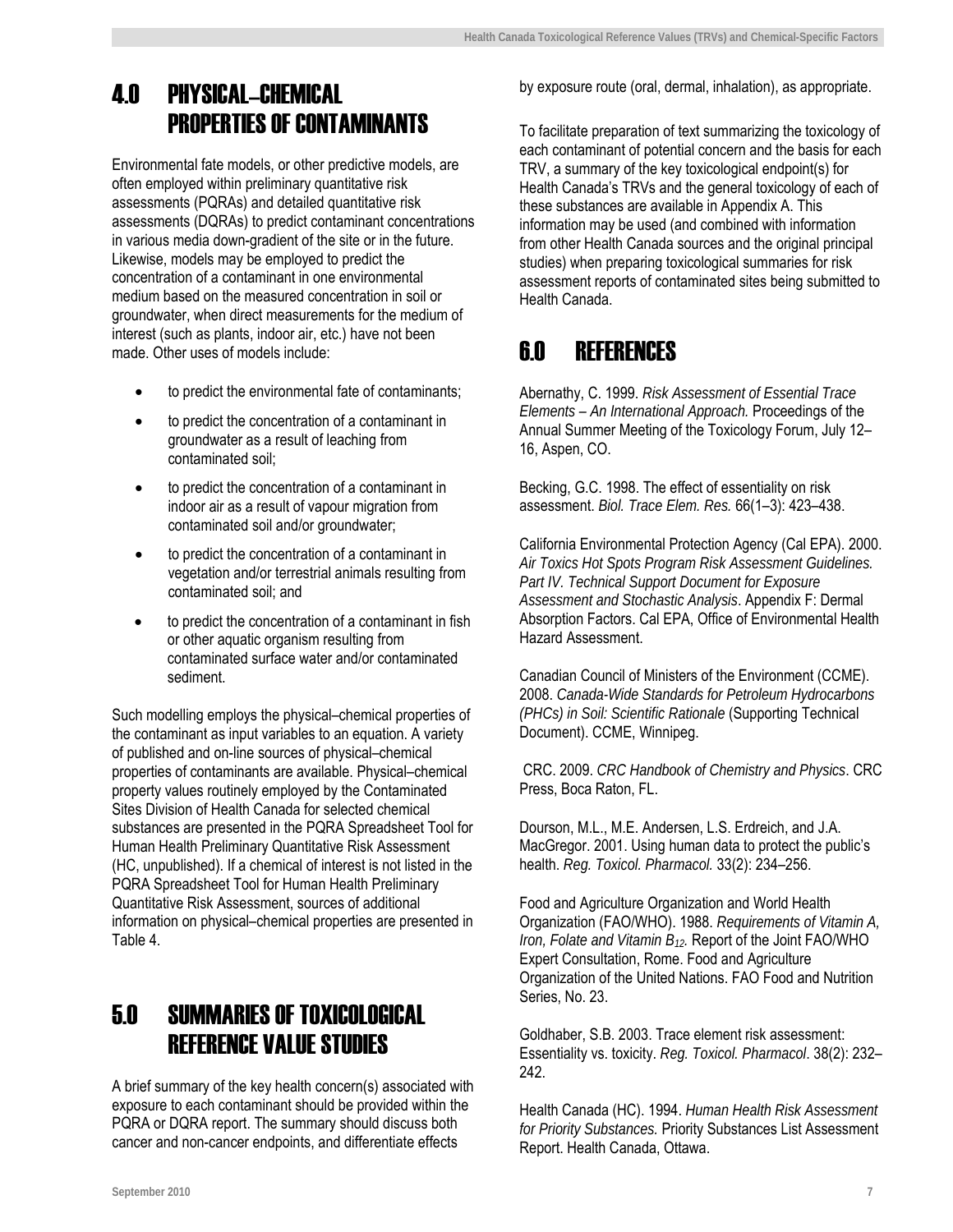# 4.0 PHYSICAL–CHEMICAL PROPERTIES OF CONTAMINANTS

Environmental fate models, or other predictive models, are often employed within preliminary quantitative risk assessments (PQRAs) and detailed quantitative risk assessments (DQRAs) to predict contaminant concentrations in various media down-gradient of the site or in the future. Likewise, models may be employed to predict the concentration of a contaminant in one environmental medium based on the measured concentration in soil or groundwater, when direct measurements for the medium of interest (such as plants, indoor air, etc.) have not been made. Other uses of models include:

- to predict the environmental fate of contaminants;
- to predict the concentration of a contaminant in groundwater as a result of leaching from contaminated soil;
- to predict the concentration of a contaminant in indoor air as a result of vapour migration from contaminated soil and/or groundwater;
- to predict the concentration of a contaminant in vegetation and/or terrestrial animals resulting from contaminated soil; and
- to predict the concentration of a contaminant in fish or other aquatic organism resulting from contaminated surface water and/or contaminated sediment.

Such modelling employs the physical–chemical properties of the contaminant as input variables to an equation. A variety of published and on-line sources of physical–chemical properties of contaminants are available. Physical–chemical property values routinely employed by the Contaminated Sites Division of Health Canada for selected chemical substances are presented in the PQRA Spreadsheet Tool for Human Health Preliminary Quantitative Risk Assessment (HC, unpublished). If a chemical of interest is not listed in the PQRA Spreadsheet Tool for Human Health Preliminary Quantitative Risk Assessment, sources of additional information on physical–chemical properties are presented in Table 4.

# 5.0 SUMMARIES OF TOXICOLOGICAL REFERENCE VALUE STUDIES

A brief summary of the key health concern(s) associated with exposure to each contaminant should be provided within the PQRA or DQRA report. The summary should discuss both cancer and non-cancer endpoints, and differentiate effects by exposure route (oral, dermal, inhalation), as appropriate.

To facilitate preparation of text summarizing the toxicology of each contaminant of potential concern and the basis for each TRV, a summary of the key toxicological endpoint(s) for Health Canada's TRVs and the general toxicology of each of these substances are available in Appendix A. This information may be used (and combined with information from other Health Canada sources and the original principal studies) when preparing toxicological summaries for risk assessment reports of contaminated sites being submitted to Health Canada.

# 6.0 REFERENCES

Abernathy, C. 1999. *Risk Assessment of Essential Trace Elements – An International Approach.* Proceedings of the Annual Summer Meeting of the Toxicology Forum, July 12–16, Aspen, CO.

Becking, G.C. 1998. The effect of essentiality on risk assessment. *Biol. Trace Elem. Res.* 66(1–3): 423–438.

California Environmental Protection Agency (Cal EPA). 2000. *Air Toxics Hot Spots Program Risk Assessment Guidelines. Part IV. Technical Support Document for Exposure Assessment and Stochastic Analysis*. Appendix F: Dermal Absorption Factors. Cal EPA, Office of Environmental Health Hazard Assessment.

Canadian Council of Ministers of the Environment (CCME). 2008. *Canada-Wide Standards for Petroleum Hydrocarbons (PHCs) in Soil: Scientific Rationale* (Supporting Technical Document). CCME, Winnipeg.

CRC. 2009. *CRC Handbook of Chemistry and Physics*. CRC Press, Boca Raton, FL.

Dourson, M.L., M.E. Andersen, L.S. Erdreich, and J.A. MacGregor. 2001. Using human data to protect the public's health. *Reg. Toxicol. Pharmacol.* 33(2): 234–256.

Food and Agriculture Organization and World Health Organization (FAO/WHO). 1988. *Requirements of Vitamin A, Iron, Folate and Vitamin $B_{12}$.* Report of the Joint FAO/WHO Expert Consultation, Rome. Food and Agriculture Organization of the United Nations. FAO Food and Nutrition Series, No. 23.

Goldhaber, S.B. 2003. Trace element risk assessment: Essentiality vs. toxicity. *Reg. Toxicol. Pharmacol*. 38(2): 232–242.

Health Canada (HC). 1994. *Human Health Risk Assessment for Priority Substances.* Priority Substances List Assessment Report. Health Canada, Ottawa.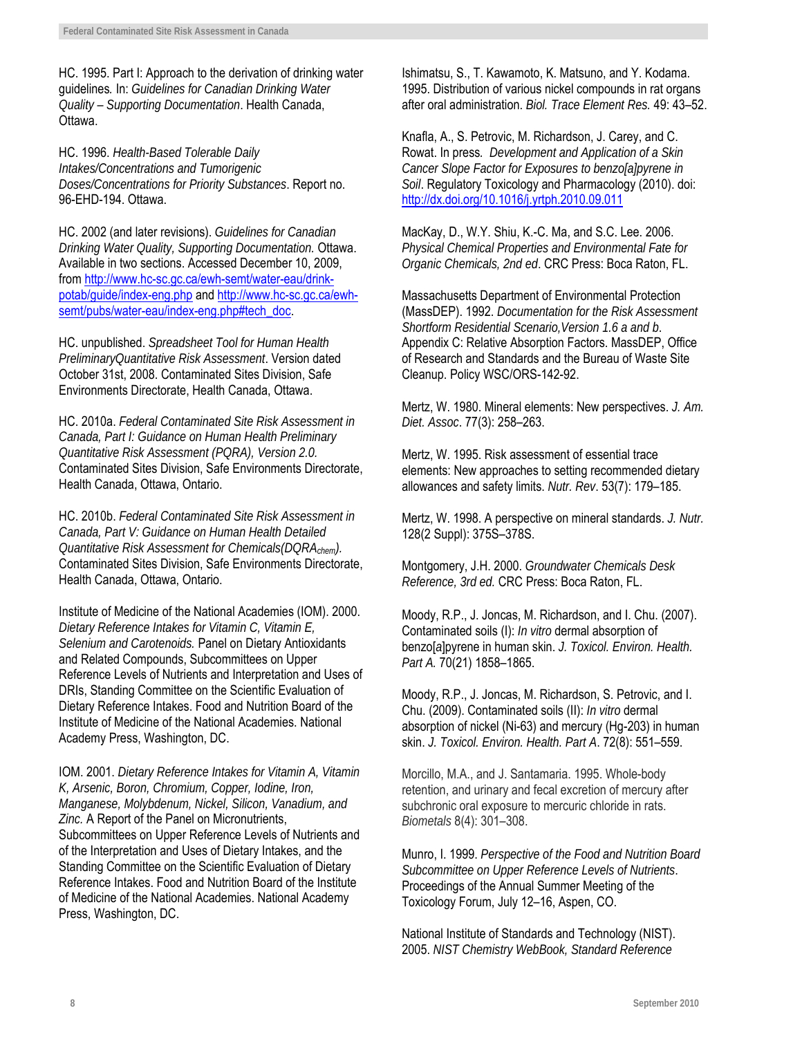HC. 1995. Part I: Approach to the derivation of drinking water guidelines*.* In: *Guidelines for Canadian Drinking Water Quality – Supporting Documentation*. Health Canada, Ottawa.

HC. 1996. *Health-Based Tolerable Daily Intakes/Concentrations and Tumorigenic Doses/Concentrations for Priority Substances*. Report no. 96-EHD-194. Ottawa.

HC. 2002 (and later revisions). *Guidelines for Canadian Drinking Water Quality, Supporting Documentation.* Ottawa. Available in two sections. Accessed December 10, 2009, from http://www.hc-sc.gc.ca/ewh-semt/water-eau/drink-potab/guide/index-eng.php and http://www.hc-sc.gc.ca/ewh-semt/pubs/water-eau/index-eng.php#tech_doc.

HC. unpublished. *Spreadsheet Tool for Human Health PreliminaryQuantitative Risk Assessment*. Version dated October 31st, 2008. Contaminated Sites Division, Safe Environments Directorate, Health Canada, Ottawa.

HC. 2010a. *Federal Contaminated Site Risk Assessment in Canada, Part I: Guidance on Human Health Preliminary Quantitative Risk Assessment (PQRA), Version 2.0.* Contaminated Sites Division, Safe Environments Directorate, Health Canada, Ottawa, Ontario.

HC. 2010b. *Federal Contaminated Site Risk Assessment in Canada, Part V: Guidance on Human Health Detailed Quantitative Risk Assessment for Chemicals(DQRA$_{chem}$).* Contaminated Sites Division, Safe Environments Directorate, Health Canada, Ottawa, Ontario.

Institute of Medicine of the National Academies (IOM). 2000. *Dietary Reference Intakes for Vitamin C, Vitamin E, Selenium and Carotenoids.* Panel on Dietary Antioxidants and Related Compounds, Subcommittees on Upper Reference Levels of Nutrients and Interpretation and Uses of DRIs, Standing Committee on the Scientific Evaluation of Dietary Reference Intakes. Food and Nutrition Board of the Institute of Medicine of the National Academies. National Academy Press, Washington, DC.

IOM. 2001. *Dietary Reference Intakes for Vitamin A, Vitamin K, Arsenic, Boron, Chromium, Copper, Iodine, Iron, Manganese, Molybdenum, Nickel, Silicon, Vanadium, and Zinc.* A Report of the Panel on Micronutrients, Subcommittees on Upper Reference Levels of Nutrients and of the Interpretation and Uses of Dietary Intakes, and the Standing Committee on the Scientific Evaluation of Dietary Reference Intakes. Food and Nutrition Board of the Institute of Medicine of the National Academies. National Academy Press, Washington, DC.

Ishimatsu, S., T. Kawamoto, K. Matsuno, and Y. Kodama. 1995. Distribution of various nickel compounds in rat organs after oral administration. *Biol. Trace Element Res.* 49: 43–52.

Knafla, A., S. Petrovic, M. Richardson, J. Carey, and C. Rowat. In press*. Development and Application of a Skin Cancer Slope Factor for Exposures to benzo[a]pyrene in Soil*. Regulatory Toxicology and Pharmacology (2010). doi: http://dx.doi.org/10.1016/j.yrtph.2010.09.011

MacKay, D., W.Y. Shiu, K.-C. Ma, and S.C. Lee. 2006. *Physical Chemical Properties and Environmental Fate for Organic Chemicals, 2nd ed*. CRC Press: Boca Raton, FL.

Massachusetts Department of Environmental Protection (MassDEP). 1992. *Documentation for the Risk Assessment Shortform Residential Scenario,Version 1.6 a and b*. Appendix C: Relative Absorption Factors. MassDEP, Office of Research and Standards and the Bureau of Waste Site Cleanup. Policy WSC/ORS-142-92.

Mertz, W. 1980. Mineral elements: New perspectives. *J. Am. Diet. Assoc*. 77(3): 258–263.

Mertz, W. 1995. Risk assessment of essential trace elements: New approaches to setting recommended dietary allowances and safety limits. *Nutr. Rev*. 53(7): 179–185.

Mertz, W. 1998. A perspective on mineral standards. *J. Nutr.* 128(2 Suppl): 375S–378S.

Montgomery, J.H. 2000. *Groundwater Chemicals Desk Reference, 3rd ed.* CRC Press: Boca Raton, FL.

Moody, R.P., J. Joncas, M. Richardson, and I. Chu. (2007). Contaminated soils (I): *In vitro* dermal absorption of benzo[*a*]pyrene in human skin. *J. Toxicol. Environ. Health. Part A.* 70(21) 1858–1865.

Moody, R.P., J. Joncas, M. Richardson, S. Petrovic, and I. Chu. (2009). Contaminated soils (II): *In vitro* dermal absorption of nickel (Ni-63) and mercury (Hg-203) in human skin. *J. Toxicol. Environ. Health. Part A*. 72(8): 551–559.

Morcillo, M.A., and J. Santamaria. 1995. Whole-body retention, and urinary and fecal excretion of mercury after subchronic oral exposure to mercuric chloride in rats. *Biometals* 8(4): 301–308.

Munro, I. 1999. *Perspective of the Food and Nutrition Board Subcommittee on Upper Reference Levels of Nutrients*. Proceedings of the Annual Summer Meeting of the Toxicology Forum, July 12–16, Aspen, CO.

National Institute of Standards and Technology (NIST). 2005. *NIST Chemistry WebBook, Standard Reference*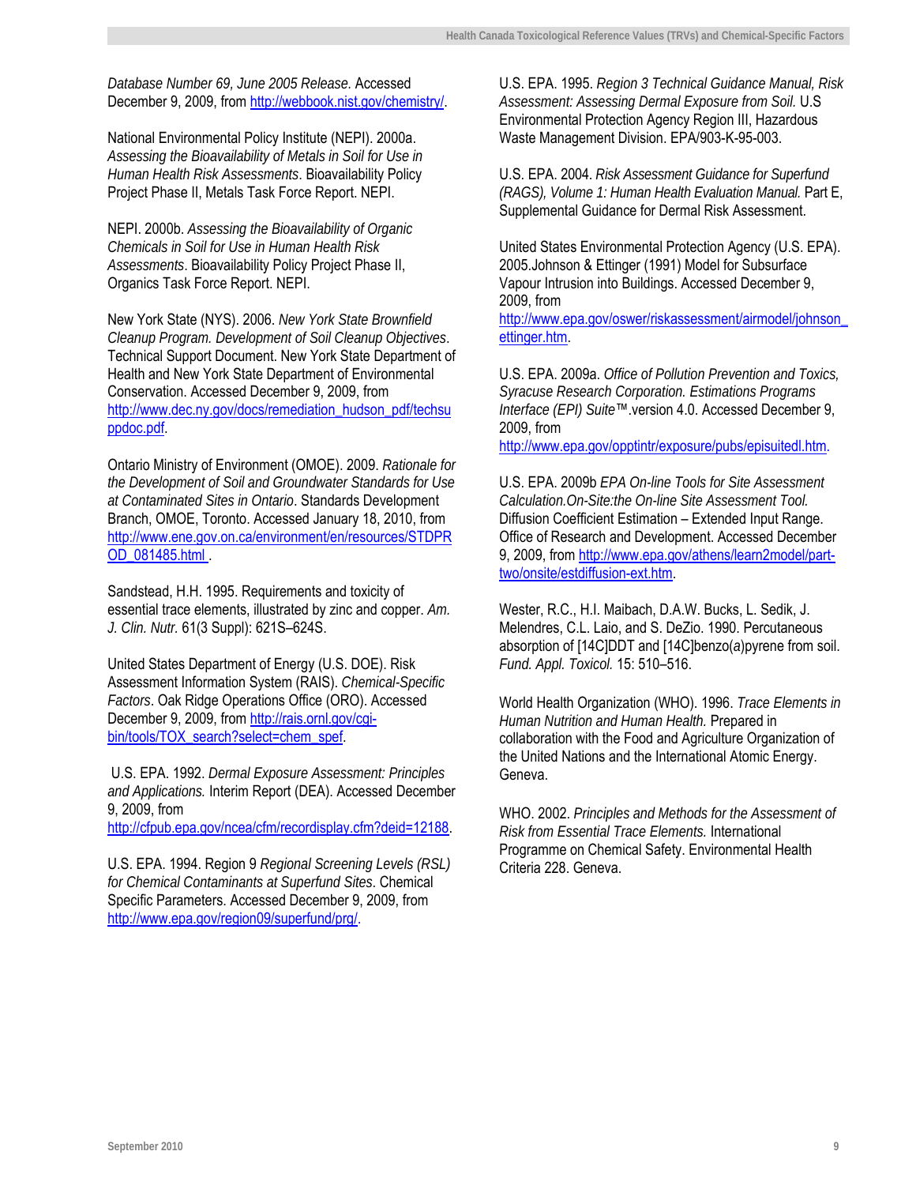*Database Number 69, June 2005 Release.* Accessed December 9, 2009, from http://webbook.nist.gov/chemistry/.

National Environmental Policy Institute (NEPI). 2000a. *Assessing the Bioavailability of Metals in Soil for Use in Human Health Risk Assessments*. Bioavailability Policy Project Phase II, Metals Task Force Report. NEPI.

NEPI. 2000b. *Assessing the Bioavailability of Organic Chemicals in Soil for Use in Human Health Risk Assessments*. Bioavailability Policy Project Phase II, Organics Task Force Report. NEPI.

New York State (NYS). 2006. *New York State Brownfield Cleanup Program. Development of Soil Cleanup Objectives*. Technical Support Document. New York State Department of Health and New York State Department of Environmental Conservation. Accessed December 9, 2009, from http://www.dec.ny.gov/docs/remediation_hudson_pdf/techsuppdoc.pdf.

Ontario Ministry of Environment (OMOE). 2009. *Rationale for the Development of Soil and Groundwater Standards for Use at Contaminated Sites in Ontario*. Standards Development Branch, OMOE, Toronto. Accessed January 18, 2010, from http://www.ene.gov.on.ca/environment/en/resources/STDPROD_081485.html .

Sandstead, H.H. 1995. Requirements and toxicity of essential trace elements, illustrated by zinc and copper. *Am. J. Clin. Nutr.* 61(3 Suppl): 621S–624S.

United States Department of Energy (U.S. DOE). Risk Assessment Information System (RAIS). *Chemical-Specific Factors*. Oak Ridge Operations Office (ORO). Accessed December 9, 2009, from http://rais.ornl.gov/cgi-bin/tools/TOX_search?select=chem_spef.

U.S. EPA. 1992. *Dermal Exposure Assessment: Principles and Applications.* Interim Report (DEA). Accessed December 9, 2009, from http://cfpub.epa.gov/ncea/cfm/recordisplay.cfm?deid=12188.

U.S. EPA. 1994. Region 9 *Regional Screening Levels (RSL) for Chemical Contaminants at Superfund Sites*. Chemical Specific Parameters. Accessed December 9, 2009, from http://www.epa.gov/region09/superfund/prg/.

U.S. EPA. 1995. *Region 3 Technical Guidance Manual, Risk Assessment: Assessing Dermal Exposure from Soil.* U.S Environmental Protection Agency Region III, Hazardous Waste Management Division. EPA/903-K-95-003.

U.S. EPA. 2004. *Risk Assessment Guidance for Superfund (RAGS), Volume 1: Human Health Evaluation Manual.* Part E, Supplemental Guidance for Dermal Risk Assessment.

United States Environmental Protection Agency (U.S. EPA). 2005.Johnson & Ettinger (1991) Model for Subsurface Vapour Intrusion into Buildings. Accessed December 9, 2009, from http://www.epa.gov/oswer/riskassessment/airmodel/johnson_ettinger.htm.

U.S. EPA. 2009a. *Office of Pollution Prevention and Toxics, Syracuse Research Corporation. Estimations Programs Interface (EPI) Suite™*.version 4.0. Accessed December 9, 2009, from http://www.epa.gov/opptintr/exposure/pubs/episuitedl.htm.

U.S. EPA. 2009b *EPA On-line Tools for Site Assessment Calculation.On-Site:the On-line Site Assessment Tool.* Diffusion Coefficient Estimation – Extended Input Range. Office of Research and Development. Accessed December 9, 2009, from http://www.epa.gov/athens/learn2model/part-two/onsite/estdiffusion-ext.htm.

Wester, R.C., H.I. Maibach, D.A.W. Bucks, L. Sedik, J. Melendres, C.L. Laio, and S. DeZio. 1990. Percutaneous absorption of [14C]DDT and [14C]benzo(a)pyrene from soil. *Fund. Appl. Toxicol.* 15: 510–516.

World Health Organization (WHO). 1996. *Trace Elements in Human Nutrition and Human Health.* Prepared in collaboration with the Food and Agriculture Organization of the United Nations and the International Atomic Energy. Geneva.

WHO. 2002. *Principles and Methods for the Assessment of Risk from Essential Trace Elements.* International Programme on Chemical Safety. Environmental Health Criteria 228. Geneva.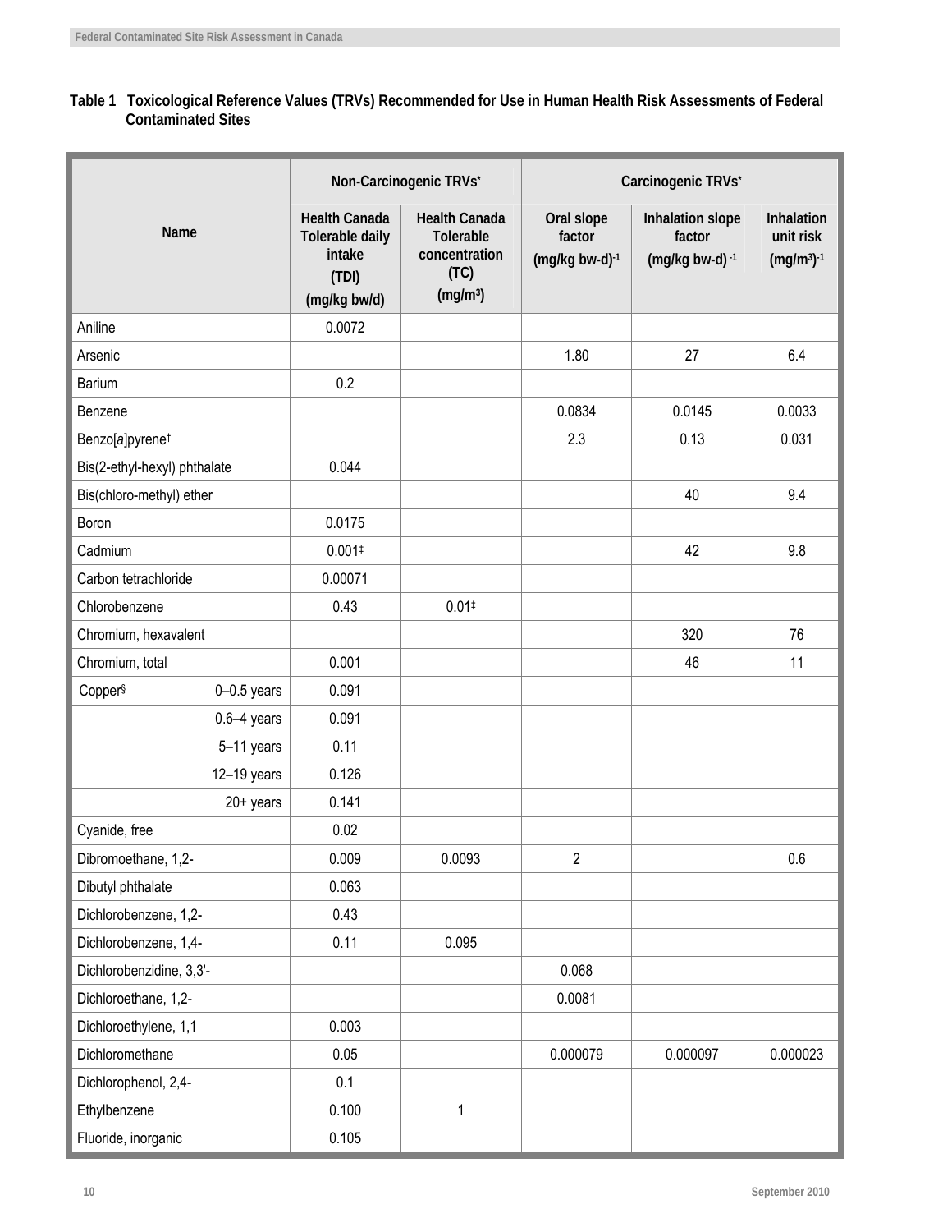**Table 1 Toxicological Reference Values (TRVs) Recommended for Use in Human Health Risk Assessments of Federal Contaminated Sites**

| Name | Non-Carcinogenic TRVs* | | Carcinogenic TRVs* | | |
|---|---|---|---|---|---|
| | Health Canada Tolerable daily intake (TDI) (mg/kg bw/d) | Health Canada Tolerable concentration (TC) ($mg/m^3$) | Oral slope factor $(mg/kg\ bw\text{-}d)^{-1}$ | Inhalation slope factor $(mg/kg\ bw\text{-}d)^{-1}$ | Inhalation unit risk $(mg/m^3)^{-1}$ |
| Aniline | 0.0072 | | | | |
| Arsenic | | | 1.80 | 27 | 6.4 |
| Barium | 0.2 | | | | |
| Benzene | | | 0.0834 | 0.0145 | 0.0033 |
| Benzo[*a*]pyrene† | | | 2.3 | 0.13 | 0.031 |
| Bis(2-ethyl-hexyl) phthalate | 0.044 | | | | |
| Bis(chloro-methyl) ether | | | | 40 | 9.4 |
| Boron | 0.0175 | | | | |
| Cadmium | 0.001‡ | | | 42 | 9.8 |
| Carbon tetrachloride | 0.00071 | | | | |
| Chlorobenzene | 0.43 | 0.01‡ | | | |
| Chromium, hexavalent | | | | 320 | 76 |
| Chromium, total | 0.001 | | | 46 | 11 |
| Copper§ 0–0.5 years | 0.091 | | | | |
| 0.6–4 years | 0.091 | | | | |
| 5–11 years | 0.11 | | | | |
| 12–19 years | 0.126 | | | | |
| 20+ years | 0.141 | | | | |
| Cyanide, free | 0.02 | | | | |
| Dibromoethane, 1,2- | 0.009 | 0.0093 | 2 | | 0.6 |
| Dibutyl phthalate | 0.063 | | | | |
| Dichlorobenzene, 1,2- | 0.43 | | | | |
| Dichlorobenzene, 1,4- | 0.11 | 0.095 | | | |
| Dichlorobenzidine, 3,3'- | | | 0.068 | | |
| Dichloroethane, 1,2- | | | 0.0081 | | |
| Dichloroethylene, 1,1 | 0.003 | | | | |
| Dichloromethane | 0.05 | | 0.000079 | 0.000097 | 0.000023 |
| Dichlorophenol, 2,4- | 0.1 | | | | |
| Ethylbenzene | 0.100 | 1 | | | |
| Fluoride, inorganic | 0.105 | | | | |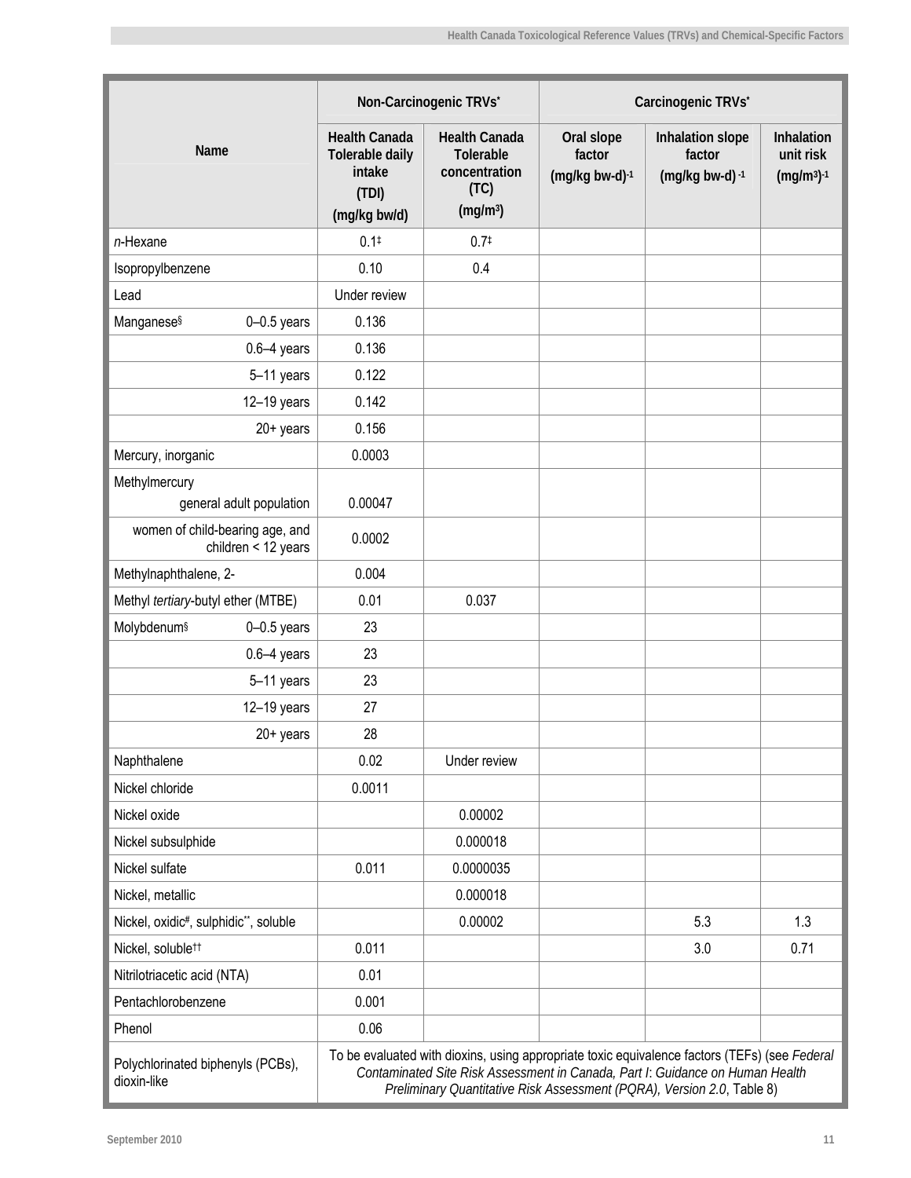| Name | | Non-Carcinogenic TRVs* | | Carcinogenic TRVs* | | |
|---|---|---|---|---|---|---|
| | | Health Canada Tolerable daily intake (TDI) (mg/kg bw/d) | Health Canada Tolerable concentration (TC) ($mg/m^3$) | Oral slope factor $(mg/kg\ bw\text{-}d)^{-1}$ | Inhalation slope factor $(mg/kg\ bw\text{-}d)^{-1}$ | Inhalation unit risk $(mg/m^3)^{-1}$ |
| *n*-Hexane | | 0.1‡ | 0.7‡ | | | |
| Isopropylbenzene | | 0.10 | 0.4 | | | |
| Lead | | Under review | | | | |
| Manganese§ | 0–0.5 years | 0.136 | | | | |
| | 0.6–4 years | 0.136 | | | | |
| | 5–11 years | 0.122 | | | | |
| | 12–19 years | 0.142 | | | | |
| | 20+ years | 0.156 | | | | |
| Mercury, inorganic | | 0.0003 | | | | |
| Methylmercury | general adult population | 0.00047 | | | | |
| | women of child-bearing age, and children < 12 years | 0.0002 | | | | |
| Methylnaphthalene, 2- | | 0.004 | | | | |
| Methyl *tertiary*-butyl ether (MTBE) | | 0.01 | 0.037 | | | |
| Molybdenum§ | 0–0.5 years | 23 | | | | |
| | 0.6–4 years | 23 | | | | |
| | 5–11 years | 23 | | | | |
| | 12–19 years | 27 | | | | |
| | 20+ years | 28 | | | | |
| Naphthalene | | 0.02 | Under review | | | |
| Nickel chloride | | 0.0011 | | | | |
| Nickel oxide | | | 0.00002 | | | |
| Nickel subsulphide | | | 0.000018 | | | |
| Nickel sulfate | | 0.011 | 0.0000035 | | | |
| Nickel, metallic | | | 0.000018 | | | |
| Nickel, oxidic#, sulphidic**, soluble | | | 0.00002 | | 5.3 | 1.3 |
| Nickel, soluble†† | | 0.011 | | | 3.0 | 0.71 |
| Nitrilotriacetic acid (NTA) | | 0.01 | | | | |
| Pentachlorobenzene | | 0.001 | | | | |
| Phenol | | 0.06 | | | | |
| Polychlorinated biphenyls (PCBs), dioxin-like | | To be evaluated with dioxins, using appropriate toxic equivalence factors (TEFs) (see *Federal Contaminated Site Risk Assessment in Canada, Part I: Guidance on Human Health Preliminary Quantitative Risk Assessment (PQRA), Version 2.0*, Table 8) | | | | |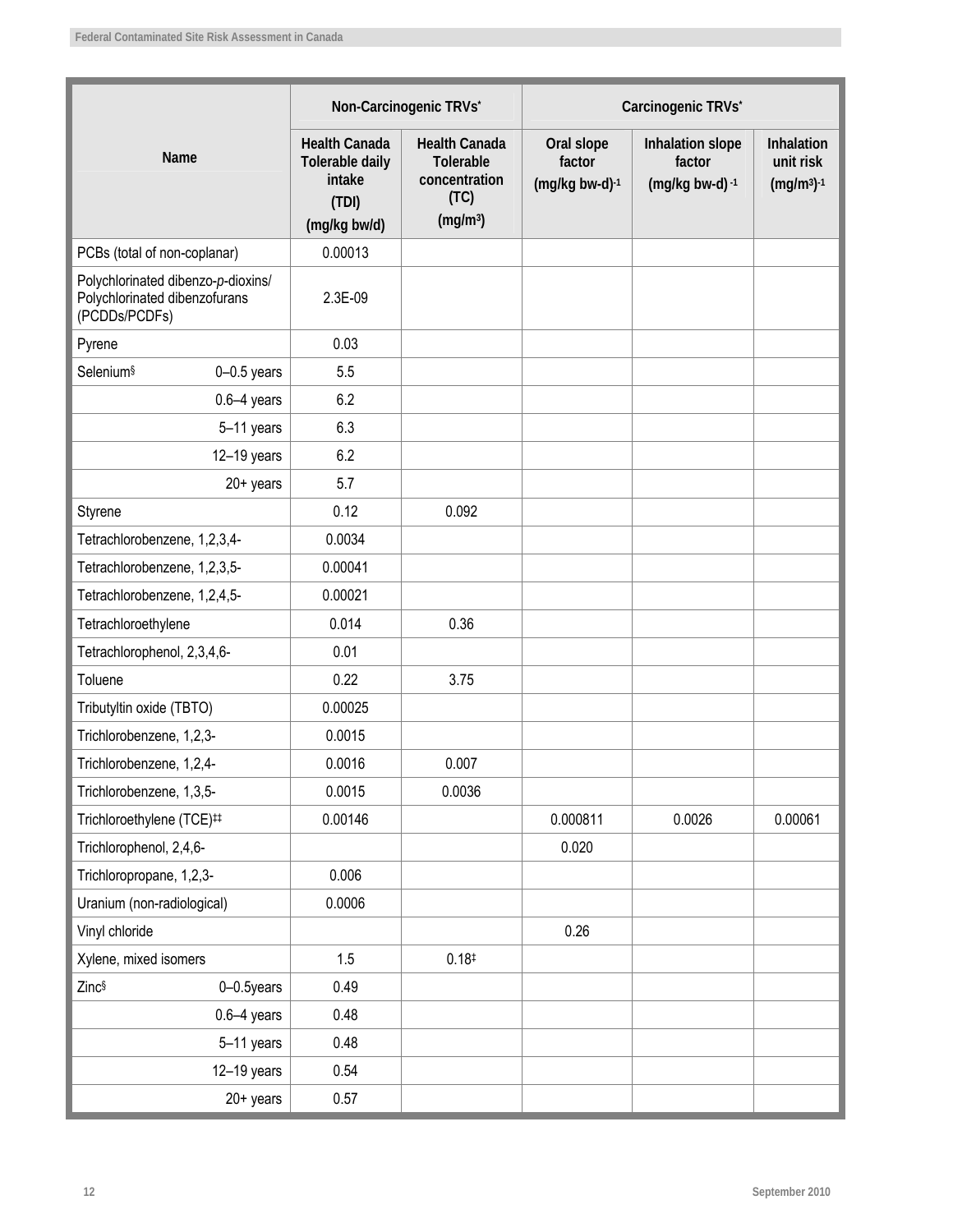| Name | | Non-Carcinogenic TRVs* | | Carcinogenic TRVs* | | |
|---|---|---|---|---|---|---|
| | | Health Canada Tolerable daily intake (TDI) (mg/kg bw/d) | Health Canada Tolerable concentration (TC) ($mg/m^3$) | Oral slope factor $(mg/kg\ bw\text{-}d)^{-1}$ | Inhalation slope factor $(mg/kg\ bw\text{-}d)^{-1}$ | Inhalation unit risk $(mg/m^3)^{-1}$ |
| PCBs (total of non-coplanar) | | 0.00013 | | | | |
| Polychlorinated dibenzo-*p*-dioxins/ Polychlorinated dibenzofurans (PCDDs/PCDFs) | | 2.3E-09 | | | | |
| Pyrene | | 0.03 | | | | |
| Selenium§ | 0–0.5 years | 5.5 | | | | |
| | 0.6–4 years | 6.2 | | | | |
| | 5–11 years | 6.3 | | | | |
| | 12–19 years | 6.2 | | | | |
| | 20+ years | 5.7 | | | | |
| Styrene | | 0.12 | 0.092 | | | |
| Tetrachlorobenzene, 1,2,3,4- | | 0.0034 | | | | |
| Tetrachlorobenzene, 1,2,3,5- | | 0.00041 | | | | |
| Tetrachlorobenzene, 1,2,4,5- | | 0.00021 | | | | |
| Tetrachloroethylene | | 0.014 | 0.36 | | | |
| Tetrachlorophenol, 2,3,4,6- | | 0.01 | | | | |
| Toluene | | 0.22 | 3.75 | | | |
| Tributyltin oxide (TBTO) | | 0.00025 | | | | |
| Trichlorobenzene, 1,2,3- | | 0.0015 | | | | |
| Trichlorobenzene, 1,2,4- | | 0.0016 | 0.007 | | | |
| Trichlorobenzene, 1,3,5- | | 0.0015 | 0.0036 | | | |
| Trichloroethylene (TCE)‡‡ | | 0.00146 | | 0.000811 | 0.0026 | 0.00061 |
| Trichlorophenol, 2,4,6- | | | | 0.020 | | |
| Trichloropropane, 1,2,3- | | 0.006 | | | | |
| Uranium (non-radiological) | | 0.0006 | | | | |
| Vinyl chloride | | | | 0.26 | | |
| Xylene, mixed isomers | | 1.5 | 0.18‡ | | | |
| Zinc§ | 0–0.5years | 0.49 | | | | |
| | 0.6–4 years | 0.48 | | | | |
| | 5–11 years | 0.48 | | | | |
| | 12–19 years | 0.54 | | | | |
| | 20+ years | 0.57 | | | | |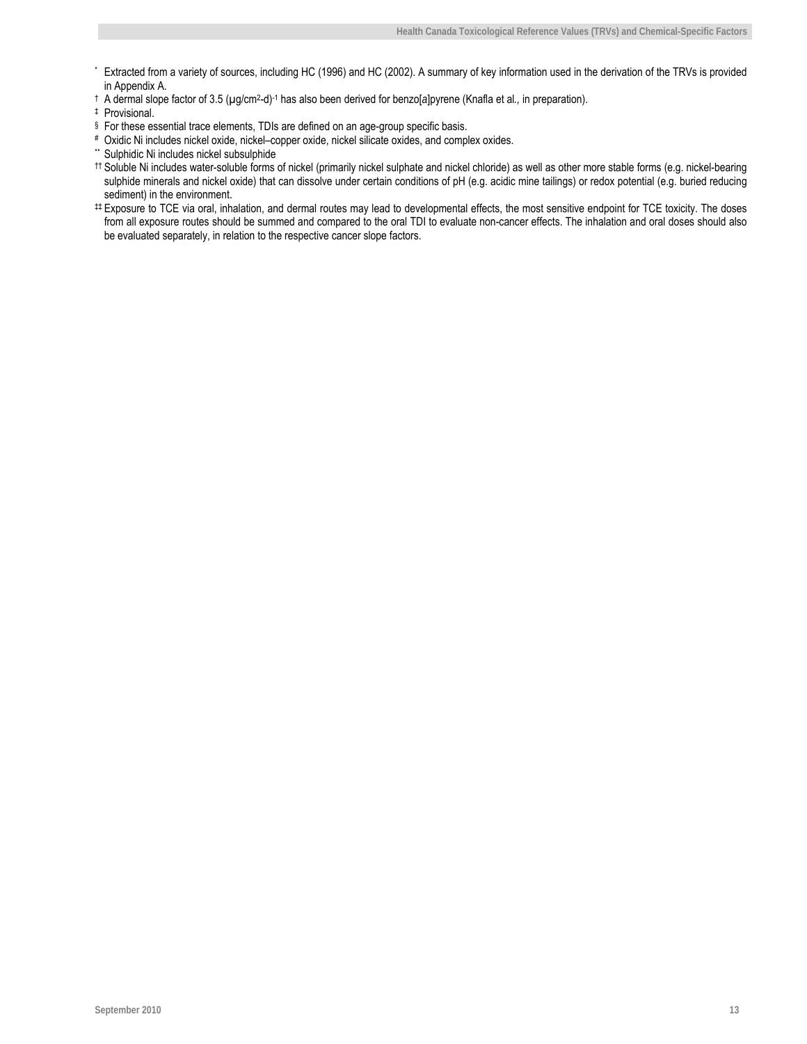[*] Extracted from a variety of sources, including HC (1996) and HC (2002). A summary of key information used in the derivation of the TRVs is provided in Appendix A.

[†] A dermal slope factor of 3.5 $(\mu g/cm^2\text{-}d)^{-1}$ has also been derived for benzo[*a*]pyrene (Knafla et al., in preparation).

[‡] Provisional.

[§] For these essential trace elements, TDIs are defined on an age-group specific basis.

[#] Oxidic Ni includes nickel oxide, nickel–copper oxide, nickel silicate oxides, and complex oxides.

[**] Sulphidic Ni includes nickel subsulphide

[††] Soluble Ni includes water-soluble forms of nickel (primarily nickel sulphate and nickel chloride) as well as other more stable forms (e.g. nickel-bearing sulphide minerals and nickel oxide) that can dissolve under certain conditions of pH (e.g. acidic mine tailings) or redox potential (e.g. buried reducing sediment) in the environment.

[‡‡] Exposure to TCE via oral, inhalation, and dermal routes may lead to developmental effects, the most sensitive endpoint for TCE toxicity. The doses from all exposure routes should be summed and compared to the oral TDI to evaluate non-cancer effects. The inhalation and oral doses should also be evaluated separately, in relation to the respective cancer slope factors.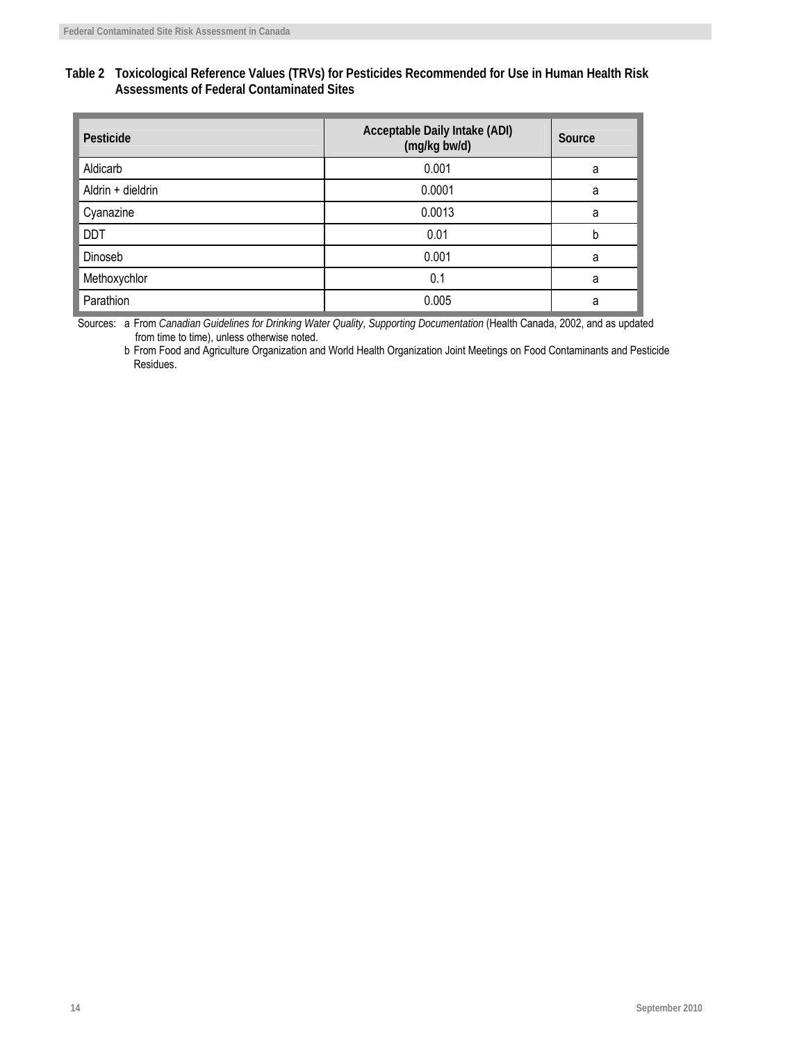**Table 2 Toxicological Reference Values (TRVs) for Pesticides Recommended for Use in Human Health Risk Assessments of Federal Contaminated Sites**

| Pesticide | Acceptable Daily Intake (ADI) (mg/kg bw/d) | Source |
|---|---|---|
| Aldicarb | 0.001 | a |
| Aldrin + dieldrin | 0.0001 | a |
| Cyanazine | 0.0013 | a |
| DDT | 0.01 | b |
| Dinoseb | 0.001 | a |
| Methoxychlor | 0.1 | a |
| Parathion | 0.005 | a |

Sources: a From *Canadian Guidelines for Drinking Water Quality, Supporting Documentation* (Health Canada, 2002, and as updated from time to time), unless otherwise noted.

b From Food and Agriculture Organization and World Health Organization Joint Meetings on Food Contaminants and Pesticide Residues.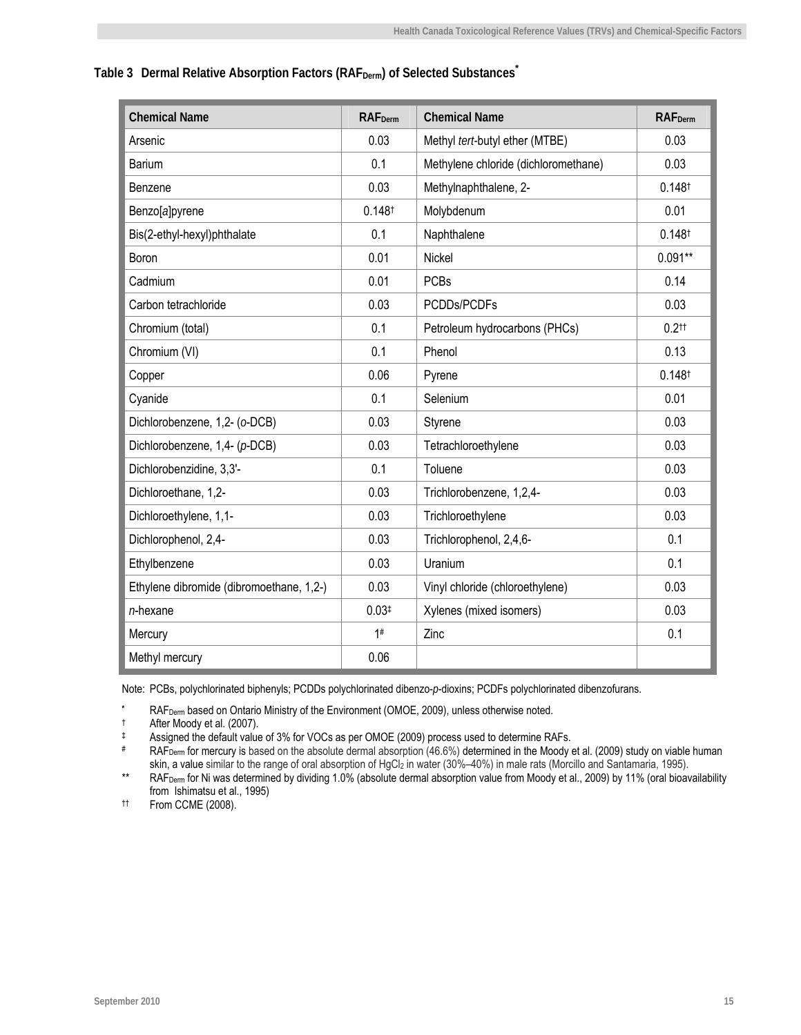**Table 3 Dermal Relative Absorption Factors ($RAF_{Derm}$) of Selected Substances***

| Chemical Name | $RAF_{Derm}$ | Chemical Name | $RAF_{Derm}$ |
|---|---|---|---|
| Arsenic | 0.03 | Methyl *tert*-butyl ether (MTBE) | 0.03 |
| Barium | 0.1 | Methylene chloride (dichloromethane) | 0.03 |
| Benzene | 0.03 | Methylnaphthalene, 2- | 0.148† |
| Benzo[*a*]pyrene | 0.148† | Molybdenum | 0.01 |
| Bis(2-ethyl-hexyl)phthalate | 0.1 | Naphthalene | 0.148† |
| Boron | 0.01 | Nickel | 0.091** |
| Cadmium | 0.01 | PCBs | 0.14 |
| Carbon tetrachloride | 0.03 | PCDDs/PCDFs | 0.03 |
| Chromium (total) | 0.1 | Petroleum hydrocarbons (PHCs) | 0.2†† |
| Chromium (VI) | 0.1 | Phenol | 0.13 |
| Copper | 0.06 | Pyrene | 0.148† |
| Cyanide | 0.1 | Selenium | 0.01 |
| Dichlorobenzene, 1,2- (*o*-DCB) | 0.03 | Styrene | 0.03 |
| Dichlorobenzene, 1,4- (*p*-DCB) | 0.03 | Tetrachloroethylene | 0.03 |
| Dichlorobenzidine, 3,3'- | 0.1 | Toluene | 0.03 |
| Dichloroethane, 1,2- | 0.03 | Trichlorobenzene, 1,2,4- | 0.03 |
| Dichloroethylene, 1,1- | 0.03 | Trichloroethylene | 0.03 |
| Dichlorophenol, 2,4- | 0.03 | Trichlorophenol, 2,4,6- | 0.1 |
| Ethylbenzene | 0.03 | Uranium | 0.1 |
| Ethylene dibromide (dibromoethane, 1,2-) | 0.03 | Vinyl chloride (chloroethylene) | 0.03 |
| *n*-hexane | 0.03‡ | Xylenes (mixed isomers) | 0.03 |
| Mercury | 1# | Zinc | 0.1 |
| Methyl mercury | 0.06 | | |

Note: PCBs, polychlorinated biphenyls; PCDDs polychlorinated dibenzo-*p*-dioxins; PCDFs polychlorinated dibenzofurans.

\* $RAF_{Derm}$ based on Ontario Ministry of the Environment (OMOE, 2009), unless otherwise noted.

† After Moody et al. (2007).

‡ Assigned the default value of 3% for VOCs as per OMOE (2009) process used to determine RAFs.

\# $RAF_{Derm}$ for mercury is based on the absolute dermal absorption (46.6%) determined in the Moody et al. (2009) study on viable human skin, a value similar to the range of oral absorption of $HgCl_2$ in water (30%–40%) in male rats (Morcillo and Santamaria, 1995).

** $RAF_{Derm}$ for Ni was determined by dividing 1.0% (absolute dermal absorption value from Moody et al., 2009) by 11% (oral bioavailability from Ishimatsu et al., 1995)

†† From CCME (2008).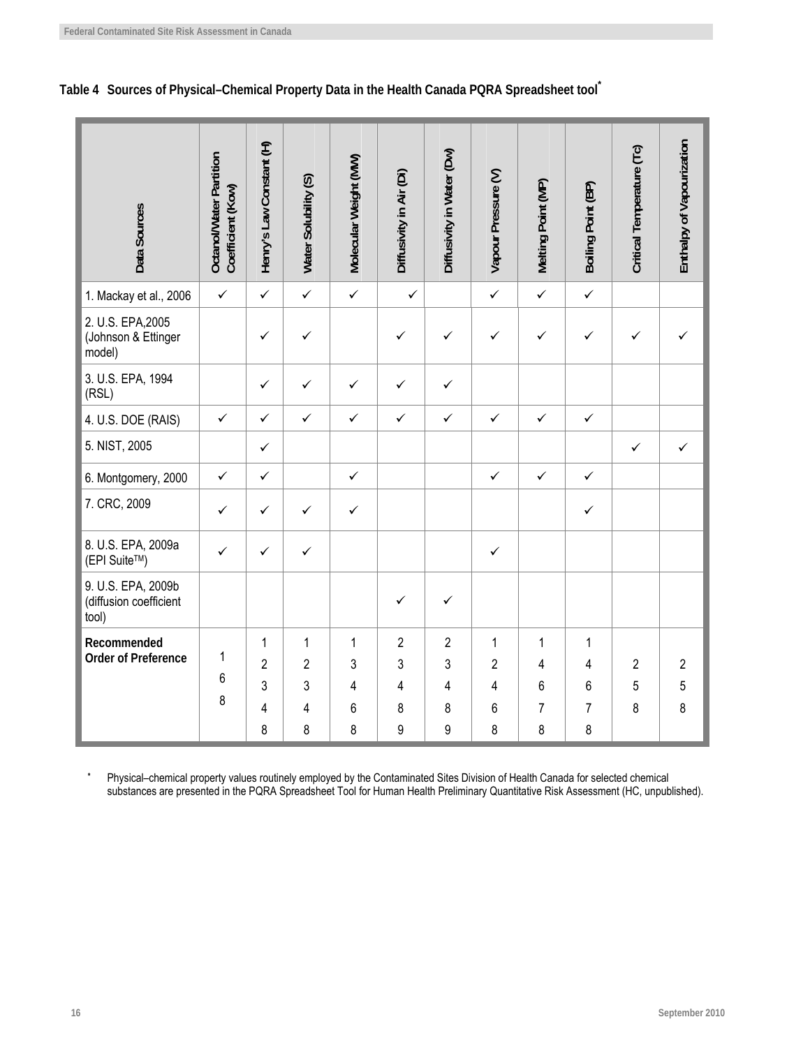**Table 4 Sources of Physical–Chemical Property Data in the Health Canada PQRA Spreadsheet tool***

| Data Sources | Octanol/Water Partition Coefficient (Kow) | Henry's Law Constant (H) | Water Solubility (S) | Molecular Weight (MW) | Diffusivity in Air (Di) | Diffusivity in Water (Dw) | Vapour Pressure (V) | Melting Point (MP) | Boiling Point (BP) | Critical Temperature (Tc) | Enthalpy of Vapourization |
|---|---|---|---|---|---|---|---|---|---|---|---|
| 1. Mackay et al., 2006 | ✓ | ✓ | ✓ | ✓ | ✓ | | ✓ | ✓ | ✓ | | |
| 2. U.S. EPA,2005 (Johnson & Ettinger model) | | ✓ | ✓ | | ✓ | ✓ | ✓ | ✓ | ✓ | ✓ | ✓ |
| 3. U.S. EPA, 1994 (RSL) | | ✓ | ✓ | ✓ | ✓ | ✓ | | | | | |
| 4. U.S. DOE (RAIS) | ✓ | ✓ | ✓ | ✓ | ✓ | ✓ | ✓ | ✓ | ✓ | | |
| 5. NIST, 2005 | | ✓ | | | | | | | | ✓ | ✓ |
| 6. Montgomery, 2000 | ✓ | ✓ | | ✓ | | | ✓ | ✓ | ✓ | | |
| 7. CRC, 2009 | ✓ | ✓ | ✓ | ✓ | | | | | ✓ | | |
| 8. U.S. EPA, 2009a (EPI Suite™) | ✓ | ✓ | ✓ | | | | ✓ | | | | |
| 9. U.S. EPA, 2009b (diffusion coefficient tool) | | | | | ✓ | ✓ | | | | | |
| **Recommended Order of Preference** | 1, 6, 8 | 1, 2, 3, 4, 8 | 1, 2, 3, 4, 8 | 1, 3, 4, 6, 8 | 2, 3, 4, 8, 9 | 2, 3, 4, 8, 9 | 1, 2, 4, 6, 8 | 1, 4, 6, 7, 8 | 1, 4, 6, 7, 8 | 2, 5, 8 | 2, 5, 8 |

\* Physical–chemical property values routinely employed by the Contaminated Sites Division of Health Canada for selected chemical substances are presented in the PQRA Spreadsheet Tool for Human Health Preliminary Quantitative Risk Assessment (HC, unpublished).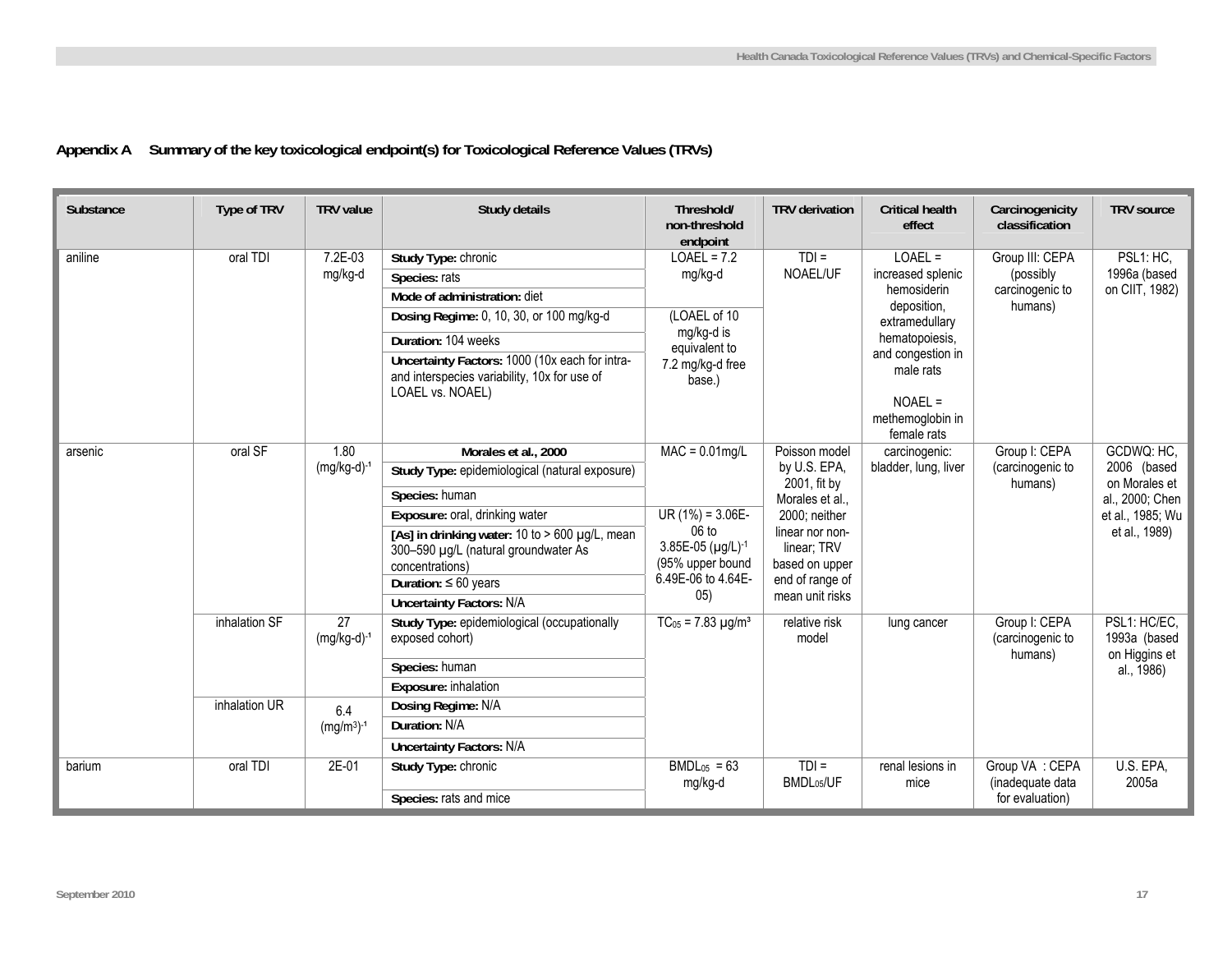## Appendix A Summary of the key toxicological endpoint(s) for Toxicological Reference Values (TRVs)

| Substance | Type of TRV | TRV value | Study details | Threshold/ non-threshold endpoint | TRV derivation | Critical health effect | Carcinogenicity classification | TRV source |
|---|---|---|---|---|---|---|---|---|
| aniline | oral TDI | 7.2E-03 mg/kg-d | **Study Type:** chronic<br>**Species:** rats<br>**Mode of administration:** diet<br>**Dosing Regime:** 0, 10, 30, or 100 mg/kg-d<br>**Duration:** 104 weeks<br>**Uncertainty Factors:** 1000 (10x each for intra- and interspecies variability, 10x for use of LOAEL vs. NOAEL) | LOAEL = 7.2 mg/kg-d<br>(LOAEL of 10 mg/kg-d is equivalent to 7.2 mg/kg-d free base.) | TDI = NOAEL/UF | LOAEL = increased splenic hemosiderin deposition, extramedullary hematopoiesis, and congestion in male rats<br>NOAEL = methemoglobin in female rats | Group III: CEPA (possibly carcinogenic to humans) | PSL1: HC, 1996a (based on CIIT, 1982) |
| arsenic | oral SF | 1.80 $(mg/kg\text{-}d)^{-1}$ | **Morales et al., 2000**<br>**Study Type:** epidemiological (natural exposure)<br>**Species:** human<br>**Exposure:** oral, drinking water<br>**[As] in drinking water:** 10 to > 600 µg/L, mean 300–590 µg/L (natural groundwater As concentrations)<br>**Duration:** ≤ 60 years<br>**Uncertainty Factors:** N/A | MAC = 0.01mg/L<br>UR (1%) = 3.06E-06 to 3.85E-05 $(\mu g/L)^{-1}$ (95% upper bound 6.49E-06 to 4.64E-05) | Poisson model by U.S. EPA, 2001, fit by Morales et al., 2000; neither linear nor non-linear; TRV based on upper end of range of mean unit risks | carcinogenic: bladder, lung, liver | Group I: CEPA (carcinogenic to humans) | GCDWQ: HC, 2006 (based on Morales et al., 2000; Chen et al., 1985; Wu et al., 1989) |
| | inhalation SF | 27 $(mg/kg\text{-}d)^{-1}$ | **Study Type:** epidemiological (occupationally exposed cohort)<br>**Species:** human<br>**Exposure:** inhalation | $TC_{05}$ = 7.83 µg/m³ | relative risk model | lung cancer | Group I: CEPA (carcinogenic to humans) | PSL1: HC/EC, 1993a (based on Higgins et al., 1986) |
| | inhalation UR | 6.4 $(mg/m^3)^{-1}$ | **Dosing Regime:** N/A<br>**Duration:** N/A<br>**Uncertainty Factors:** N/A | | | | | |
| barium | oral TDI | 2E-01 | **Study Type:** chronic<br>**Species:** rats and mice | $BMDL_{05}$ = 63 mg/kg-d | TDI = $BMDL_{05}$/UF | renal lesions in mice | Group VA : CEPA (inadequate data for evaluation) | U.S. EPA, 2005a |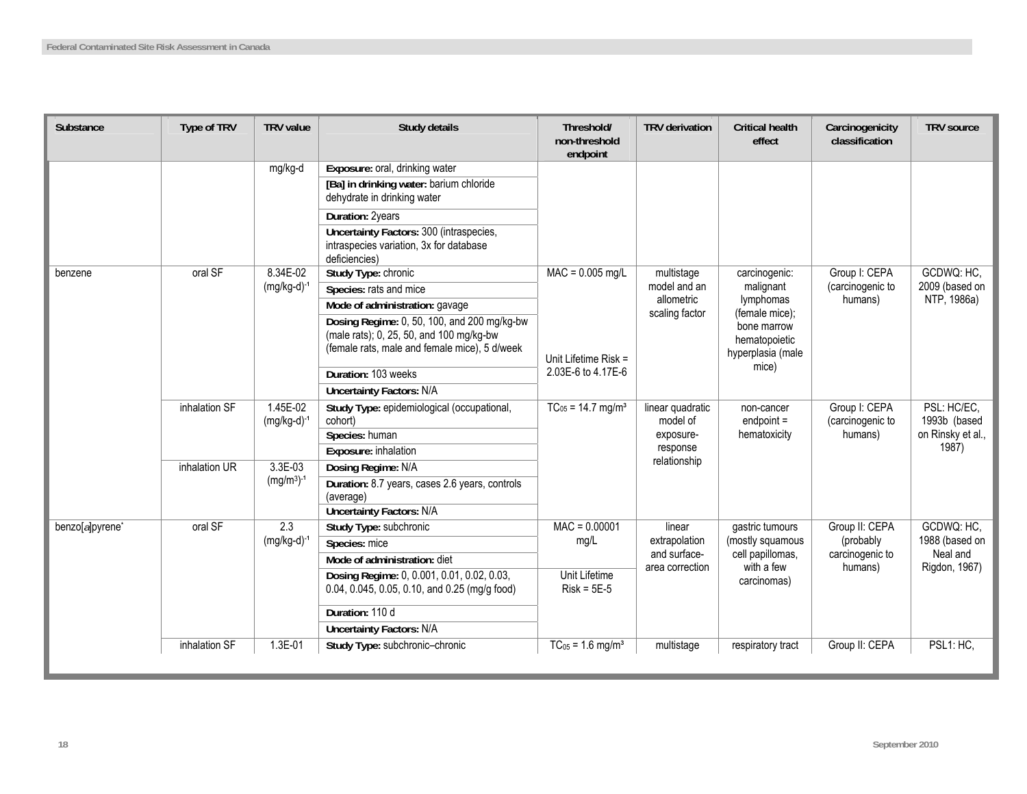| Substance | Type of TRV | TRV value | Study details | Threshold/ non-threshold endpoint | TRV derivation | Critical health effect | Carcinogenicity classification | TRV source |
|---|---|---|---|---|---|---|---|---|
| | | mg/kg-d | **Exposure:** oral, drinking water | | | | | |
| | | | **[Ba] in drinking water:** barium chloride dehydrate in drinking water | | | | | |
| | | | **Duration:** 2years | | | | | |
| | | | **Uncertainty Factors:** 300 (intraspecies, intraspecies variation, 3x for database deficiencies) | | | | | |
| benzene | oral SF | 8.34E-02 $(mg/kg\text{-}d)^{-1}$ | **Study Type:** chronic | MAC = 0.005 mg/L | multistage model and an allometric scaling factor | carcinogenic: malignant lymphomas (female mice); bone marrow hematopoietic hyperplasia (male mice) | Group I: CEPA (carcinogenic to humans) | GCDWQ: HC, 2009 (based on NTP, 1986a) |
| | | | **Species:** rats and mice | | | | | |
| | | | **Mode of administration:** gavage | | | | | |
| | | | **Dosing Regime:** 0, 50, 100, and 200 mg/kg-bw (male rats); 0, 25, 50, and 100 mg/kg-bw (female rats, male and female mice), 5 d/week | Unit Lifetime Risk = 2.03E-6 to 4.17E-6 | | | | |
| | | | **Duration:** 103 weeks | | | | | |
| | | | **Uncertainty Factors:** N/A | | | | | |
| | inhalation SF | 1.45E-02 $(mg/kg\text{-}d)^{-1}$ | **Study Type:** epidemiological (occupational, cohort) | $TC_{05}$ = 14.7 mg/m³ | linear quadratic model of exposure-response relationship | non-cancer endpoint = hematoxicity | Group I: CEPA (carcinogenic to humans) | PSL: HC/EC, 1993b (based on Rinsky et al., 1987) |
| | | | **Species:** human | | | | | |
| | | | **Exposure:** inhalation | | | | | |
| | inhalation UR | 3.3E-03 $(mg/m^3)^{-1}$ | **Dosing Regime:** N/A | | | | | |
| | | | **Duration:** 8.7 years, cases 2.6 years, controls (average) | | | | | |
| | | | **Uncertainty Factors:** N/A | | | | | |
| benzo[*a*]pyrene* | oral SF | 2.3 $(mg/kg\text{-}d)^{-1}$ | **Study Type:** subchronic | MAC = 0.00001 mg/L | linear extrapolation and surface-area correction | gastric tumours (mostly squamous cell papillomas, with a few carcinomas) | Group II: CEPA (probably carcinogenic to humans) | GCDWQ: HC, 1988 (based on Neal and Rigdon, 1967) |
| | | | **Species:** mice | | | | | |
| | | | **Mode of administration:** diet | | | | | |
| | | | **Dosing Regime:** 0, 0.001, 0.01, 0.02, 0.03, 0.04, 0.045, 0.05, 0.10, and 0.25 (mg/g food) | Unit Lifetime Risk = 5E-5 | | | | |
| | | | **Duration:** 110 d | | | | | |
| | | | **Uncertainty Factors:** N/A | | | | | |
| | inhalation SF | 1.3E-01 | **Study Type:** subchronic–chronic | $TC_{05}$ = 1.6 mg/m³ | multistage | respiratory tract | Group II: CEPA | PSL1: HC, |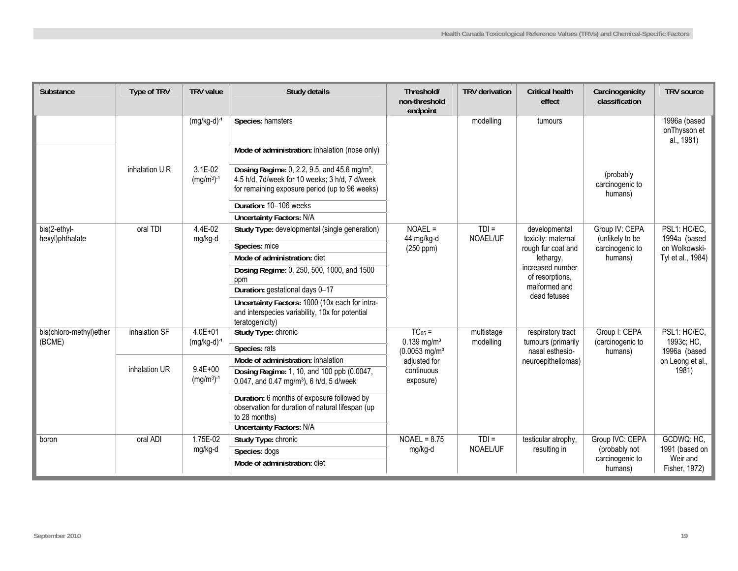| Substance | Type of TRV | TRV value | Study details | Threshold/ non-threshold endpoint | TRV derivation | Critical health effect | Carcinogenicity classification | TRV source |
|---|---|---|---|---|---|---|---|---|
| | | $(mg/kg\text{-}d)^{-1}$ | **Species:** hamsters | | modelling | tumours | | 1996a (based onThysson et al., 1981) |
| | | | **Mode of administration:** inhalation (nose only) | | | | | |
| | inhalation U R | 3.1E-02 $(mg/m^3)^{-1}$ | **Dosing Regime:** 0, 2.2, 9.5, and 45.6 mg/m³, 4.5 h/d, 7d/week for 10 weeks; 3 h/d, 7 d/week for remaining exposure period (up to 96 weeks) | | | | (probably carcinogenic to humans) | |
| | | | **Duration:** 10–106 weeks | | | | | |
| | | | **Uncertainty Factors:** N/A | | | | | |
| bis(2-ethyl-hexyl)phthalate | oral TDI | 4.4E-02 mg/kg-d | **Study Type:** developmental (single generation) | NOAEL = 44 mg/kg-d (250 ppm) | TDI = NOAEL/UF | developmental toxicity: maternal rough fur coat and lethargy, increased number of resorptions, malformed and dead fetuses | Group IV: CEPA (unlikely to be carcinogenic to humans) | PSL1: HC/EC, 1994a (based on Wolkowski-Tyl et al., 1984) |
| | | | **Species:** mice | | | | | |
| | | | **Mode of administration:** diet | | | | | |
| | | | **Dosing Regime:** 0, 250, 500, 1000, and 1500 ppm | | | | | |
| | | | **Duration:** gestational days 0–17 | | | | | |
| | | | **Uncertainty Factors:** 1000 (10x each for intra- and interspecies variability, 10x for potential teratogenicity) | | | | | |
| bis(chloro-methyl)ether (BCME) | inhalation SF | 4.0E+01 $(mg/kg\text{-}d)^{-1}$ | **Study Type:** chronic | $TC_{05}$ = 0.139 mg/m³ (0.0053 mg/m³ adjusted for continuous exposure) | multistage modelling | respiratory tract tumours (primarily nasal esthesio-neuroepitheliomas) | Group I: CEPA (carcinogenic to humans) | PSL1: HC/EC, 1993c; HC, 1996a (based on Leong et al., 1981) |
| | | | **Species:** rats | | | | | |
| | inhalation UR | 9.4E+00 $(mg/m^3)^{-1}$ | **Mode of administration:** inhalation | | | | | |
| | | | **Dosing Regime:** 1, 10, and 100 ppb (0.0047, 0.047, and 0.47 mg/m³), 6 h/d, 5 d/week | | | | | |
| | | | **Duration:** 6 months of exposure followed by observation for duration of natural lifespan (up to 28 months) | | | | | |
| | | | **Uncertainty Factors:** N/A | | | | | |
| boron | oral ADI | 1.75E-02 mg/kg-d | **Study Type:** chronic | NOAEL = 8.75 mg/kg-d | TDI = NOAEL/UF | testicular atrophy, resulting in | Group IVC: CEPA (probably not carcinogenic to humans) | GCDWQ: HC, 1991 (based on Weir and Fisher, 1972) |
| | | | **Species:** dogs | | | | | |
| | | | **Mode of administration:** diet | | | | | |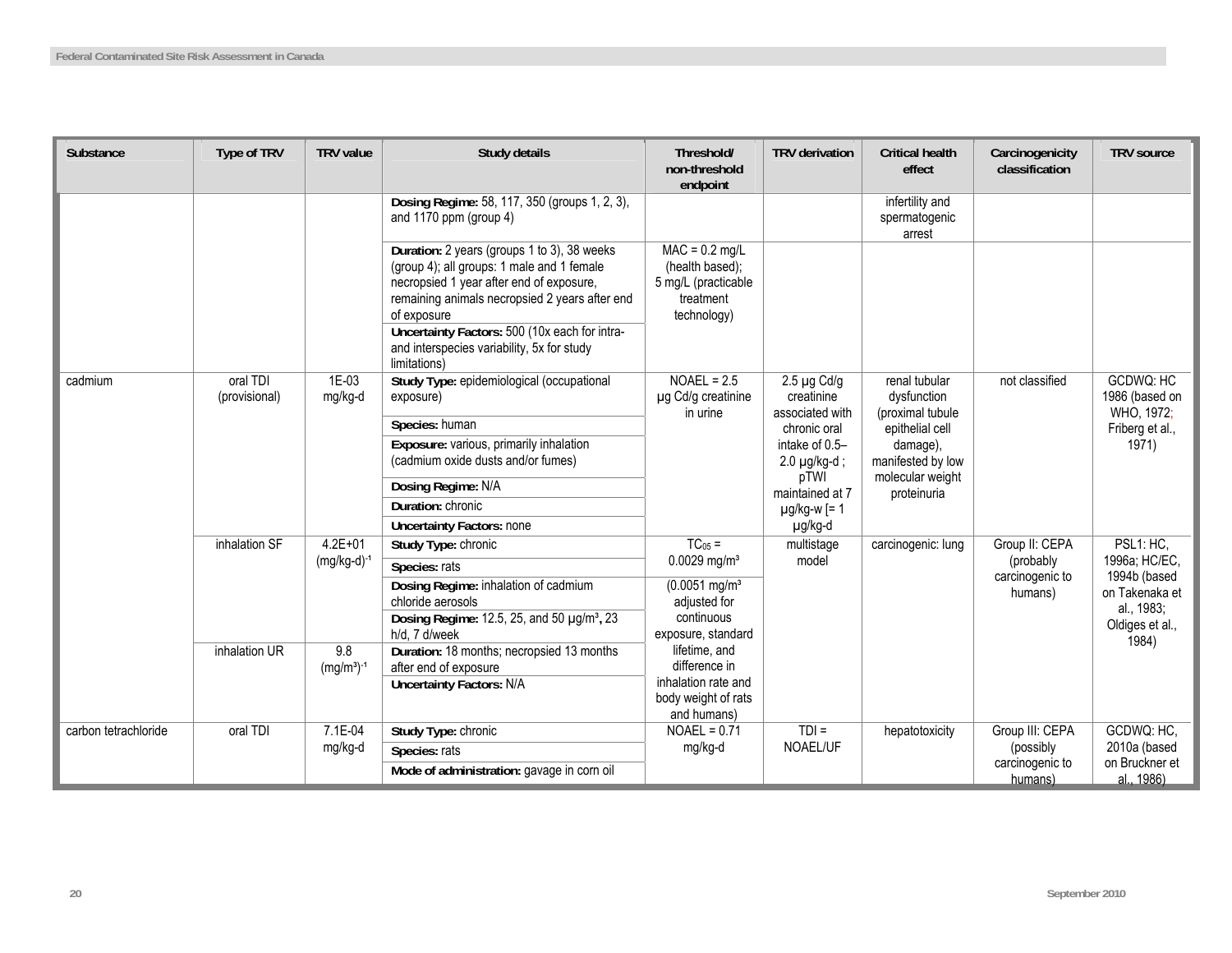| Substance | Type of TRV | TRV value | Study details | Threshold/ non-threshold endpoint | TRV derivation | Critical health effect | Carcinogenicity classification | TRV source |
|---|---|---|---|---|---|---|---|---|
| | | | **Dosing Regime:** 58, 117, 350 (groups 1, 2, 3), and 1170 ppm (group 4) | | | infertility and spermatogenic arrest | | |
| | | | **Duration:** 2 years (groups 1 to 3), 38 weeks (group 4); all groups: 1 male and 1 female necropsied 1 year after end of exposure, remaining animals necropsied 2 years after end of exposure | MAC = 0.2 mg/L (health based); 5 mg/L (practicable treatment technology) | | | | |
| | | | **Uncertainty Factors:** 500 (10x each for intra- and interspecies variability, 5x for study limitations) | | | | | |
| cadmium | oral TDI (provisional) | 1E-03 mg/kg-d | **Study Type:** epidemiological (occupational exposure) | NOAEL = 2.5 µg Cd/g creatinine in urine | 2.5 µg Cd/g creatinine associated with chronic oral intake of 0.5–2.0 µg/kg-d ; pTWI maintained at 7 µg/kg-w [= 1 µg/kg-d | renal tubular dysfunction (proximal tubule epithelial cell damage), manifested by low molecular weight proteinuria | not classified | GCDWQ: HC 1986 (based on WHO, 1972; Friberg et al., 1971) |
| | | | **Species:** human | | | | | |
| | | | **Exposure:** various, primarily inhalation (cadmium oxide dusts and/or fumes) | | | | | |
| | | | **Dosing Regime:** N/A | | | | | |
| | | | **Duration:** chronic | | | | | |
| | | | **Uncertainty Factors:** none | | | | | |
| | inhalation SF | 4.2E+01 $(mg/kg\text{-}d)^{-1}$ | **Study Type:** chronic | $TC_{05}$ = 0.0029 mg/m³ | multistage model | carcinogenic: lung | Group II: CEPA (probably carcinogenic to humans) | PSL1: HC, 1996a; HC/EC, 1994b (based on Takenaka et al., 1983; Oldiges et al., 1984) |
| | | | **Species:** rats | | | | | |
| | | | **Dosing Regime:** inhalation of cadmium chloride aerosols | (0.0051 mg/m³ adjusted for continuous exposure, standard lifetime, and difference in inhalation rate and body weight of rats and humans) | | | | |
| | | | **Dosing Regime:** 12.5, 25, and 50 µg/m³, 23 h/d, 7 d/week | | | | | |
| | inhalation UR | 9.8 $(mg/m^3)^{-1}$ | **Duration:** 18 months; necropsied 13 months after end of exposure | | | | | |
| | | | **Uncertainty Factors:** N/A | | | | | |
| carbon tetrachloride | oral TDI | 7.1E-04 mg/kg-d | **Study Type:** chronic | NOAEL = 0.71 mg/kg-d | TDI = NOAEL/UF | hepatotoxicity | Group III: CEPA (possibly carcinogenic to humans) | GCDWQ: HC, 2010a (based on Bruckner et al., 1986) |
| | | | **Species:** rats | | | | | |
| | | | **Mode of administration:** gavage in corn oil | | | | | |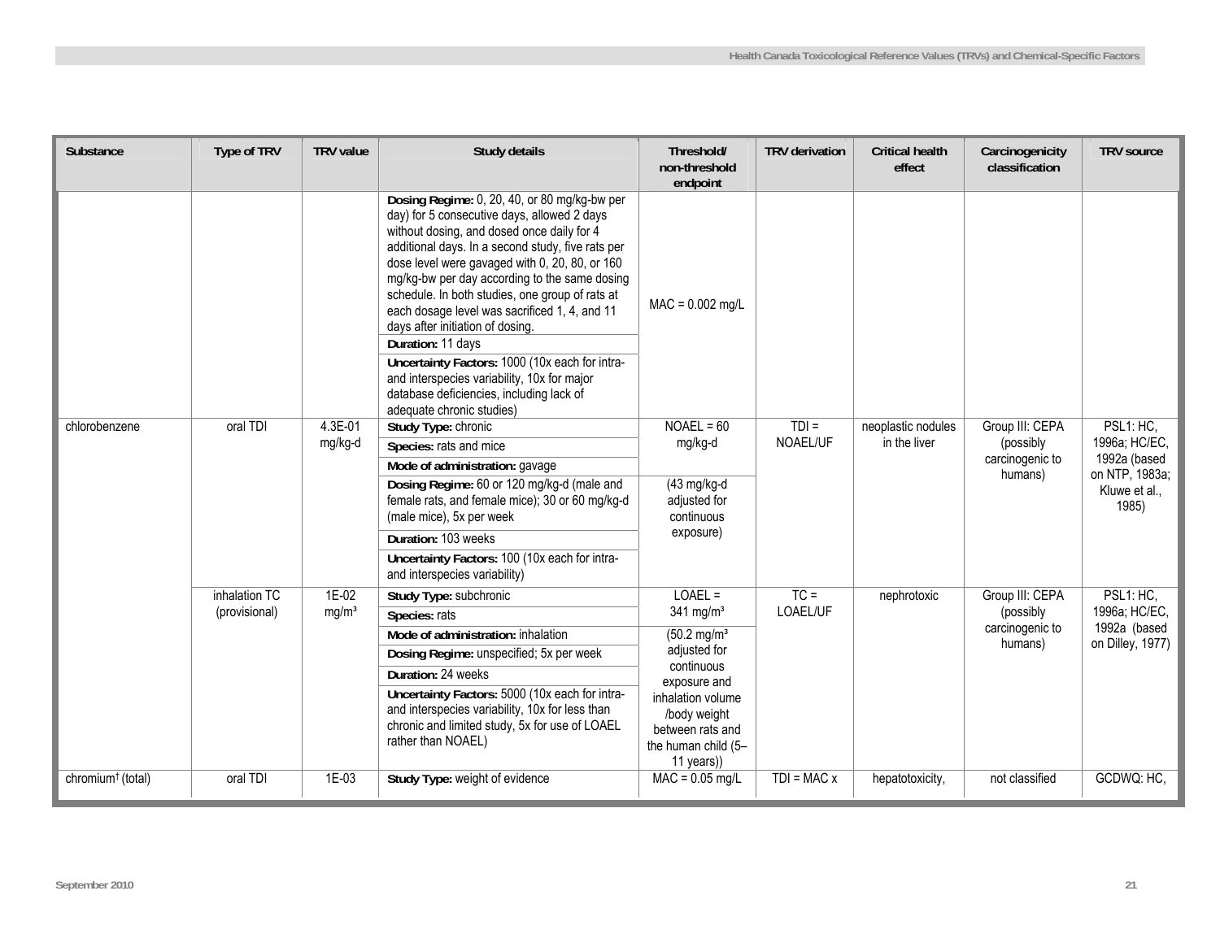| Substance | Type of TRV | TRV value | Study details | Threshold/ non-threshold endpoint | TRV derivation | Critical health effect | Carcinogenicity classification | TRV source |
|---|---|---|---|---|---|---|---|---|
| | | | **Dosing Regime:** 0, 20, 40, or 80 mg/kg-bw per day) for 5 consecutive days, allowed 2 days without dosing, and dosed once daily for 4 additional days. In a second study, five rats per dose level were gavaged with 0, 20, 80, or 160 mg/kg-bw per day according to the same dosing schedule. In both studies, one group of rats at each dosage level was sacrificed 1, 4, and 11 days after initiation of dosing. | MAC = 0.002 mg/L | | | | |
| | | | **Duration:** 11 days | | | | | |
| | | | **Uncertainty Factors:** 1000 (10x each for intra- and interspecies variability, 10x for major database deficiencies, including lack of adequate chronic studies) | | | | | |
| chlorobenzene | oral TDI | 4.3E-01 mg/kg-d | **Study Type:** chronic | NOAEL = 60 mg/kg-d | TDI = NOAEL/UF | neoplastic nodules in the liver | Group III: CEPA (possibly carcinogenic to humans) | PSL1: HC, 1996a; HC/EC, 1992a (based on NTP, 1983a; Kluwe et al., 1985) |
| | | | **Species:** rats and mice | | | | | |
| | | | **Mode of administration:** gavage | | | | | |
| | | | **Dosing Regime:** 60 or 120 mg/kg-d (male and female rats, and female mice); 30 or 60 mg/kg-d (male mice), 5x per week | (43 mg/kg-d adjusted for continuous exposure) | | | | |
| | | | **Duration:** 103 weeks | | | | | |
| | | | **Uncertainty Factors:** 100 (10x each for intra- and interspecies variability) | | | | | |
| | inhalation TC (provisional) | 1E-02 mg/m³ | **Study Type:** subchronic | LOAEL = 341 mg/m³ | TC = LOAEL/UF | nephrotoxic | Group III: CEPA (possibly carcinogenic to humans) | PSL1: HC, 1996a; HC/EC, 1992a (based on Dilley, 1977) |
| | | | **Species:** rats | | | | | |
| | | | **Mode of administration:** inhalation | (50.2 mg/m³ adjusted for continuous exposure and inhalation volume /body weight between rats and the human child (5–11 years)) | | | | |
| | | | **Dosing Regime:** unspecified; 5x per week | | | | | |
| | | | **Duration:** 24 weeks | | | | | |
| | | | **Uncertainty Factors:** 5000 (10x each for intra- and interspecies variability, 10x for less than chronic and limited study, 5x for use of LOAEL rather than NOAEL) | | | | | |
| chromium† (total) | oral TDI | 1E-03 | **Study Type:** weight of evidence | MAC = 0.05 mg/L | TDI = MAC x | hepatotoxicity, | not classified | GCDWQ: HC, |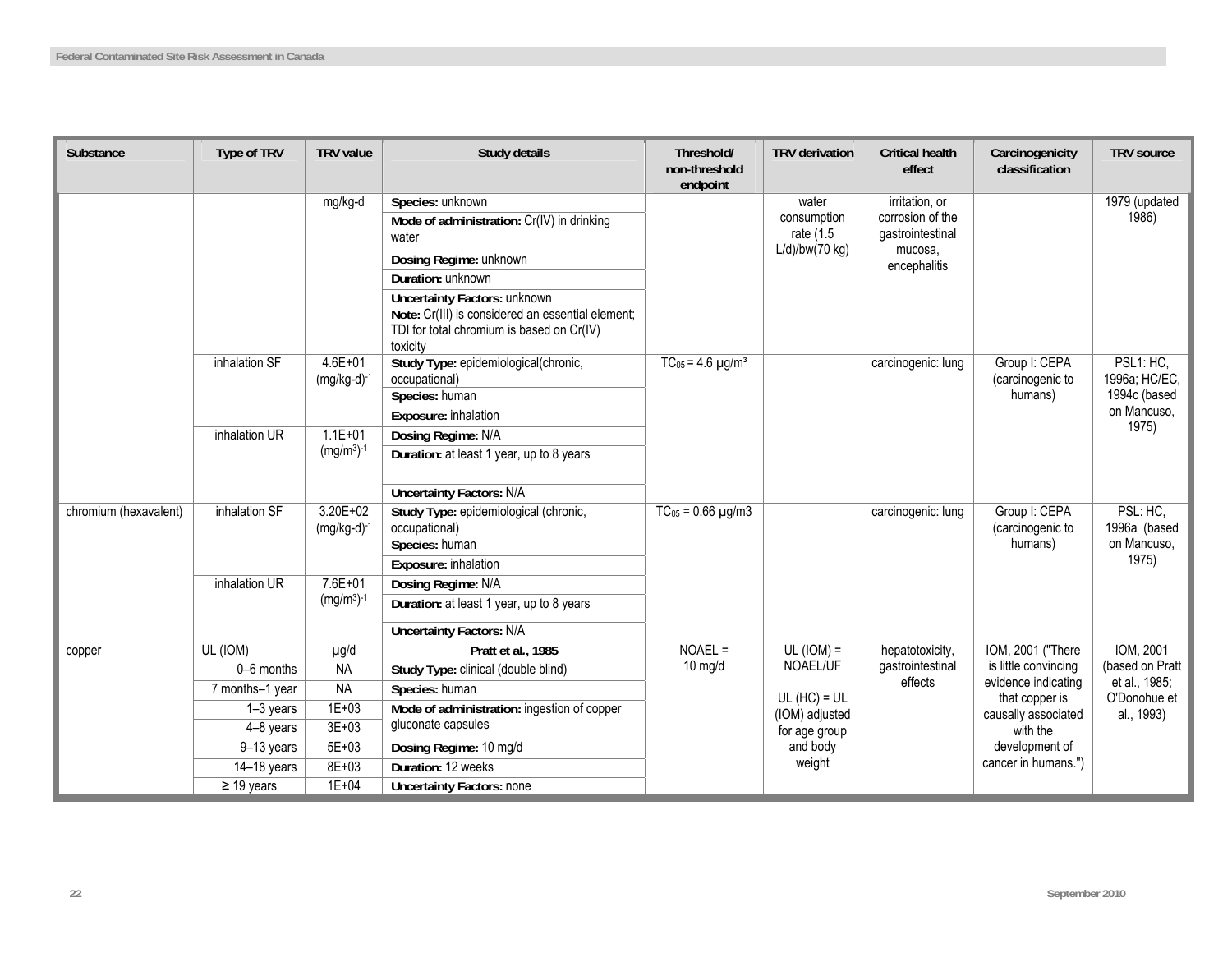| Substance | Type of TRV | TRV value | Study details | Threshold/ non-threshold endpoint | TRV derivation | Critical health effect | Carcinogenicity classification | TRV source |
|---|---|---|---|---|---|---|---|---|
| | | mg/kg-d | **Species:** unknown | | water consumption rate (1.5 L/d)/bw(70 kg) | irritation, or corrosion of the gastrointestinal mucosa, encephalitis | | 1979 (updated 1986) |
| | | | **Mode of administration:** Cr(IV) in drinking water | | | | | |
| | | | **Dosing Regime:** unknown | | | | | |
| | | | **Duration:** unknown | | | | | |
| | | | **Uncertainty Factors:** unknown **Note:** Cr(III) is considered an essential element; TDI for total chromium is based on Cr(IV) toxicity | | | | | |
| | inhalation SF | 4.6E+01 $(mg/kg\text{-}d)^{-1}$ | **Study Type:** epidemiological(chronic, occupational) | $TC_{05}$ = 4.6 µg/m³ | | carcinogenic: lung | Group I: CEPA (carcinogenic to humans) | PSL1: HC, 1996a; HC/EC, 1994c (based on Mancuso, 1975) |
| | | | **Species:** human | | | | | |
| | | | **Exposure:** inhalation | | | | | |
| | inhalation UR | 1.1E+01 $(mg/m^3)^{-1}$ | **Dosing Regime:** N/A | | | | | |
| | | | **Duration:** at least 1 year, up to 8 years | | | | | |
| | | | **Uncertainty Factors:** N/A | | | | | |
| chromium (hexavalent) | inhalation SF | 3.20E+02 $(mg/kg\text{-}d)^{-1}$ | **Study Type:** epidemiological (chronic, occupational) | $TC_{05}$ = 0.66 µg/m3 | | carcinogenic: lung | Group I: CEPA (carcinogenic to humans) | PSL: HC, 1996a (based on Mancuso, 1975) |
| | | | **Species:** human | | | | | |
| | | | **Exposure:** inhalation | | | | | |
| | inhalation UR | 7.6E+01 $(mg/m^3)^{-1}$ | **Dosing Regime:** N/A | | | | | |
| | | | **Duration:** at least 1 year, up to 8 years | | | | | |
| | | | **Uncertainty Factors:** N/A | | | | | |
| copper | UL (IOM) | µg/d | **Pratt et al., 1985** | NOAEL = 10 mg/d | UL (IOM) = NOAEL/UF<br><br>UL (HC) = UL (IOM) adjusted for age group and body weight | hepatotoxicity, gastrointestinal effects | IOM, 2001 ("There is little convincing evidence indicating that copper is causally associated with the development of cancer in humans.") | IOM, 2001 (based on Pratt et al., 1985; O'Donohue et al., 1993) |
| | 0–6 months | NA | **Study Type:** clinical (double blind) | | | | | |
| | 7 months–1 year | NA | **Species:** human | | | | | |
| | 1–3 years | 1E+03 | **Mode of administration:** ingestion of copper gluconate capsules | | | | | |
| | 4–8 years | 3E+03 | | | | | | |
| | 9–13 years | 5E+03 | **Dosing Regime:** 10 mg/d | | | | | |
| | 14–18 years | 8E+03 | **Duration:** 12 weeks | | | | | |
| | ≥ 19 years | 1E+04 | **Uncertainty Factors:** none | | | | | |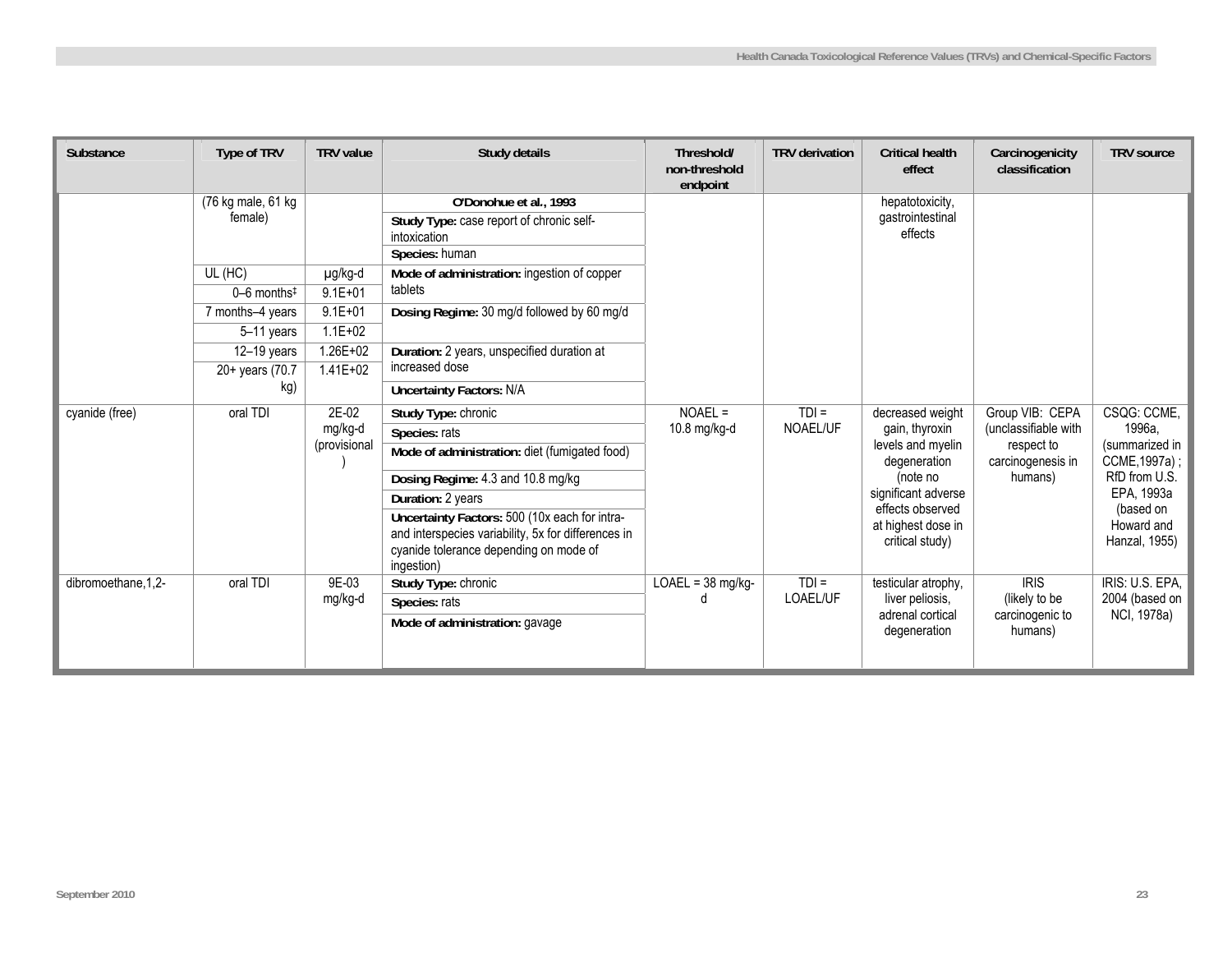| Substance | Type of TRV | TRV value | Study details | Threshold/ non-threshold endpoint | TRV derivation | Critical health effect | Carcinogenicity classification | TRV source |
|---|---|---|---|---|---|---|---|---|
| | (76 kg male, 61 kg female) | | **O'Donohue et al., 1993** | | | hepatotoxicity, gastrointestinal effects | | |
| | | | **Study Type:** case report of chronic self-intoxication | | | | | |
| | | | **Species:** human | | | | | |
| | UL (HC) | µg/kg-d | **Mode of administration:** ingestion of copper tablets | | | | | |
| | 0–6 months‡ | 9.1E+01 | | | | | | |
| | 7 months–4 years | 9.1E+01 | **Dosing Regime:** 30 mg/d followed by 60 mg/d | | | | | |
| | 5–11 years | 1.1E+02 | | | | | | |
| | 12–19 years | 1.26E+02 | **Duration:** 2 years, unspecified duration at increased dose | | | | | |
| | 20+ years (70.7 kg) | 1.41E+02 | | | | | | |
| | | | **Uncertainty Factors:** N/A | | | | | |
| cyanide (free) | oral TDI | 2E-02 mg/kg-d (provisional) | **Study Type:** chronic | NOAEL = 10.8 mg/kg-d | TDI = NOAEL/UF | decreased weight gain, thyroxin levels and myelin degeneration (note no significant adverse effects observed at highest dose in critical study) | Group VIB: CEPA (unclassifiable with respect to carcinogenesis in humans) | CSQG: CCME, 1996a, (summarized in CCME,1997a) ; RfD from U.S. EPA, 1993a (based on Howard and Hanzal, 1955) |
| | | | **Species:** rats | | | | | |
| | | | **Mode of administration:** diet (fumigated food) | | | | | |
| | | | **Dosing Regime:** 4.3 and 10.8 mg/kg | | | | | |
| | | | **Duration:** 2 years | | | | | |
| | | | **Uncertainty Factors:** 500 (10x each for intra- and interspecies variability, 5x for differences in cyanide tolerance depending on mode of ingestion) | | | | | |
| dibromoethane,1,2- | oral TDI | 9E-03 mg/kg-d | **Study Type:** chronic | LOAEL = 38 mg/kg-d | TDI = LOAEL/UF | testicular atrophy, liver peliosis, adrenal cortical degeneration | IRIS (likely to be carcinogenic to humans) | IRIS: U.S. EPA, 2004 (based on NCI, 1978a) |
| | | | **Species:** rats | | | | | |
| | | | **Mode of administration:** gavage | | | | | |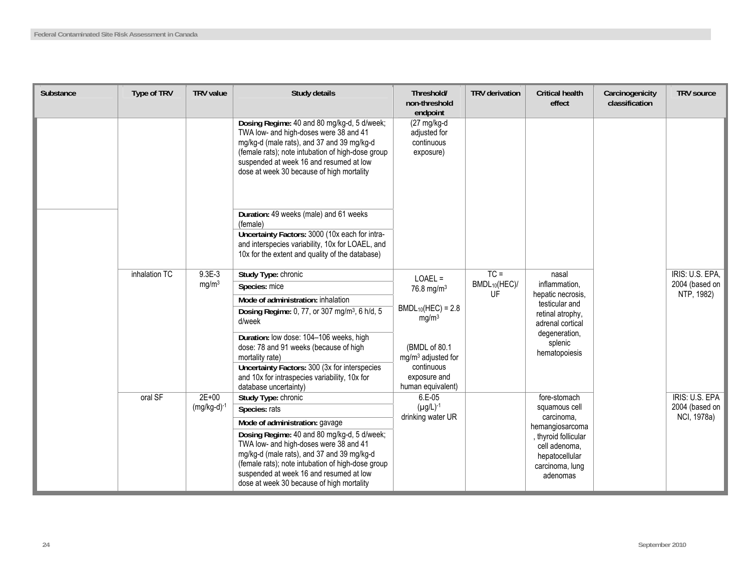| Substance | Type of TRV | TRV value | Study details | Threshold/ non-threshold endpoint | TRV derivation | Critical health effect | Carcinogenicity classification | TRV source |
|---|---|---|---|---|---|---|---|---|
| | | | **Dosing Regime:** 40 and 80 mg/kg-d, 5 d/week; TWA low- and high-doses were 38 and 41 mg/kg-d (male rats), and 37 and 39 mg/kg-d (female rats); note intubation of high-dose group suspended at week 16 and resumed at low dose at week 30 because of high mortality | (27 mg/kg-d adjusted for continuous exposure) | | | | |
| | | | **Duration:** 49 weeks (male) and 61 weeks (female) | | | | | |
| | | | **Uncertainty Factors:** 3000 (10x each for intra- and interspecies variability, 10x for LOAEL, and 10x for the extent and quality of the database) | | | | | |
| | inhalation TC | 9.3E-3 $mg/m^3$ | **Study Type:** chronic | LOAEL = 76.8 $mg/m^3$ <br><br> $BMDL_{10}(HEC)$ = 2.8 $mg/m^3$ <br><br> (BMDL of 80.1 $mg/m^3$ adjusted for continuous exposure and human equivalent) | TC = $BMDL_{10}(HEC)/UF$ | nasal inflammation, hepatic necrosis, testicular and retinal atrophy, adrenal cortical degeneration, splenic hematopoiesis | | IRIS: U.S. EPA, 2004 (based on NTP, 1982) |
| | | | **Species:** mice | | | | | |
| | | | **Mode of administration:** inhalation | | | | | |
| | | | **Dosing Regime:** 0, 77, or 307 $mg/m^3$, 6 h/d, 5 d/week | | | | | |
| | | | **Duration:** low dose: 104–106 weeks, high dose: 78 and 91 weeks (because of high mortality rate) | | | | | |
| | | | **Uncertainty Factors:** 300 (3x for interspecies and 10x for intraspecies variability, 10x for database uncertainty) | | | | | |
| | oral SF | 2E+00 $(mg/kg\text{-}d)^{-1}$ | **Study Type:** chronic | 6.E-05 $(\mu g/L)^{-1}$ drinking water UR | | fore-stomach squamous cell carcinoma, hemangiosarcoma, thyroid follicular cell adenoma, hepatocellular carcinoma, lung adenomas | | IRIS: U.S. EPA 2004 (based on NCI, 1978a) |
| | | | **Species:** rats | | | | | |
| | | | **Mode of administration:** gavage | | | | | |
| | | | **Dosing Regime:** 40 and 80 mg/kg-d, 5 d/week; TWA low- and high-doses were 38 and 41 mg/kg-d (male rats), and 37 and 39 mg/kg-d (female rats); note intubation of high-dose group suspended at week 16 and resumed at low dose at week 30 because of high mortality | | | | | |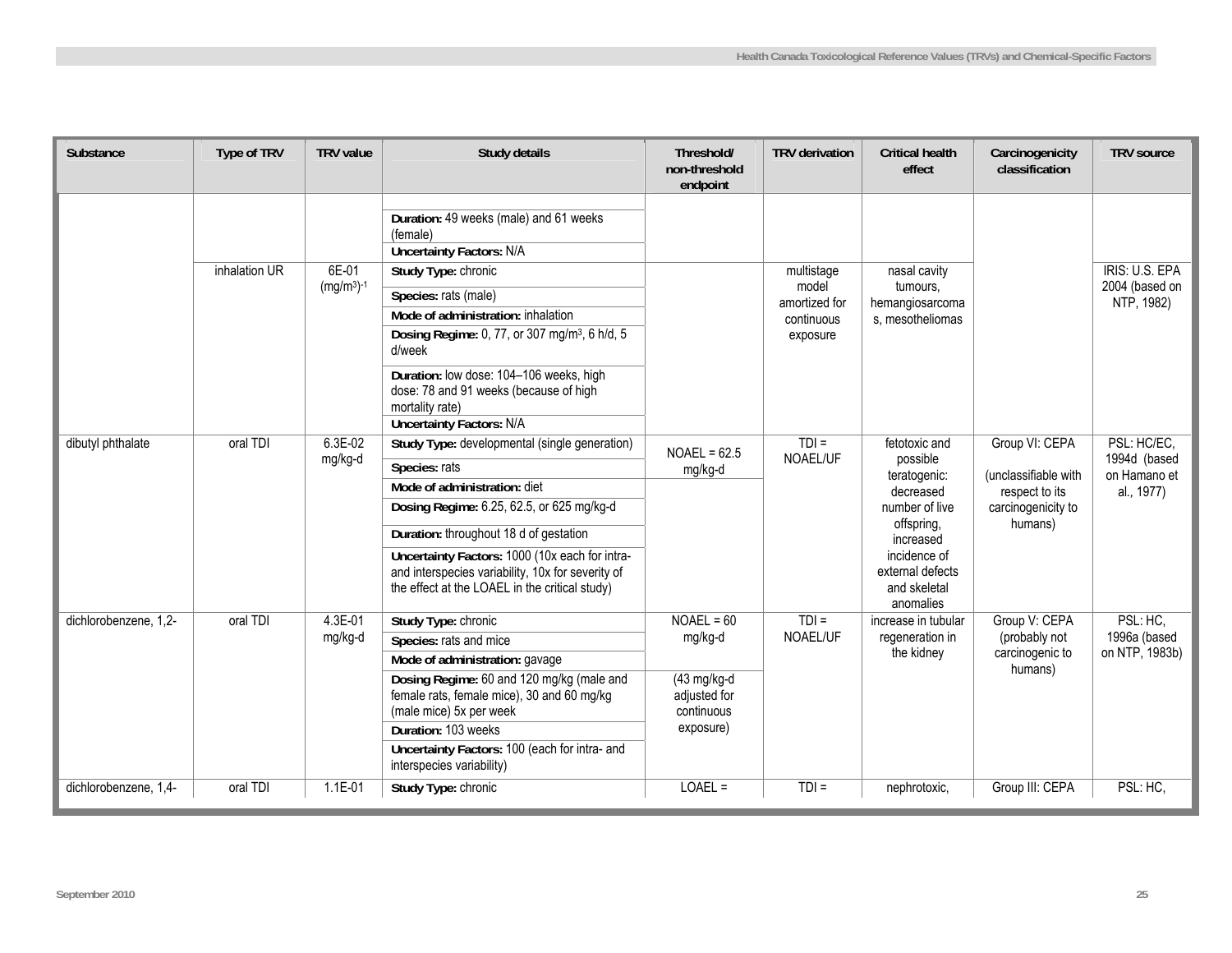| Substance | Type of TRV | TRV value | Study details | Threshold/ non-threshold endpoint | TRV derivation | Critical health effect | Carcinogenicity classification | TRV source |
|---|---|---|---|---|---|---|---|---|
| | | | **Duration:** 49 weeks (male) and 61 weeks (female) | | | | | |
| | | | **Uncertainty Factors:** N/A | | | | | |
| | inhalation UR | 6E-01 $(mg/m^3)^{-1}$ | **Study Type:** chronic | | multistage model amortized for continuous exposure | nasal cavity tumours, hemangiosarcomas, mesotheliomas | | IRIS: U.S. EPA 2004 (based on NTP, 1982) |
| | | | **Species:** rats (male) | | | | | |
| | | | **Mode of administration:** inhalation | | | | | |
| | | | **Dosing Regime:** 0, 77, or 307 $mg/m^3$, 6 h/d, 5 d/week | | | | | |
| | | | **Duration:** low dose: 104–106 weeks, high dose: 78 and 91 weeks (because of high mortality rate) | | | | | |
| | | | **Uncertainty Factors:** N/A | | | | | |
| dibutyl phthalate | oral TDI | 6.3E-02 mg/kg-d | **Study Type:** developmental (single generation) | NOAEL = 62.5 mg/kg-d | TDI = NOAEL/UF | fetotoxic and possible teratogenic: decreased number of live offspring, increased incidence of external defects and skeletal anomalies | Group VI: CEPA (unclassifiable with respect to its carcinogenicity to humans) | PSL: HC/EC, 1994d (based on Hamano et al., 1977) |
| | | | **Species:** rats | | | | | |
| | | | **Mode of administration:** diet | | | | | |
| | | | **Dosing Regime:** 6.25, 62.5, or 625 mg/kg-d | | | | | |
| | | | **Duration:** throughout 18 d of gestation | | | | | |
| | | | **Uncertainty Factors:** 1000 (10x each for intra- and interspecies variability, 10x for severity of the effect at the LOAEL in the critical study) | | | | | |
| dichlorobenzene, 1,2- | oral TDI | 4.3E-01 mg/kg-d | **Study Type:** chronic | NOAEL = 60 mg/kg-d | TDI = NOAEL/UF | increase in tubular regeneration in the kidney | Group V: CEPA (probably not carcinogenic to humans) | PSL: HC, 1996a (based on NTP, 1983b) |
| | | | **Species:** rats and mice | | | | | |
| | | | **Mode of administration:** gavage | | | | | |
| | | | **Dosing Regime:** 60 and 120 mg/kg (male and female rats, female mice), 30 and 60 mg/kg (male mice) 5x per week | (43 mg/kg-d adjusted for continuous exposure) | | | | |
| | | | **Duration:** 103 weeks | | | | | |
| | | | **Uncertainty Factors:** 100 (each for intra- and interspecies variability) | | | | | |
| dichlorobenzene, 1,4- | oral TDI | 1.1E-01 | **Study Type:** chronic | LOAEL = | TDI = | nephrotoxic, | Group III: CEPA | PSL: HC, |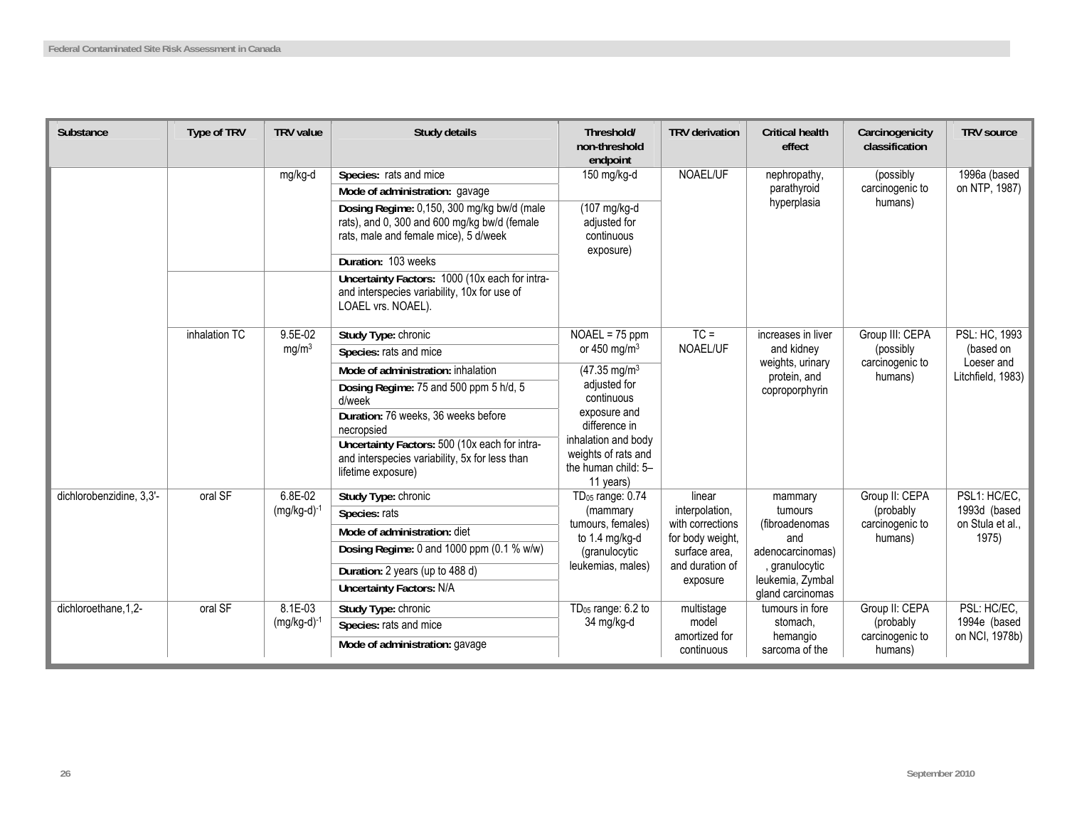| Substance | Type of TRV | TRV value | Study details | Threshold/ non-threshold endpoint | TRV derivation | Critical health effect | Carcinogenicity classification | TRV source |
|---|---|---|---|---|---|---|---|---|
| | | mg/kg-d | **Species:** rats and mice<br>**Mode of administration:** gavage<br>**Dosing Regime:** 0,150, 300 mg/kg bw/d (male rats), and 0, 300 and 600 mg/kg bw/d (female rats, male and female mice), 5 d/week<br>**Duration:** 103 weeks<br>**Uncertainty Factors:** 1000 (10x each for intra- and interspecies variability, 10x for use of LOAEL vrs. NOAEL). | 150 mg/kg-d<br>(107 mg/kg-d adjusted for continuous exposure) | NOAEL/UF | nephropathy, parathyroid hyperplasia | (possibly carcinogenic to humans) | 1996a (based on NTP, 1987) |
| | inhalation TC | 9.5E-02 mg/m$^3$ | **Study Type:** chronic<br>**Species:** rats and mice<br>**Mode of administration:** inhalation<br>**Dosing Regime:** 75 and 500 ppm 5 h/d, 5 d/week<br>**Duration:** 76 weeks, 36 weeks before necropsied<br>**Uncertainty Factors:** 500 (10x each for intra- and interspecies variability, 5x for less than lifetime exposure) | NOAEL = 75 ppm or 450 mg/m$^3$<br>(47.35 mg/m$^3$ adjusted for continuous exposure and difference in inhalation and body weights of rats and the human child: 5–11 years) | TC = NOAEL/UF | increases in liver and kidney weights, urinary protein, and coproporphyrin | Group III: CEPA (possibly carcinogenic to humans) | PSL: HC, 1993 (based on Loeser and Litchfield, 1983) |
| dichlorobenzidine, 3,3'- | oral SF | 6.8E-02 (mg/kg-d)$^{-1}$ | **Study Type:** chronic<br>**Species:** rats<br>**Mode of administration:** diet<br>**Dosing Regime:** 0 and 1000 ppm (0.1 % w/w)<br>**Duration:** 2 years (up to 488 d)<br>**Uncertainty Factors:** N/A | $TD_{05}$ range: 0.74 (mammary tumours, females) to 1.4 mg/kg-d (granulocytic leukemias, males) | linear interpolation, with corrections for body weight, surface area, and duration of exposure | mammary tumours (fibroadenomas and adenocarcinomas), granulocytic leukemia, Zymbal gland carcinomas | Group II: CEPA (probably carcinogenic to humans) | PSL1: HC/EC, 1993d (based on Stula et al., 1975) |
| dichloroethane,1,2- | oral SF | 8.1E-03 (mg/kg-d)$^{-1}$ | **Study Type:** chronic<br>**Species:** rats and mice<br>**Mode of administration:** gavage | $TD_{05}$ range: 6.2 to 34 mg/kg-d | multistage model amortized for continuous | tumours in fore stomach, hemangio sarcoma of the | Group II: CEPA (probably carcinogenic to humans) | PSL: HC/EC, 1994e (based on NCI, 1978b) |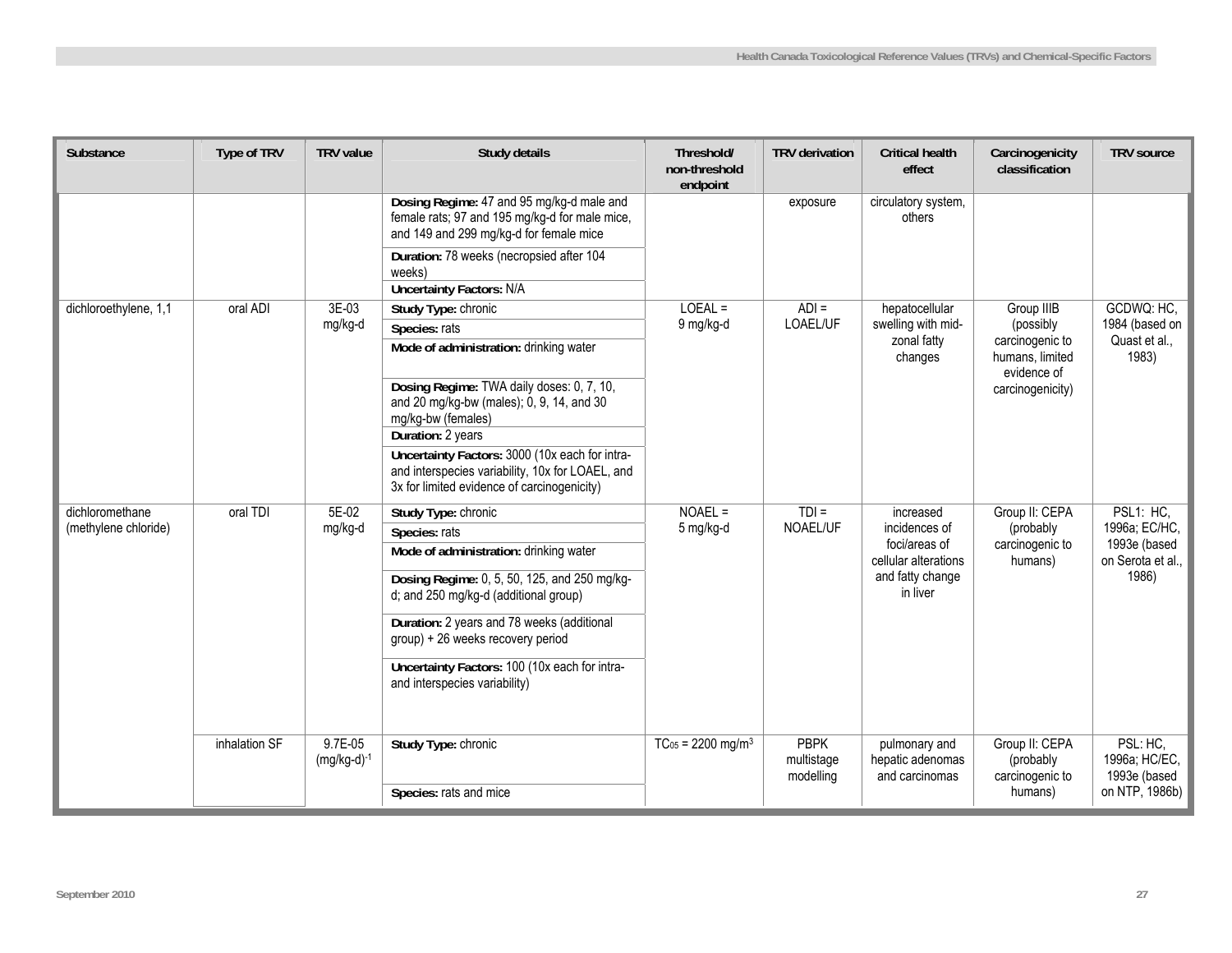| Substance | Type of TRV | TRV value | Study details | Threshold/ non-threshold endpoint | TRV derivation | Critical health effect | Carcinogenicity classification | TRV source |
|---|---|---|---|---|---|---|---|---|
| | | | **Dosing Regime:** 47 and 95 mg/kg-d male and female rats; 97 and 195 mg/kg-d for male mice, and 149 and 299 mg/kg-d for female mice<br>**Duration:** 78 weeks (necropsied after 104 weeks)<br>**Uncertainty Factors:** N/A | | exposure | circulatory system, others | | |
| dichloroethylene, 1,1 | oral ADI | 3E-03 mg/kg-d | **Study Type:** chronic<br>**Species:** rats<br>**Mode of administration:** drinking water<br>**Dosing Regime:** TWA daily doses: 0, 7, 10, and 20 mg/kg-bw (males); 0, 9, 14, and 30 mg/kg-bw (females)<br>**Duration:** 2 years<br>**Uncertainty Factors:** 3000 (10x each for intra- and interspecies variability, 10x for LOAEL, and 3x for limited evidence of carcinogenicity) | LOEAL = 9 mg/kg-d | ADI = LOAEL/UF | hepatocellular swelling with mid-zonal fatty changes | Group IIIB (possibly carcinogenic to humans, limited evidence of carcinogenicity) | GCDWQ: HC, 1984 (based on Quast et al., 1983) |
| dichloromethane (methylene chloride) | oral TDI | 5E-02 mg/kg-d | **Study Type:** chronic<br>**Species:** rats<br>**Mode of administration:** drinking water<br>**Dosing Regime:** 0, 5, 50, 125, and 250 mg/kg-d; and 250 mg/kg-d (additional group)<br>**Duration:** 2 years and 78 weeks (additional group) + 26 weeks recovery period<br>**Uncertainty Factors:** 100 (10x each for intra- and interspecies variability) | NOAEL = 5 mg/kg-d | TDI = NOAEL/UF | increased incidences of foci/areas of cellular alterations and fatty change in liver | Group II: CEPA (probably carcinogenic to humans) | PSL1: HC, 1996a; EC/HC, 1993e (based on Serota et al., 1986) |
| | inhalation SF | 9.7E-05 $(mg/kg\text{-}d)^{-1}$ | **Study Type:** chronic<br>**Species:** rats and mice | $TC_{05}$ = 2200 $mg/m^3$ | PBPK multistage modelling | pulmonary and hepatic adenomas and carcinomas | Group II: CEPA (probably carcinogenic to humans) | PSL: HC, 1996a; HC/EC, 1993e (based on NTP, 1986b) |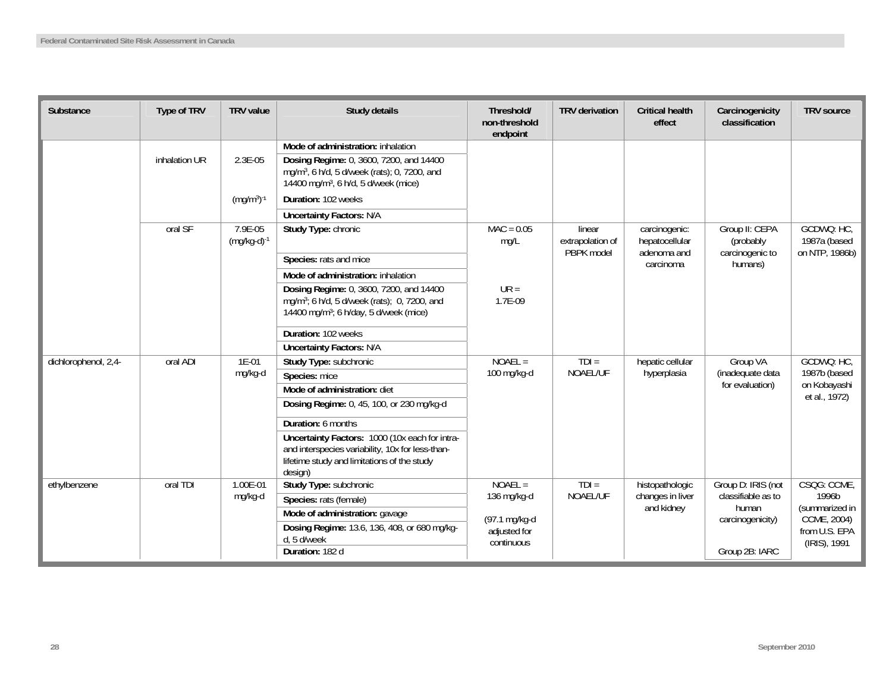| Substance | Type of TRV | TRV value | Study details | Threshold/ non-threshold endpoint | TRV derivation | Critical health effect | Carcinogenicity classification | TRV source |
|---|---|---|---|---|---|---|---|---|
| | | | **Mode of administration:** inhalation | | | | | |
| | inhalation UR | 2.3E-05 $(mg/m^3)^{-1}$ | **Dosing Regime:** 0, 3600, 7200, and 14400 $mg/m^3$, 6 h/d, 5 d/week (rats); 0, 7200, and 14400 $mg/m^3$, 6 h/d, 5 d/week (mice) | | | | | |
| | | | **Duration:** 102 weeks | | | | | |
| | | | **Uncertainty Factors:** N/A | | | | | |
| | oral SF | 7.9E-05 $(mg/kg\text{-}d)^{-1}$ | **Study Type:** chronic | MAC = 0.05 mg/L | linear extrapolation of PBPK model | carcinogenic: hepatocellular adenoma and carcinoma | Group II: CEPA (probably carcinogenic to humans) | GCDWQ: HC, 1987a (based on NTP, 1986b) |
| | | | **Species:** rats and mice | | | | | |
| | | | **Mode of administration:** inhalation | | | | | |
| | | | **Dosing Regime:** 0, 3600, 7200, and 14400 $mg/m^3$; 6 h/d, 5 d/week (rats); 0, 7200, and 14400 $mg/m^3$; 6 h/day, 5 d/week (mice) | UR = 1.7E-09 | | | | |
| | | | **Duration:** 102 weeks | | | | | |
| | | | **Uncertainty Factors:** N/A | | | | | |
| dichlorophenol, 2,4- | oral ADI | 1E-01 mg/kg-d | **Study Type:** subchronic | NOAEL = 100 mg/kg-d | TDI = NOAEL/UF | hepatic cellular hyperplasia | Group VA (inadequate data for evaluation) | GCDWQ: HC, 1987b (based on Kobayashi et al., 1972) |
| | | | **Species:** mice | | | | | |
| | | | **Mode of administration:** diet | | | | | |
| | | | **Dosing Regime:** 0, 45, 100, or 230 mg/kg-d | | | | | |
| | | | **Duration:** 6 months | | | | | |
| | | | **Uncertainty Factors:** 1000 (10x each for intra- and interspecies variability, 10x for less-than-lifetime study and limitations of the study design) | | | | | |
| ethylbenzene | oral TDI | 1.00E-01 mg/kg-d | **Study Type:** subchronic | NOAEL = 136 mg/kg-d | TDI = NOAEL/UF | histopathologic changes in liver and kidney | Group D: IRIS (not classifiable as to human carcinogenicity) | CSQG: CCME, 1996b (summarized in CCME, 2004) from U.S. EPA (IRIS), 1991 |
| | | | **Species:** rats (female) | | | | | |
| | | | **Mode of administration:** gavage | (97.1 mg/kg-d adjusted for continuous | | | | |
| | | | **Dosing Regime:** 13.6, 136, 408, or 680 mg/kg-d, 5 d/week | | | | | |
| | | | **Duration:** 182 d | | | | Group 2B: IARC | |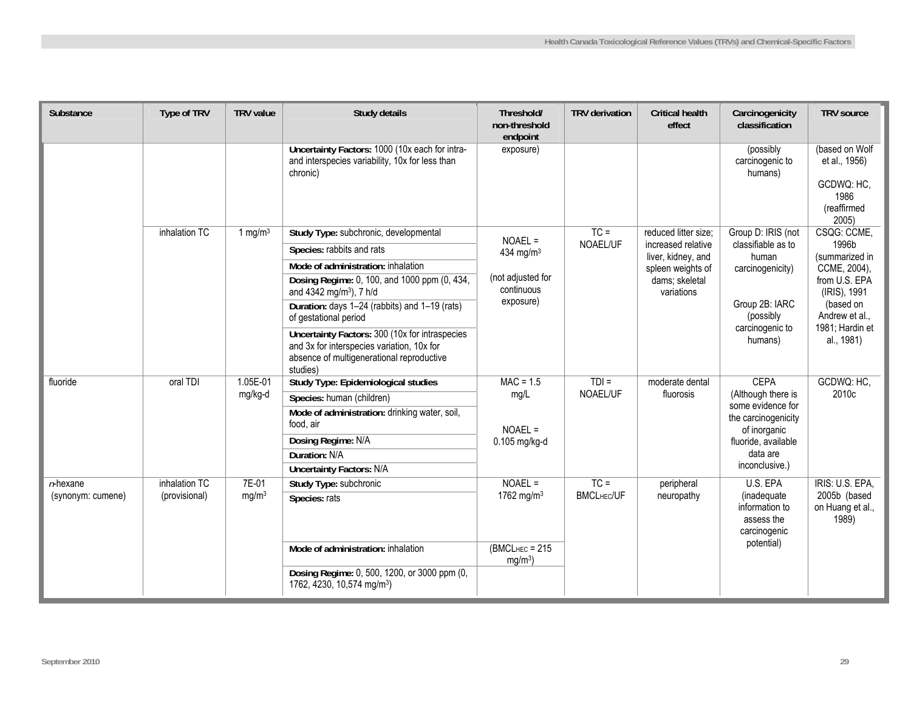| Substance | Type of TRV | TRV value | Study details | Threshold/ non-threshold endpoint | TRV derivation | Critical health effect | Carcinogenicity classification | TRV source |
|---|---|---|---|---|---|---|---|---|
| | | | **Uncertainty Factors:** 1000 (10x each for intra- and interspecies variability, 10x for less than chronic) | exposure) | | | (possibly carcinogenic to humans) | (based on Wolf et al., 1956) GCDWQ: HC, 1986 (reaffirmed 2005) |
| | inhalation TC | 1 mg/m$^3$ | **Study Type:** subchronic, developmental | NOAEL = 434 mg/m$^3$ (not adjusted for continuous exposure) | TC = NOAEL/UF | reduced litter size; increased relative liver, kidney, and spleen weights of dams; skeletal variations | Group D: IRIS (not classifiable as to human carcinogenicity) Group 2B: IARC (possibly carcinogenic to humans) | CSQG: CCME, 1996b (summarized in CCME, 2004), from U.S. EPA (IRIS), 1991 (based on Andrew et al., 1981; Hardin et al., 1981) |
| | | | **Species:** rabbits and rats | | | | | |
| | | | **Mode of administration:** inhalation | | | | | |
| | | | **Dosing Regime:** 0, 100, and 1000 ppm (0, 434, and 4342 mg/m$^3$), 7 h/d | | | | | |
| | | | **Duration:** days 1–24 (rabbits) and 1–19 (rats) of gestational period | | | | | |
| | | | **Uncertainty Factors:** 300 (10x for intraspecies and 3x for interspecies variation, 10x for absence of multigenerational reproductive studies) | | | | | |
| fluoride | oral TDI | 1.05E-01 mg/kg-d | **Study Type: Epidemiological studies** | MAC = 1.5 mg/L NOAEL = 0.105 mg/kg-d | TDI = NOAEL/UF | moderate dental fluorosis | CEPA (Although there is some evidence for the carcinogenicity of inorganic fluoride, available data are inconclusive.) | GCDWQ: HC, 2010c |
| | | | **Species:** human (children) | | | | | |
| | | | **Mode of administration:** drinking water, soil, food, air | | | | | |
| | | | **Dosing Regime:** N/A | | | | | |
| | | | **Duration:** N/A | | | | | |
| | | | **Uncertainty Factors:** N/A | | | | | |
| *n*-hexane (synonym: cumene) | inhalation TC (provisional) | 7E-01 mg/m$^3$ | **Study Type:** subchronic | NOAEL = 1762 mg/m$^3$ | TC = $BMCL_{HEC}$/UF | peripheral neuropathy | U.S. EPA (inadequate information to assess the carcinogenic potential) | IRIS: U.S. EPA, 2005b (based on Huang et al., 1989) |
| | | | **Species:** rats | | | | | |
| | | | **Mode of administration:** inhalation | ($BMCL_{HEC}$ = 215 mg/m$^3$) | | | | |
| | | | **Dosing Regime:** 0, 500, 1200, or 3000 ppm (0, 1762, 4230, 10,574 mg/m$^3$) | | | | | |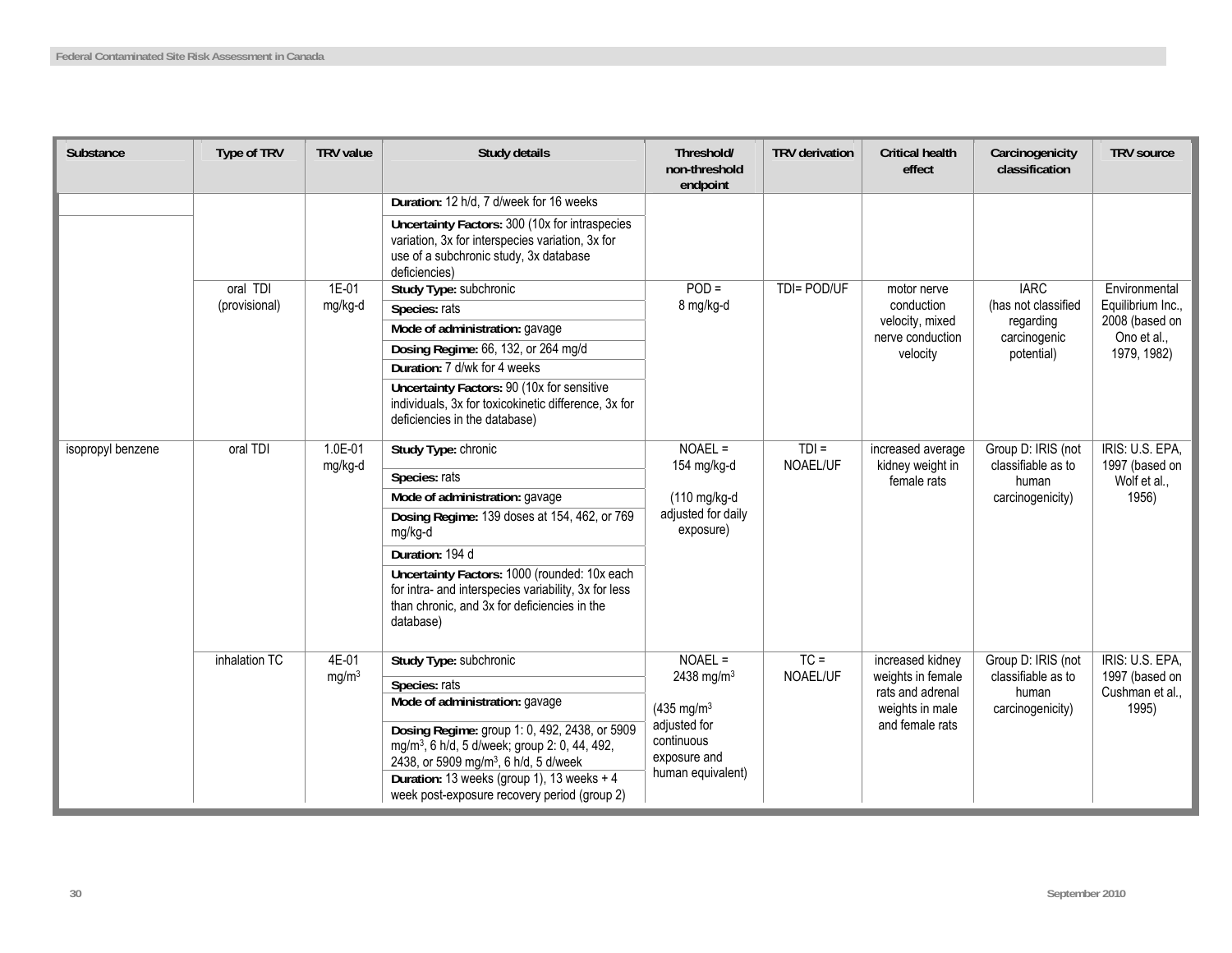| Substance | Type of TRV | TRV value | Study details | Threshold/ non-threshold endpoint | TRV derivation | Critical health effect | Carcinogenicity classification | TRV source |
|---|---|---|---|---|---|---|---|---|
| | | | **Duration:** 12 h/d, 7 d/week for 16 weeks<br>**Uncertainty Factors:** 300 (10x for intraspecies variation, 3x for interspecies variation, 3x for use of a subchronic study, 3x database deficiencies) | | | | | |
| | oral TDI (provisional) | 1E-01 mg/kg-d | **Study Type:** subchronic<br>**Species:** rats<br>**Mode of administration:** gavage<br>**Dosing Regime:** 66, 132, or 264 mg/d<br>**Duration:** 7 d/wk for 4 weeks<br>**Uncertainty Factors:** 90 (10x for sensitive individuals, 3x for toxicokinetic difference, 3x for deficiencies in the database) | POD = 8 mg/kg-d | TDI= POD/UF | motor nerve conduction velocity, mixed nerve conduction velocity | IARC (has not classified regarding carcinogenic potential) | Environmental Equilibrium Inc., 2008 (based on Ono et al., 1979, 1982) |
| isopropyl benzene | oral TDI | 1.0E-01 mg/kg-d | **Study Type:** chronic<br>**Species:** rats<br>**Mode of administration:** gavage<br>**Dosing Regime:** 139 doses at 154, 462, or 769 mg/kg-d<br>**Duration:** 194 d<br>**Uncertainty Factors:** 1000 (rounded: 10x each for intra- and interspecies variability, 3x for less than chronic, and 3x for deficiencies in the database) | NOAEL = 154 mg/kg-d<br><br>(110 mg/kg-d adjusted for daily exposure) | TDI = NOAEL/UF | increased average kidney weight in female rats | Group D: IRIS (not classifiable as to human carcinogenicity) | IRIS: U.S. EPA, 1997 (based on Wolf et al., 1956) |
| | inhalation TC | 4E-01 mg/m³ | **Study Type:** subchronic<br>**Species:** rats<br>**Mode of administration:** gavage<br>**Dosing Regime:** group 1: 0, 492, 2438, or 5909 mg/m³, 6 h/d, 5 d/week; group 2: 0, 44, 492, 2438, or 5909 mg/m³, 6 h/d, 5 d/week<br>**Duration:** 13 weeks (group 1), 13 weeks + 4 week post-exposure recovery period (group 2) | NOAEL = 2438 mg/m³<br><br>(435 mg/m³ adjusted for continuous exposure and human equivalent) | TC = NOAEL/UF | increased kidney weights in female rats and adrenal weights in male and female rats | Group D: IRIS (not classifiable as to human carcinogenicity) | IRIS: U.S. EPA, 1997 (based on Cushman et al., 1995) |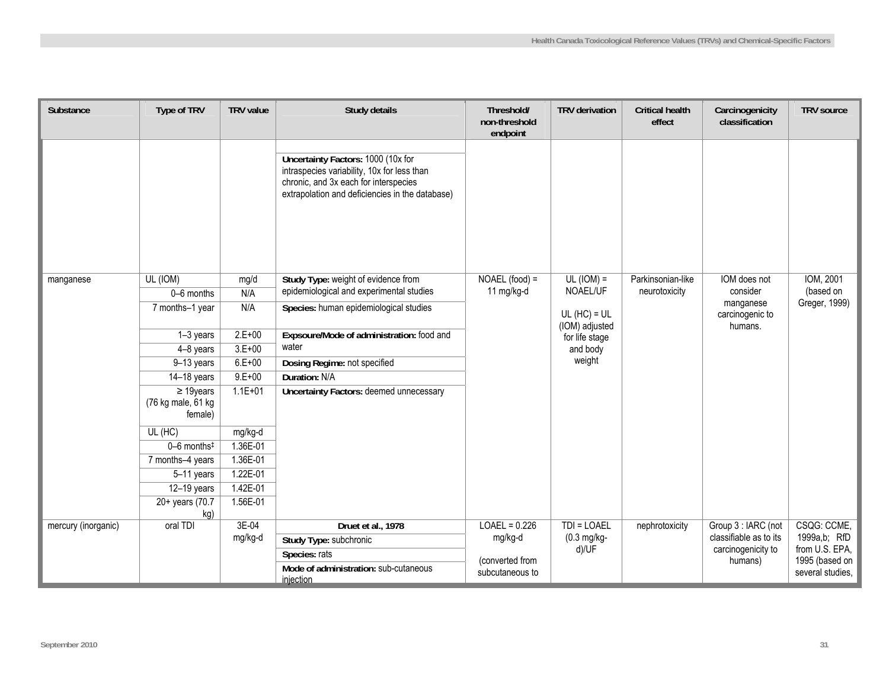| Substance | Type of TRV | TRV value | Study details | Threshold/ non-threshold endpoint | TRV derivation | Critical health effect | Carcinogenicity classification | TRV source |
|---|---|---|---|---|---|---|---|---|
| | | | **Uncertainty Factors:** 1000 (10x for intraspecies variability, 10x for less than chronic, and 3x each for interspecies extrapolation and deficiencies in the database) | | | | | |
| manganese | UL (IOM) | mg/d | **Study Type:** weight of evidence from epidemiological and experimental studies | NOAEL (food) = 11 mg/kg-d | UL (IOM) = NOAEL/UF<br><br>UL (HC) = UL (IOM) adjusted for life stage and body weight | Parkinsonian-like neurotoxicity | IOM does not consider manganese carcinogenic to humans. | IOM, 2001 (based on Greger, 1999) |
| | 0–6 months | N/A | | | | | | |
| | 7 months–1 year | N/A | **Species:** human epidemiological studies | | | | | |
| | 1–3 years | 2.E+00 | **Expsoure/Mode of administration:** food and water | | | | | |
| | 4–8 years | 3.E+00 | | | | | | |
| | 9–13 years | 6.E+00 | **Dosing Regime:** not specified | | | | | |
| | 14–18 years | 9.E+00 | **Duration:** N/A | | | | | |
| | ≥ 19years (76 kg male, 61 kg female) | 1.1E+01 | **Uncertainty Factors:** deemed unnecessary | | | | | |
| | UL (HC) | mg/kg-d | | | | | | |
| | 0–6 months‡ | 1.36E-01 | | | | | | |
| | 7 months–4 years | 1.36E-01 | | | | | | |
| | 5–11 years | 1.22E-01 | | | | | | |
| | 12–19 years | 1.42E-01 | | | | | | |
| | 20+ years (70.7 kg) | 1.56E-01 | | | | | | |
| mercury (inorganic) | oral TDI | 3E-04 mg/kg-d | **Druet et al., 1978** | LOAEL = 0.226 mg/kg-d<br><br>(converted from subcutaneous to | TDI = LOAEL (0.3 mg/kg-d)/UF | nephrotoxicity | Group 3 : IARC (not classifiable as to its carcinogenicity to humans) | CSQG: CCME, 1999a,b; RfD from U.S. EPA, 1995 (based on several studies, |
| | | | **Study Type:** subchronic | | | | | |
| | | | **Species:** rats | | | | | |
| | | | **Mode of administration:** sub-cutaneous injection | | | | | |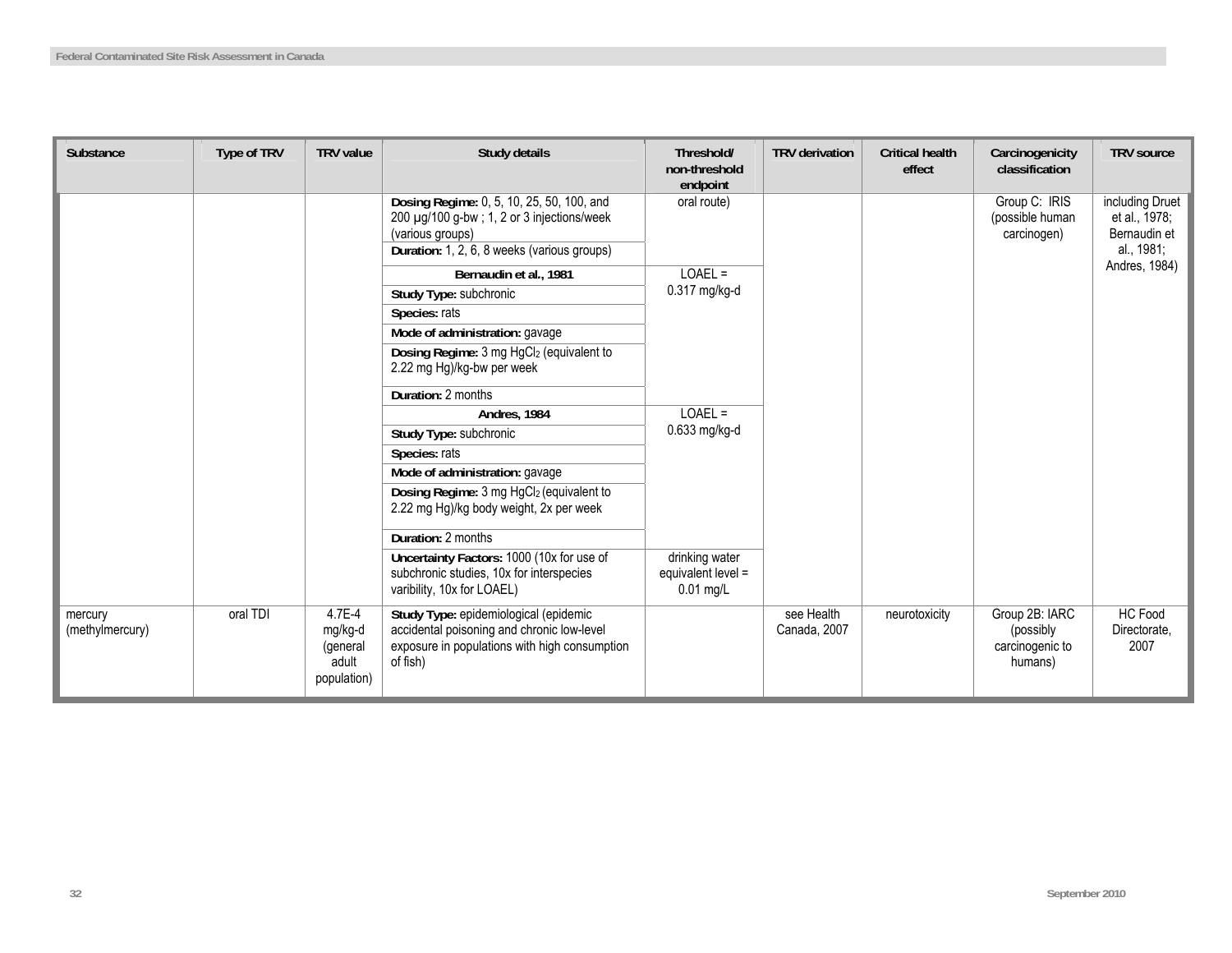| Substance | Type of TRV | TRV value | Study details | Threshold/ non-threshold endpoint | TRV derivation | Critical health effect | Carcinogenicity classification | TRV source |
|---|---|---|---|---|---|---|---|---|
| | | | **Dosing Regime:** 0, 5, 10, 25, 50, 100, and 200 µg/100 g-bw ; 1, 2 or 3 injections/week (various groups) | oral route) | | | Group C: IRIS (possible human carcinogen) | including Druet et al., 1978; Bernaudin et al., 1981; Andres, 1984) |
| | | | **Duration:** 1, 2, 6, 8 weeks (various groups) | | | | | |
| | | | **Bernaudin et al., 1981** | LOAEL = 0.317 mg/kg-d | | | | |
| | | | **Study Type:** subchronic | | | | | |
| | | | **Species:** rats | | | | | |
| | | | **Mode of administration:** gavage | | | | | |
| | | | **Dosing Regime:** 3 mg $HgCl_2$ (equivalent to 2.22 mg Hg)/kg-bw per week | | | | | |
| | | | **Duration:** 2 months | | | | | |
| | | | **Andres, 1984** | LOAEL = 0.633 mg/kg-d | | | | |
| | | | **Study Type:** subchronic | | | | | |
| | | | **Species:** rats | | | | | |
| | | | **Mode of administration:** gavage | | | | | |
| | | | **Dosing Regime:** 3 mg $HgCl_2$ (equivalent to 2.22 mg Hg)/kg body weight, 2x per week | | | | | |
| | | | **Duration:** 2 months | | | | | |
| | | | **Uncertainty Factors:** 1000 (10x for use of subchronic studies, 10x for interspecies varibility, 10x for LOAEL) | drinking water equivalent level = 0.01 mg/L | | | | |
| mercury (methylmercury) | oral TDI | 4.7E-4 mg/kg-d (general adult population) | **Study Type:** epidemiological (epidemic accidental poisoning and chronic low-level exposure in populations with high consumption of fish) | | see Health Canada, 2007 | neurotoxicity | Group 2B: IARC (possibly carcinogenic to humans) | HC Food Directorate, 2007 |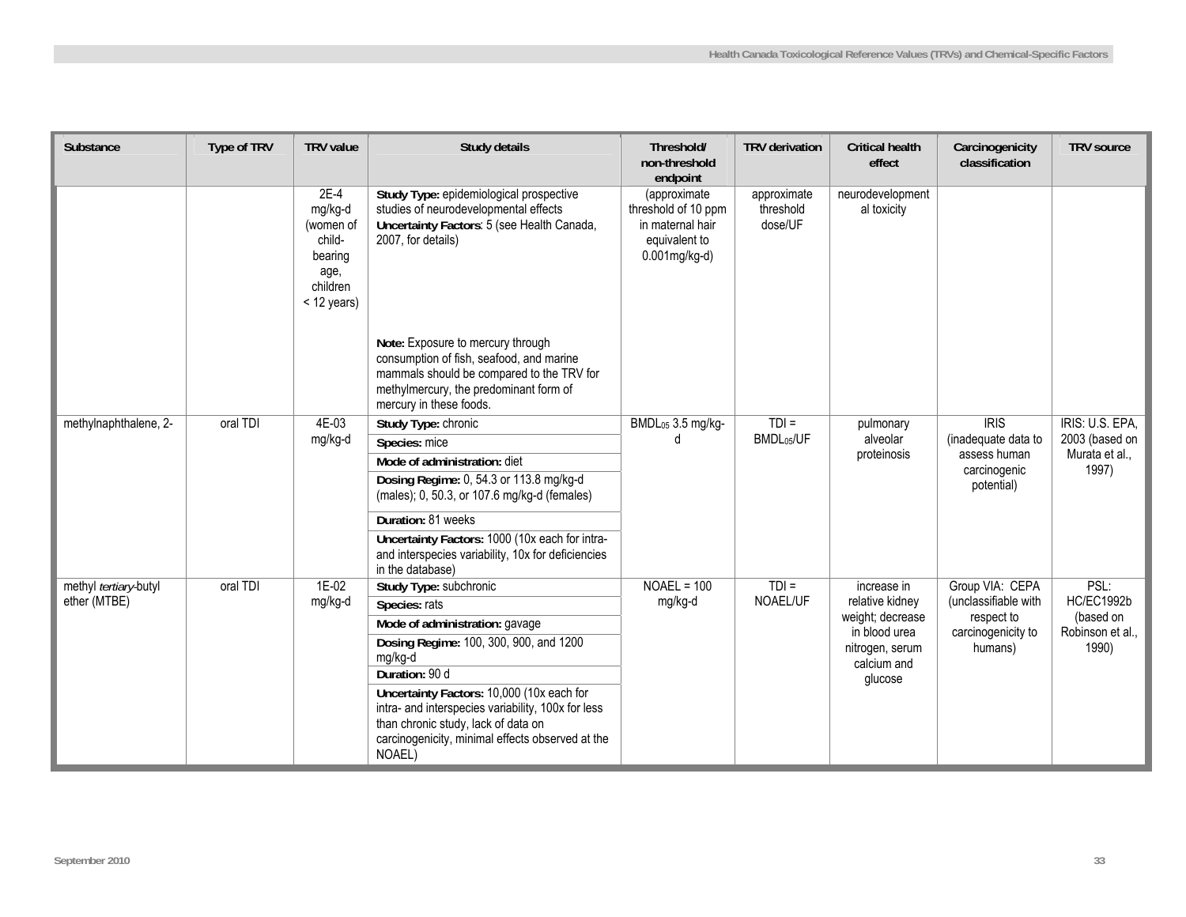| Substance | Type of TRV | TRV value | Study details | Threshold/ non-threshold endpoint | TRV derivation | Critical health effect | Carcinogenicity classification | TRV source |
|---|---|---|---|---|---|---|---|---|
| | | 2E-4 mg/kg-d (women of child-bearing age, children < 12 years) | **Study Type:** epidemiological prospective studies of neurodevelopmental effects<br>**Uncertainty Factors**: 5 (see Health Canada, 2007, for details)<br><br>**Note:** Exposure to mercury through consumption of fish, seafood, and marine mammals should be compared to the TRV for methylmercury, the predominant form of mercury in these foods. | (approximate threshold of 10 ppm in maternal hair equivalent to 0.001mg/kg-d) | approximate threshold dose/UF | neurodevelopmental toxicity | | |
| methylnaphthalene, 2- | oral TDI | 4E-03 mg/kg-d | **Study Type:** chronic<br>**Species:** mice<br>**Mode of administration:** diet<br>**Dosing Regime:** 0, 54.3 or 113.8 mg/kg-d (males); 0, 50.3, or 107.6 mg/kg-d (females)<br>**Duration:** 81 weeks<br>**Uncertainty Factors:** 1000 (10x each for intra- and interspecies variability, 10x for deficiencies in the database) | $BMDL_{05}$ 3.5 mg/kg-d | TDI = $BMDL_{05}$/UF | pulmonary alveolar proteinosis | IRIS (inadequate data to assess human carcinogenic potential) | IRIS: U.S. EPA, 2003 (based on Murata et al., 1997) |
| methyl *tertiary*-butyl ether (MTBE) | oral TDI | 1E-02 mg/kg-d | **Study Type:** subchronic<br>**Species:** rats<br>**Mode of administration:** gavage<br>**Dosing Regime:** 100, 300, 900, and 1200 mg/kg-d<br>**Duration:** 90 d<br>**Uncertainty Factors:** 10,000 (10x each for intra- and interspecies variability, 100x for less than chronic study, lack of data on carcinogenicity, minimal effects observed at the NOAEL) | NOAEL = 100 mg/kg-d | TDI = NOAEL/UF | increase in relative kidney weight; decrease in blood urea nitrogen, serum calcium and glucose | Group VIA: CEPA (unclassifiable with respect to carcinogenicity to humans) | PSL: HC/EC1992b (based on Robinson et al., 1990) |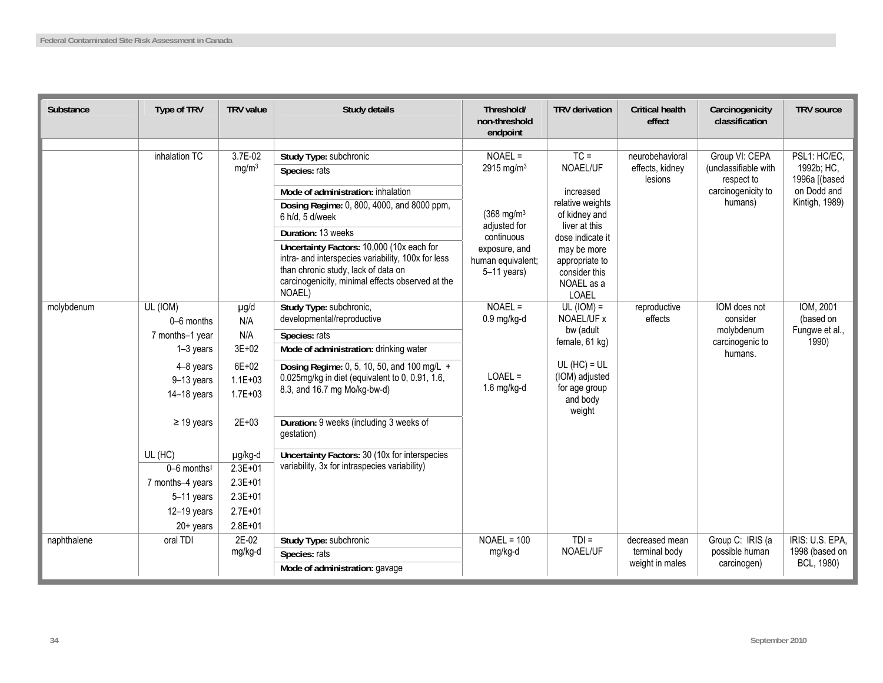| Substance | Type of TRV | TRV value | Study details | Threshold/ non-threshold endpoint | TRV derivation | Critical health effect | Carcinogenicity classification | TRV source |
|---|---|---|---|---|---|---|---|---|
| | inhalation TC | 3.7E-02 $mg/m^3$ | **Study Type:** subchronic<br>**Species:** rats<br>**Mode of administration:** inhalation<br>**Dosing Regime:** 0, 800, 4000, and 8000 ppm, 6 h/d, 5 d/week<br>**Duration:** 13 weeks<br>**Uncertainty Factors:** 10,000 (10x each for intra- and interspecies variability, 100x for less than chronic study, lack of data on carcinogenicity, minimal effects observed at the NOAEL) | NOAEL = 2915 $mg/m^3$<br><br>(368 $mg/m^3$ adjusted for continuous exposure, and human equivalent; 5–11 years) | TC = NOAEL/UF<br><br>increased relative weights of kidney and liver at this dose indicate it may be more appropriate to consider this NOAEL as a LOAEL | neurobehavioral effects, kidney lesions | Group VI: CEPA (unclassifiable with respect to carcinogenicity to humans) | PSL1: HC/EC, 1992b; HC, 1996a [(based on Dodd and Kintigh, 1989) |
| molybdenum | UL (IOM)<br>0–6 months<br>7 months–1 year<br>1–3 years<br>4–8 years<br>9–13 years<br>14–18 years<br>≥ 19 years<br><br>UL (HC)<br>0–6 months‡<br>7 months–4 years<br>5–11 years<br>12–19 years<br>20+ years | µg/d<br>N/A<br>N/A<br>3E+02<br>6E+02<br>1.1E+03<br>1.7E+03<br>2E+03<br><br>µg/kg-d<br>2.3E+01<br>2.3E+01<br>2.3E+01<br>2.7E+01<br>2.8E+01 | **Study Type:** subchronic, developmental/reproductive<br>**Species:** rats<br>**Mode of administration:** drinking water<br>**Dosing Regime:** 0, 5, 10, 50, and 100 mg/L + 0.025mg/kg in diet (equivalent to 0, 0.91, 1.6, 8.3, and 16.7 mg Mo/kg-bw-d)<br>**Duration:** 9 weeks (including 3 weeks of gestation)<br>**Uncertainty Factors:** 30 (10x for interspecies variability, 3x for intraspecies variability) | NOAEL = 0.9 mg/kg-d<br><br>LOAEL = 1.6 mg/kg-d | UL (IOM) = NOAEL/UF x bw (adult female, 61 kg)<br><br>UL (HC) = UL (IOM) adjusted for age group and body weight | reproductive effects | IOM does not consider molybdenum carcinogenic to humans. | IOM, 2001 (based on Fungwe et al., 1990) |
| naphthalene | oral TDI | 2E-02 mg/kg-d | **Study Type:** subchronic<br>**Species:** rats<br>**Mode of administration:** gavage | NOAEL = 100 mg/kg-d | TDI = NOAEL/UF | decreased mean terminal body weight in males | Group C: IRIS (a possible human carcinogen) | IRIS: U.S. EPA, 1998 (based on BCL, 1980) |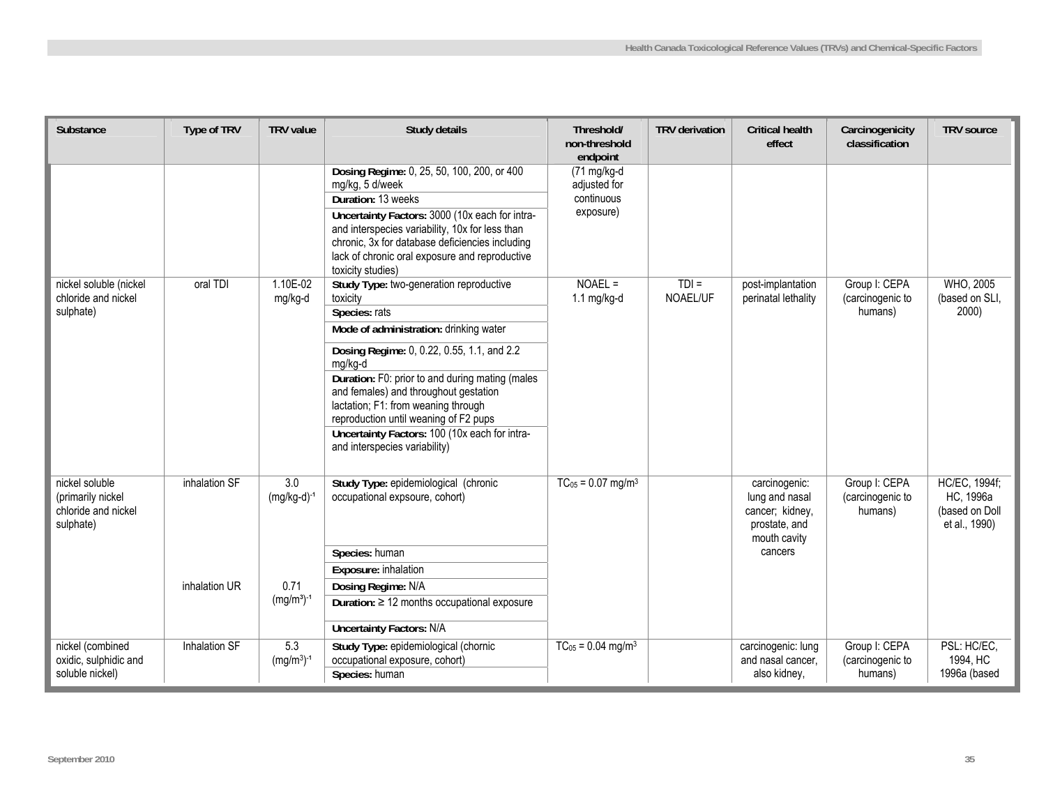| Substance | Type of TRV | TRV value | Study details | Threshold/ non-threshold endpoint | TRV derivation | Critical health effect | Carcinogenicity classification | TRV source |
|---|---|---|---|---|---|---|---|---|
| | | | **Dosing Regime:** 0, 25, 50, 100, 200, or 400 mg/kg, 5 d/week<br>**Duration:** 13 weeks<br>**Uncertainty Factors:** 3000 (10x each for intra- and interspecies variability, 10x for less than chronic, 3x for database deficiencies including lack of chronic oral exposure and reproductive toxicity studies) | (71 mg/kg-d adjusted for continuous exposure) | | | | |
| nickel soluble (nickel chloride and nickel sulphate) | oral TDI | 1.10E-02 mg/kg-d | **Study Type:** two-generation reproductive toxicity<br>**Species:** rats<br>**Mode of administration:** drinking water<br>**Dosing Regime:** 0, 0.22, 0.55, 1.1, and 2.2 mg/kg-d<br>**Duration:** F0: prior to and during mating (males and females) and throughout gestation lactation; F1: from weaning through reproduction until weaning of F2 pups<br>**Uncertainty Factors:** 100 (10x each for intra- and interspecies variability) | NOAEL = 1.1 mg/kg-d | TDI = NOAEL/UF | post-implantation perinatal lethality | Group I: CEPA (carcinogenic to humans) | WHO, 2005 (based on SLI, 2000) |
| nickel soluble (primarily nickel chloride and nickel sulphate) | inhalation SF<br><br>inhalation UR | 3.0 $(mg/kg\text{-}d)^{-1}$<br><br>0.71 $(mg/m^3)^{-1}$ | **Study Type:** epidemiological (chronic occupational expsosure, cohort)<br>**Species:** human<br>**Exposure:** inhalation<br>**Dosing Regime:** N/A<br>**Duration:** ≥ 12 months occupational exposure<br>**Uncertainty Factors:** N/A | $TC_{05} = 0.07$ mg/m³ | | carcinogenic: lung and nasal cancer; kidney, prostate, and mouth cavity cancers | Group I: CEPA (carcinogenic to humans) | HC/EC, 1994f; HC, 1996a (based on Doll et al., 1990) |
| nickel (combined oxidic, sulphidic and soluble nickel) | Inhalation SF | 5.3 $(mg/m^3)^{-1}$ | **Study Type:** epidemiological (chornic occupational exposure, cohort)<br>**Species:** human | $TC_{05} = 0.04$ mg/m³ | | carcinogenic: lung and nasal cancer, also kidney, | Group I: CEPA (carcinogenic to humans) | PSL: HC/EC, 1994, HC 1996a (based |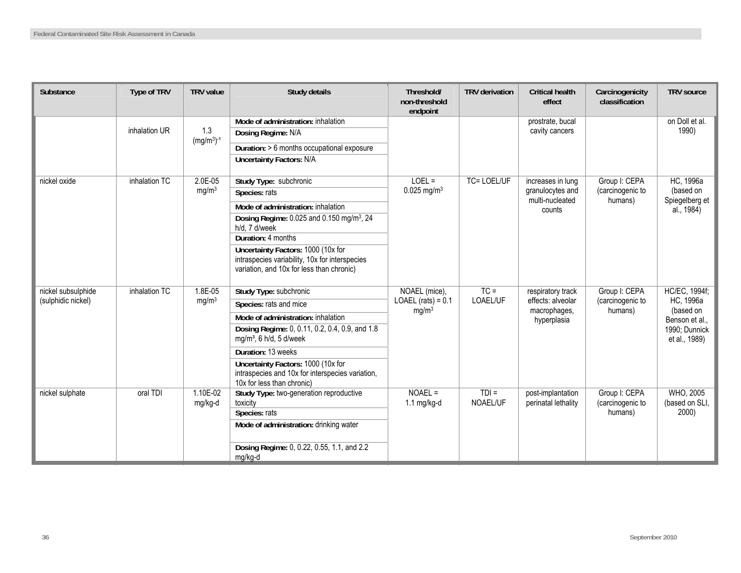| Substance | Type of TRV | TRV value | Study details | Threshold/ non-threshold endpoint | TRV derivation | Critical health effect | Carcinogenicity classification | TRV source |
|---|---|---|---|---|---|---|---|---|
| | inhalation UR | 1.3 $(mg/m^3)^{-1}$ | **Mode of administration:** inhalation<br>**Dosing Regime:** N/A<br>**Duration:** > 6 months occupational exposure<br>**Uncertainty Factors:** N/A | | | prostrate, bucal cavity cancers | | on Doll et al. 1990) |
| nickel oxide | inhalation TC | 2.0E-05 $mg/m^3$ | **Study Type:** subchronic<br>**Species:** rats<br>**Mode of administration:** inhalation<br>**Dosing Regime:** 0.025 and 0.150 $mg/m^3$, 24 h/d, 7 d/week<br>**Duration:** 4 months<br>**Uncertainty Factors:** 1000 (10x for intraspecies variability, 10x for interspecies variation, and 10x for less than chronic) | LOEL = 0.025 $mg/m^3$ | TC= LOEL/UF | increases in lung granulocytes and multi-nucleated counts | Group I: CEPA (carcinogenic to humans) | HC, 1996a (based on Spiegelberg et al., 1984) |
| nickel subsulphide (sulphidic nickel) | inhalation TC | 1.8E-05 $mg/m^3$ | **Study Type:** subchronic<br>**Species:** rats and mice<br>**Mode of administration:** inhalation<br>**Dosing Regime:** 0, 0.11, 0.2, 0.4, 0.9, and 1.8 $mg/m^3$, 6 h/d, 5 d/week<br>**Duration:** 13 weeks<br>**Uncertainty Factors:** 1000 (10x for intraspecies and 10x for interspecies variation, 10x for less than chronic) | NOAEL (mice), LOAEL (rats) = 0.1 $mg/m^3$ | TC = LOAEL/UF | respiratory track effects: alveolar macrophages, hyperplasia | Group I: CEPA (carcinogenic to humans) | HC/EC, 1994f; HC, 1996a (based on Benson et al., 1990; Dunnick et al., 1989) |
| nickel sulphate | oral TDI | 1.10E-02 mg/kg-d | **Study Type:** two-generation reproductive toxicity<br>**Species:** rats<br>**Mode of administration:** drinking water<br>**Dosing Regime:** 0, 0.22, 0.55, 1.1, and 2.2 mg/kg-d | NOAEL = 1.1 mg/kg-d | TDI = NOAEL/UF | post-implantation perinatal lethality | Group I: CEPA (carcinogenic to humans) | WHO, 2005 (based on SLI, 2000) |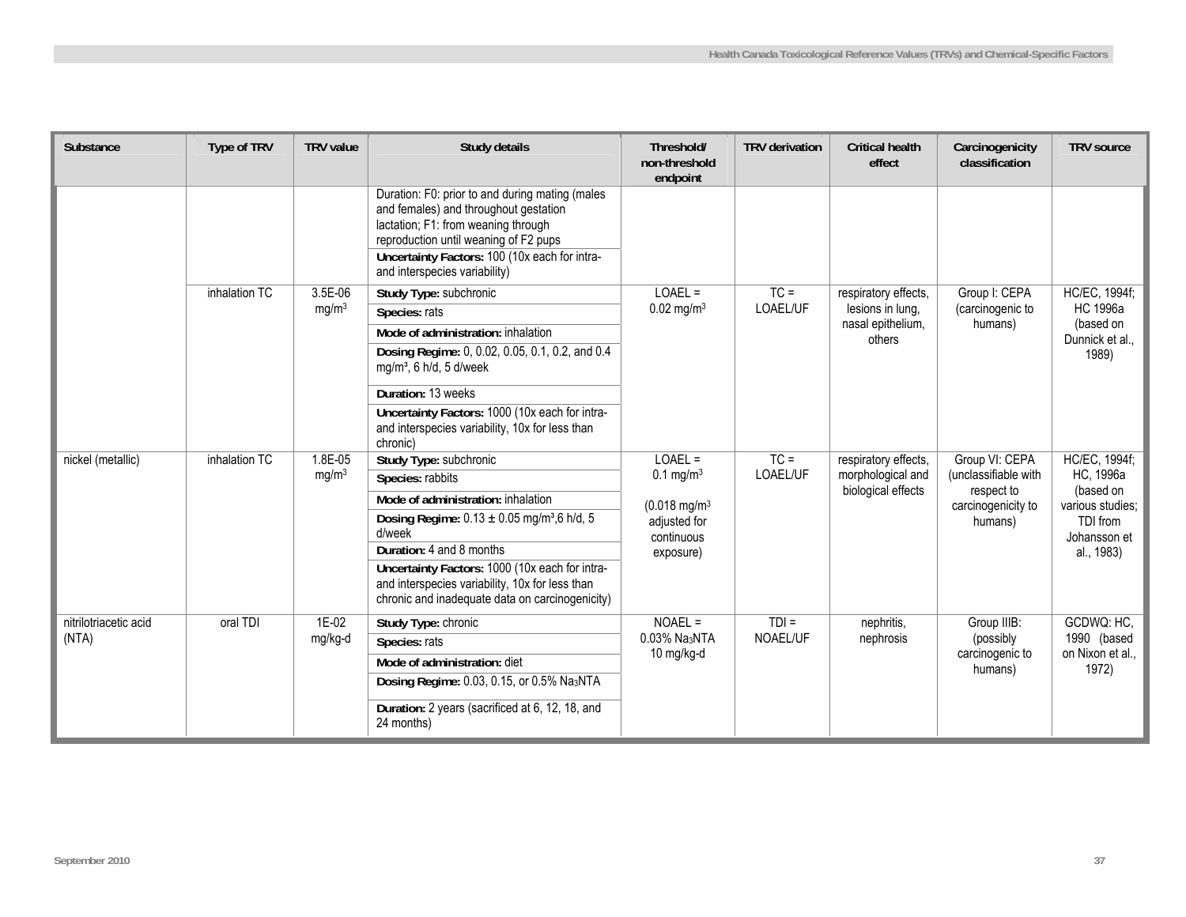| Substance | Type of TRV | TRV value | Study details | Threshold/ non-threshold endpoint | TRV derivation | Critical health effect | Carcinogenicity classification | TRV source |
|---|---|---|---|---|---|---|---|---|
| | | | Duration: F0: prior to and during mating (males and females) and throughout gestation lactation; F1: from weaning through reproduction until weaning of F2 pups<br>**Uncertainty Factors:** 100 (10x each for intra- and interspecies variability) | | | | | |
| | inhalation TC | 3.5E-06 mg/m$^3$ | **Study Type:** subchronic<br>**Species:** rats<br>**Mode of administration:** inhalation<br>**Dosing Regime:** 0, 0.02, 0.05, 0.1, 0.2, and 0.4 mg/m³, 6 h/d, 5 d/week<br>**Duration:** 13 weeks<br>**Uncertainty Factors:** 1000 (10x each for intra- and interspecies variability, 10x for less than chronic) | LOAEL = 0.02 mg/m$^3$ | TC = LOAEL/UF | respiratory effects, lesions in lung, nasal epithelium, others | Group I: CEPA (carcinogenic to humans) | HC/EC, 1994f; HC 1996a (based on Dunnick et al., 1989) |
| nickel (metallic) | inhalation TC | 1.8E-05 mg/m$^3$ | **Study Type:** subchronic<br>**Species:** rabbits<br>**Mode of administration:** inhalation<br>**Dosing Regime:** 0.13 ± 0.05 mg/m³,6 h/d, 5 d/week<br>**Duration:** 4 and 8 months<br>**Uncertainty Factors:** 1000 (10x each for intra- and interspecies variability, 10x for less than chronic and inadequate data on carcinogenicity) | LOAEL = 0.1 mg/m$^3$<br>(0.018 mg/m$^3$ adjusted for continuous exposure) | TC = LOAEL/UF | respiratory effects, morphological and biological effects | Group VI: CEPA (unclassifiable with respect to carcinogenicity to humans) | HC/EC, 1994f; HC, 1996a (based on various studies; TDI from Johansson et al., 1983) |
| nitrilotriacetic acid (NTA) | oral TDI | 1E-02 mg/kg-d | **Study Type:** chronic<br>**Species:** rats<br>**Mode of administration:** diet<br>**Dosing Regime:** 0.03, 0.15, or 0.5% $Na_3NTA$<br>**Duration:** 2 years (sacrificed at 6, 12, 18, and 24 months) | NOAEL = 0.03% $Na_3NTA$ 10 mg/kg-d | TDI = NOAEL/UF | nephritis, nephrosis | Group IIIB: (possibly carcinogenic to humans) | GCDWQ: HC, 1990 (based on Nixon et al., 1972) |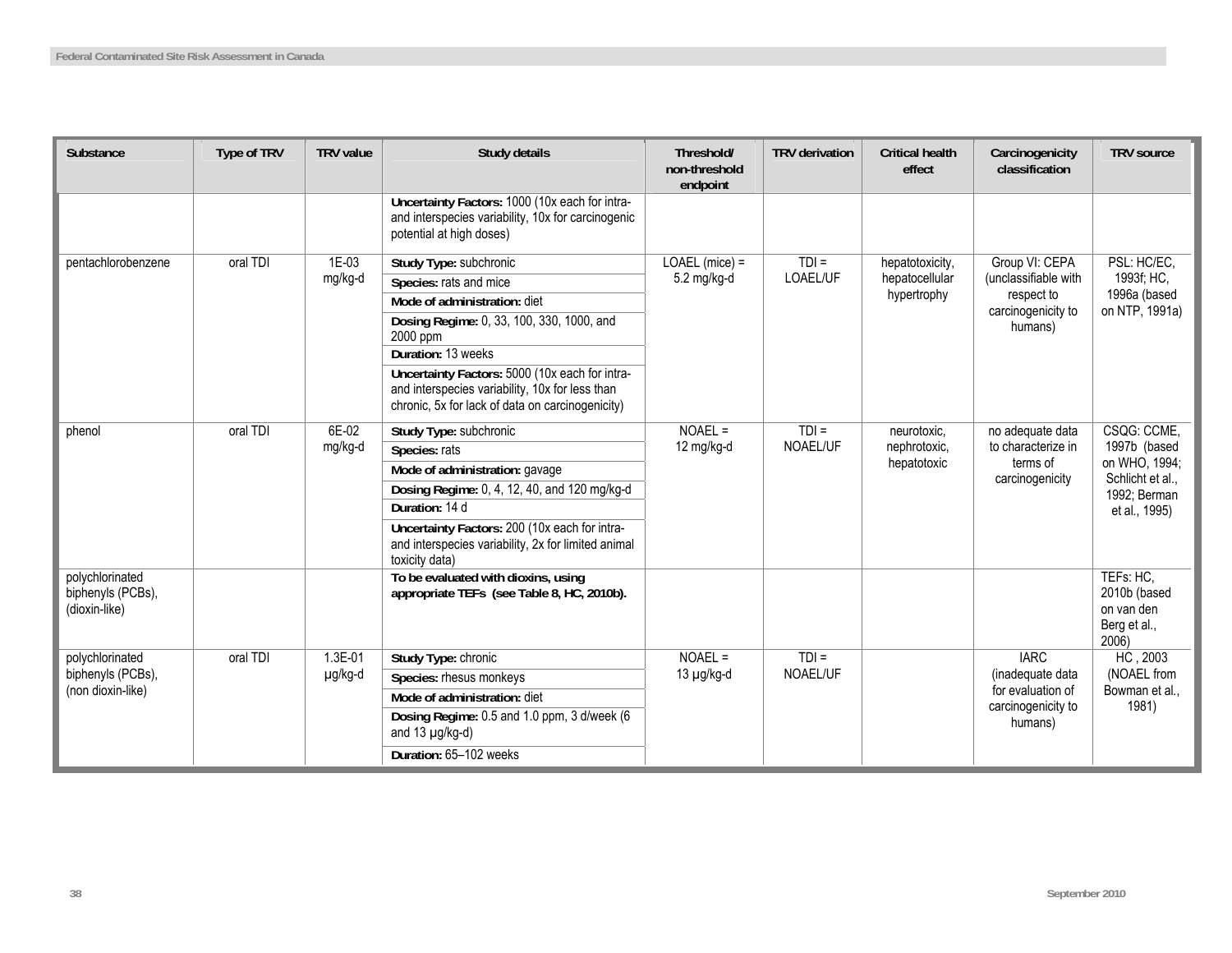| Substance | Type of TRV | TRV value | Study details | Threshold/ non-threshold endpoint | TRV derivation | Critical health effect | Carcinogenicity classification | TRV source |
|---|---|---|---|---|---|---|---|---|
| | | | **Uncertainty Factors:** 1000 (10x each for intra- and interspecies variability, 10x for carcinogenic potential at high doses) | | | | | |
| pentachlorobenzene | oral TDI | 1E-03 mg/kg-d | **Study Type:** subchronic<br>**Species:** rats and mice<br>**Mode of administration:** diet<br>**Dosing Regime:** 0, 33, 100, 330, 1000, and 2000 ppm<br>**Duration:** 13 weeks<br>**Uncertainty Factors:** 5000 (10x each for intra- and interspecies variability, 10x for less than chronic, 5x for lack of data on carcinogenicity) | LOAEL (mice) = 5.2 mg/kg-d | TDI = LOAEL/UF | hepatotoxicity, hepatocellular hypertrophy | Group VI: CEPA (unclassifiable with respect to carcinogenicity to humans) | PSL: HC/EC, 1993f; HC, 1996a (based on NTP, 1991a) |
| phenol | oral TDI | 6E-02 mg/kg-d | **Study Type:** subchronic<br>**Species:** rats<br>**Mode of administration:** gavage<br>**Dosing Regime:** 0, 4, 12, 40, and 120 mg/kg-d<br>**Duration:** 14 d<br>**Uncertainty Factors:** 200 (10x each for intra- and interspecies variability, 2x for limited animal toxicity data) | NOAEL = 12 mg/kg-d | TDI = NOAEL/UF | neurotoxic, nephrotoxic, hepatotoxic | no adequate data to characterize in terms of carcinogenicity | CSQG: CCME, 1997b (based on WHO, 1994; Schlicht et al., 1992; Berman et al., 1995) |
| polychlorinated biphenyls (PCBs), (dioxin-like) | | | **To be evaluated with dioxins, using appropriate TEFs (see Table 8, HC, 2010b).** | | | | | TEFs: HC, 2010b (based on van den Berg et al., 2006) |
| polychlorinated biphenyls (PCBs), (non dioxin-like) | oral TDI | 1.3E-01 µg/kg-d | **Study Type:** chronic<br>**Species:** rhesus monkeys<br>**Mode of administration:** diet<br>**Dosing Regime:** 0.5 and 1.0 ppm, 3 d/week (6 and 13 µg/kg-d)<br>**Duration:** 65–102 weeks | NOAEL = 13 µg/kg-d | TDI = NOAEL/UF | | IARC (inadequate data for evaluation of carcinogenicity to humans) | HC , 2003 (NOAEL from Bowman et al., 1981) |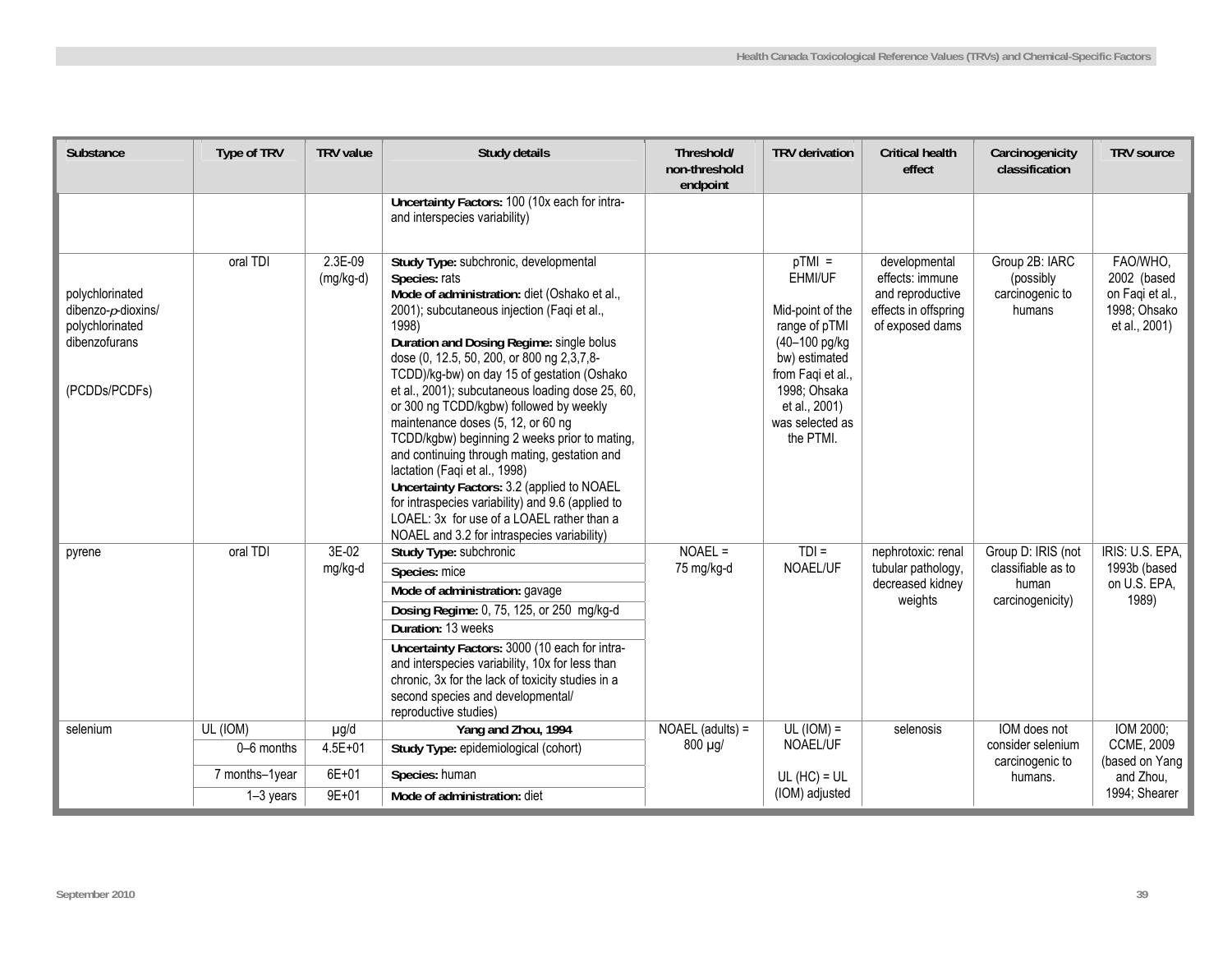| Substance | Type of TRV | TRV value | Study details | Threshold/ non-threshold endpoint | TRV derivation | Critical health effect | Carcinogenicity classification | TRV source |
| --- | --- | --- | --- | --- | --- | --- | --- | --- |
| | | | **Uncertainty Factors:** 100 (10x each for intra- and interspecies variability) | | | | | |
| polychlorinated dibenzo-*p*-dioxins/ polychlorinated dibenzofurans (PCDDs/PCDFs) | oral TDI | 2.3E-09 (mg/kg-d) | **Study Type:** subchronic, developmental **Species:** rats **Mode of administration:** diet (Oshako et al., 2001); subcutaneous injection (Faqi et al., 1998) **Duration and Dosing Regime:** single bolus dose (0, 12.5, 50, 200, or 800 ng 2,3,7,8-TCDD)/kg-bw) on day 15 of gestation (Oshako et al., 2001); subcutaneous loading dose 25, 60, or 300 ng TCDD/kgbw) followed by weekly maintenance doses (5, 12, or 60 ng TCDD/kgbw) beginning 2 weeks prior to mating, and continuing through mating, gestation and lactation (Faqi et al., 1998) **Uncertainty Factors:** 3.2 (applied to NOAEL for intraspecies variability) and 9.6 (applied to LOAEL: 3x for use of a LOAEL rather than a NOAEL and 3.2 for intraspecies variability) | | pTMI = EHMI/UF<br><br>Mid-point of the range of pTMI (40–100 pg/kg bw) estimated from Faqi et al., 1998; Ohsaka et al., 2001) was selected as the PTMI. | developmental effects: immune and reproductive effects in offspring of exposed dams | Group 2B: IARC (possibly carcinogenic to humans | FAO/WHO, 2002 (based on Faqi et al., 1998; Ohsako et al., 2001) |
| pyrene | oral TDI | 3E-02 mg/kg-d | **Study Type:** subchronic<br>**Species:** mice<br>**Mode of administration:** gavage<br>**Dosing Regime:** 0, 75, 125, or 250 mg/kg-d<br>**Duration:** 13 weeks<br>**Uncertainty Factors:** 3000 (10 each for intra- and interspecies variability, 10x for less than chronic, 3x for the lack of toxicity studies in a second species and developmental/ reproductive studies) | NOAEL = 75 mg/kg-d | TDI = NOAEL/UF | nephrotoxic: renal tubular pathology, decreased kidney weights | Group D: IRIS (not classifiable as to human carcinogenicity) | IRIS: U.S. EPA, 1993b (based on U.S. EPA, 1989) |
| selenium | UL (IOM) | µg/d | **Yang and Zhou, 1994** | NOAEL (adults) = 800 µg/ | UL (IOM) = NOAEL/UF<br><br>UL (HC) = UL (IOM) adjusted | selenosis | IOM does not consider selenium carcinogenic to humans. | IOM 2000; CCME, 2009 (based on Yang and Zhou, 1994; Shearer |
| | 0–6 months | 4.5E+01 | **Study Type:** epidemiological (cohort) | | | | | |
| | 7 months–1year | 6E+01 | **Species:** human | | | | | |
| | 1–3 years | 9E+01 | **Mode of administration:** diet | | | | | |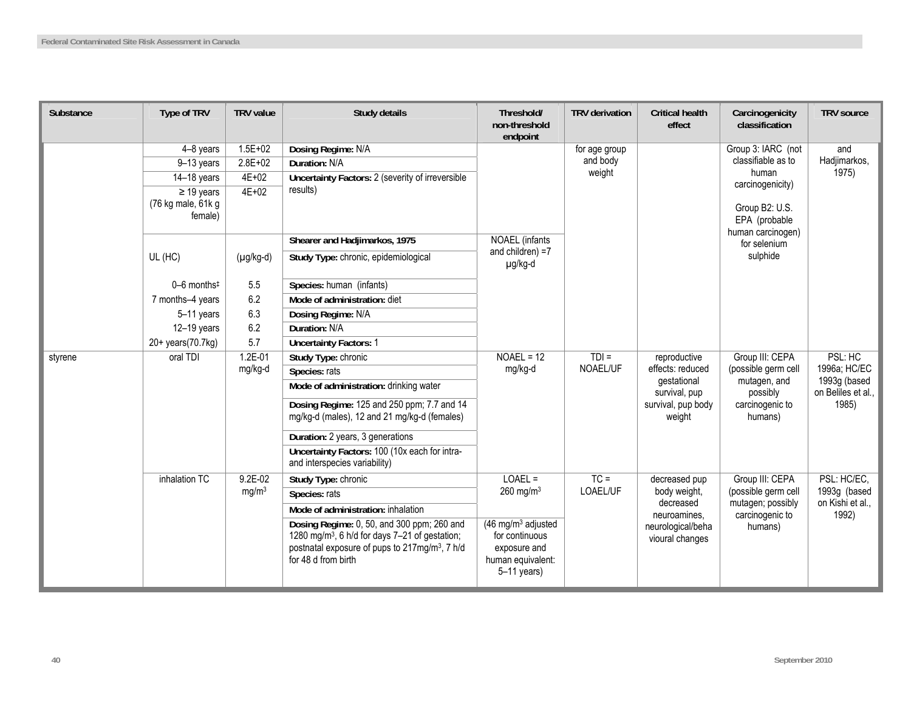| Substance | Type of TRV | TRV value | Study details | Threshold/ non-threshold endpoint | TRV derivation | Critical health effect | Carcinogenicity classification | TRV source |
|---|---|---|---|---|---|---|---|---|
| | 4–8 years | 1.5E+02 | **Dosing Regime:** N/A | | for age group and body weight | | Group 3: IARC (not classifiable as to human carcinogenicity) Group B2: U.S. EPA (probable human carcinogen) for selenium sulphide | and Hadjimarkos, 1975) |
| | 9–13 years | 2.8E+02 | **Duration:** N/A | | | | | |
| | 14–18 years | 4E+02 | **Uncertainty Factors:** 2 (severity of irreversible results) | | | | | |
| | ≥ 19 years (76 kg male, 61k g female) | 4E+02 | | | | | | |
| | | | **Shearer and Hadjimarkos, 1975** | NOAEL (infants and children) =7 μg/kg-d | | | | |
| | UL (HC) | (μg/kg-d) | **Study Type:** chronic, epidemiological | | | | | |
| | 0–6 months‡ | 5.5 | **Species:** human (infants) | | | | | |
| | 7 months–4 years | 6.2 | **Mode of administration:** diet | | | | | |
| | 5–11 years | 6.3 | **Dosing Regime:** N/A | | | | | |
| | 12–19 years | 6.2 | **Duration:** N/A | | | | | |
| | 20+ years(70.7kg) | 5.7 | **Uncertainty Factors:** 1 | | | | | |
| styrene | oral TDI | 1.2E-01 mg/kg-d | **Study Type:** chronic | NOAEL = 12 mg/kg-d | TDI = NOAEL/UF | reproductive effects: reduced gestational survival, pup survival, pup body weight | Group III: CEPA (possible germ cell mutagen, and possibly carcinogenic to humans) | PSL: HC 1996a; HC/EC 1993g (based on Beliles et al., 1985) |
| | | | **Species:** rats | | | | | |
| | | | **Mode of administration:** drinking water | | | | | |
| | | | **Dosing Regime:** 125 and 250 ppm; 7.7 and 14 mg/kg-d (males), 12 and 21 mg/kg-d (females) | | | | | |
| | | | **Duration:** 2 years, 3 generations | | | | | |
| | | | **Uncertainty Factors:** 100 (10x each for intra- and interspecies variability) | | | | | |
| | inhalation TC | 9.2E-02 mg/m³ | **Study Type:** chronic | LOAEL = 260 mg/m³ | TC = LOAEL/UF | decreased pup body weight, decreased neuroamines, neurological/behavioural changes | Group III: CEPA (possible germ cell mutagen; possibly carcinogenic to humans) | PSL: HC/EC, 1993g (based on Kishi et al., 1992) |
| | | | **Species:** rats | | | | | |
| | | | **Mode of administration:** inhalation | | | | | |
| | | | **Dosing Regime:** 0, 50, and 300 ppm; 260 and 1280 mg/m³, 6 h/d for days 7–21 of gestation; postnatal exposure of pups to 217mg/m³, 7 h/d for 48 d from birth | (46 mg/m³ adjusted for continuous exposure and human equivalent: 5–11 years) | | | | |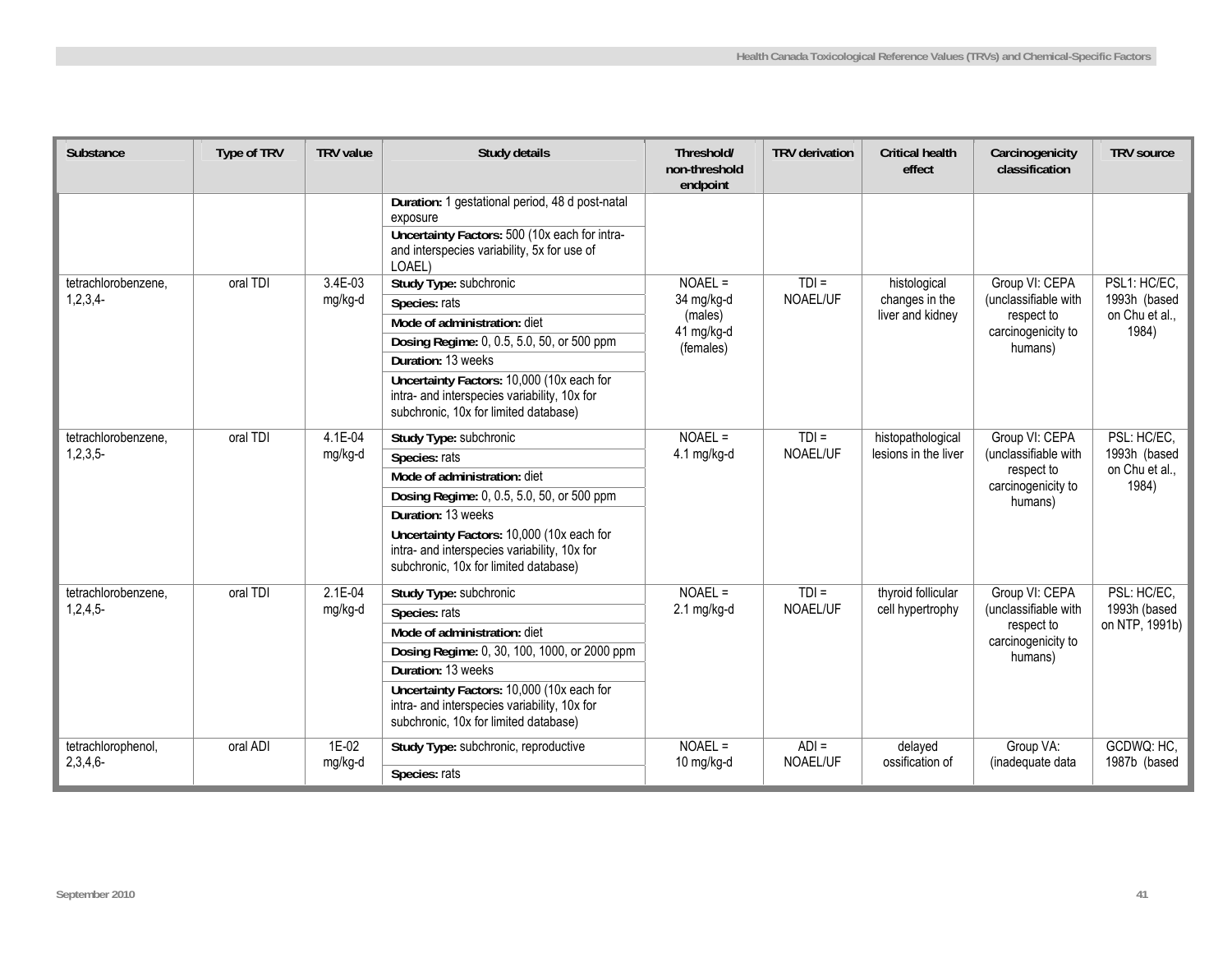| Substance | Type of TRV | TRV value | Study details | Threshold/ non-threshold endpoint | TRV derivation | Critical health effect | Carcinogenicity classification | TRV source |
|---|---|---|---|---|---|---|---|---|
| | | | **Duration:** 1 gestational period, 48 d post-natal exposure<br>**Uncertainty Factors:** 500 (10x each for intra- and interspecies variability, 5x for use of LOAEL) | | | | | |
| tetrachlorobenzene, 1,2,3,4- | oral TDI | 3.4E-03 mg/kg-d | **Study Type:** subchronic<br>**Species:** rats<br>**Mode of administration:** diet<br>**Dosing Regime:** 0, 0.5, 5.0, 50, or 500 ppm<br>**Duration:** 13 weeks<br>**Uncertainty Factors:** 10,000 (10x each for intra- and interspecies variability, 10x for subchronic, 10x for limited database) | NOAEL = 34 mg/kg-d (males) 41 mg/kg-d (females) | TDI = NOAEL/UF | histological changes in the liver and kidney | Group VI: CEPA (unclassifiable with respect to carcinogenicity to humans) | PSL1: HC/EC, 1993h (based on Chu et al., 1984) |
| tetrachlorobenzene, 1,2,3,5- | oral TDI | 4.1E-04 mg/kg-d | **Study Type:** subchronic<br>**Species:** rats<br>**Mode of administration:** diet<br>**Dosing Regime:** 0, 0.5, 5.0, 50, or 500 ppm<br>**Duration:** 13 weeks<br>**Uncertainty Factors:** 10,000 (10x each for intra- and interspecies variability, 10x for subchronic, 10x for limited database) | NOAEL = 4.1 mg/kg-d | TDI = NOAEL/UF | histopathological lesions in the liver | Group VI: CEPA (unclassifiable with respect to carcinogenicity to humans) | PSL: HC/EC, 1993h (based on Chu et al., 1984) |
| tetrachlorobenzene, 1,2,4,5- | oral TDI | 2.1E-04 mg/kg-d | **Study Type:** subchronic<br>**Species:** rats<br>**Mode of administration:** diet<br>**Dosing Regime:** 0, 30, 100, 1000, or 2000 ppm<br>**Duration:** 13 weeks<br>**Uncertainty Factors:** 10,000 (10x each for intra- and interspecies variability, 10x for subchronic, 10x for limited database) | NOAEL = 2.1 mg/kg-d | TDI = NOAEL/UF | thyroid follicular cell hypertrophy | Group VI: CEPA (unclassifiable with respect to carcinogenicity to humans) | PSL: HC/EC, 1993h (based on NTP, 1991b) |
| tetrachlorophenol, 2,3,4,6- | oral ADI | 1E-02 mg/kg-d | **Study Type:** subchronic, reproductive<br>**Species:** rats | NOAEL = 10 mg/kg-d | ADI = NOAEL/UF | delayed ossification of | Group VA: (inadequate data | GCDWQ: HC, 1987b (based |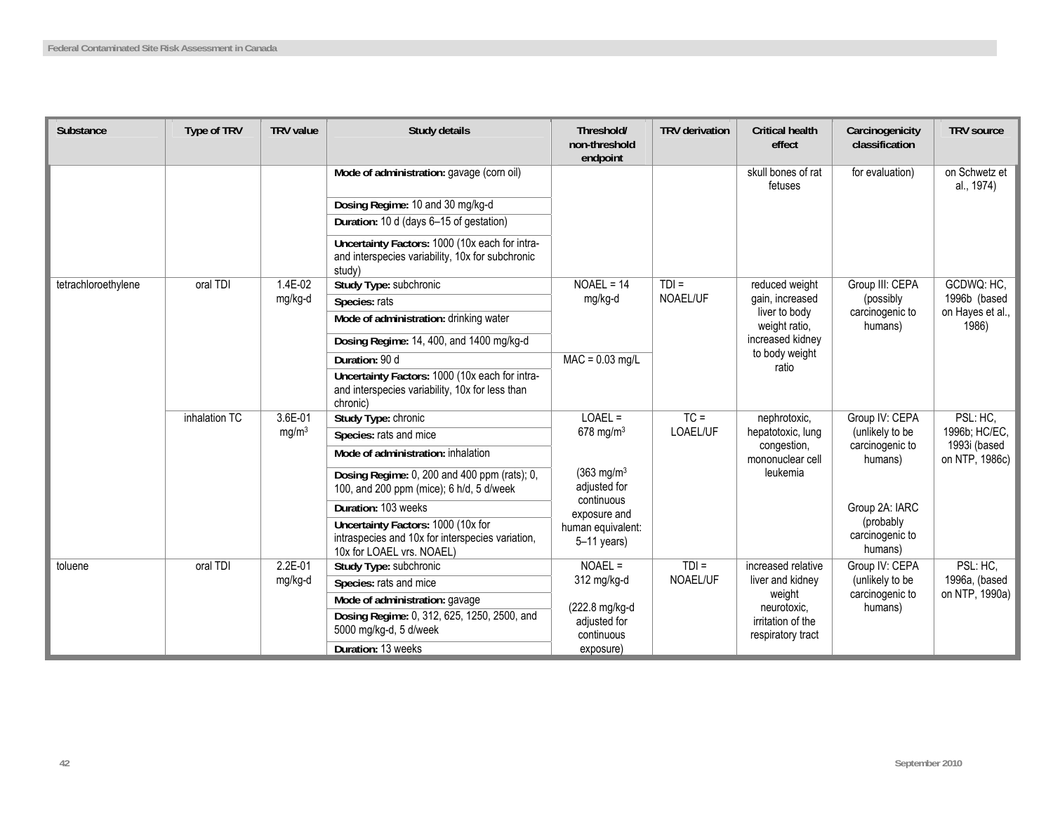| Substance | Type of TRV | TRV value | Study details | Threshold/ non-threshold endpoint | TRV derivation | Critical health effect | Carcinogenicity classification | TRV source |
|---|---|---|---|---|---|---|---|---|
| | | | **Mode of administration:** gavage (corn oil) | | | skull bones of rat fetuses | for evaluation) | on Schwetz et al., 1974) |
| | | | **Dosing Regime:** 10 and 30 mg/kg-d | | | | | |
| | | | **Duration:** 10 d (days 6–15 of gestation) | | | | | |
| | | | **Uncertainty Factors:** 1000 (10x each for intra- and interspecies variability, 10x for subchronic study) | | | | | |
| tetrachloroethylene | oral TDI | 1.4E-02 mg/kg-d | **Study Type:** subchronic | NOAEL = 14 mg/kg-d | TDI = NOAEL/UF | reduced weight gain, increased liver to body weight ratio, increased kidney to body weight ratio | Group III: CEPA (possibly carcinogenic to humans) | GCDWQ: HC, 1996b (based on Hayes et al., 1986) |
| | | | **Species:** rats | | | | | |
| | | | **Mode of administration:** drinking water | | | | | |
| | | | **Dosing Regime:** 14, 400, and 1400 mg/kg-d | | | | | |
| | | | **Duration:** 90 d | MAC = 0.03 mg/L | | | | |
| | | | **Uncertainty Factors:** 1000 (10x each for intra- and interspecies variability, 10x for less than chronic) | | | | | |
| | inhalation TC | 3.6E-01 mg/m$^3$ | **Study Type:** chronic | LOAEL = 678 mg/m$^3$ | TC = LOAEL/UF | nephrotoxic, hepatotoxic, lung congestion, mononuclear cell leukemia | Group IV: CEPA (unlikely to be carcinogenic to humans) | PSL: HC, 1996b; HC/EC, 1993i (based on NTP, 1986c) |
| | | | **Species:** rats and mice | | | | | |
| | | | **Mode of administration:** inhalation | | | | | |
| | | | **Dosing Regime:** 0, 200 and 400 ppm (rats); 0, 100, and 200 ppm (mice); 6 h/d, 5 d/week | (363 mg/m$^3$ adjusted for continuous exposure and human equivalent: 5–11 years) | | | | |
| | | | **Duration:** 103 weeks | | | | Group 2A: IARC (probably carcinogenic to humans) | |
| | | | **Uncertainty Factors:** 1000 (10x for intraspecies and 10x for interspecies variation, 10x for LOAEL vrs. NOAEL) | | | | | |
| toluene | oral TDI | 2.2E-01 mg/kg-d | **Study Type:** subchronic | NOAEL = 312 mg/kg-d | TDI = NOAEL/UF | increased relative liver and kidney weight neurotoxic, irritation of the respiratory tract | Group IV: CEPA (unlikely to be carcinogenic to humans) | PSL: HC, 1996a, (based on NTP, 1990a) |
| | | | **Species:** rats and mice | | | | | |
| | | | **Mode of administration:** gavage | (222.8 mg/kg-d adjusted for continuous exposure) | | | | |
| | | | **Dosing Regime:** 0, 312, 625, 1250, 2500, and 5000 mg/kg-d, 5 d/week | | | | | |
| | | | **Duration:** 13 weeks | | | | | |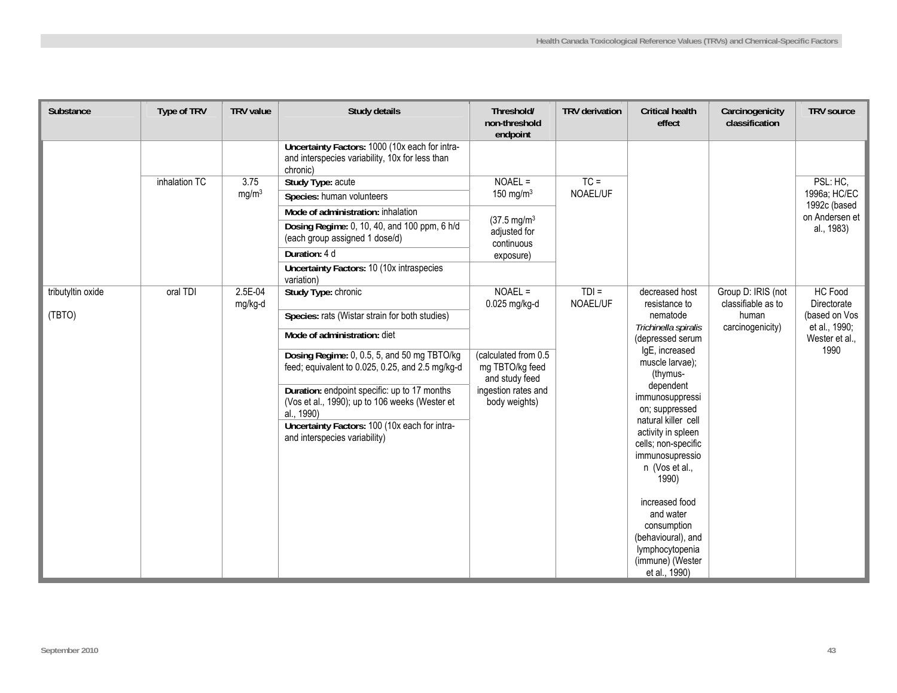| Substance | Type of TRV | TRV value | Study details | Threshold/ non-threshold endpoint | TRV derivation | Critical health effect | Carcinogenicity classification | TRV source |
|---|---|---|---|---|---|---|---|---|
| | | | **Uncertainty Factors:** 1000 (10x each for intra- and interspecies variability, 10x for less than chronic) | | | | | |
| | inhalation TC | 3.75 $mg/m^3$ | **Study Type:** acute | NOAEL = 150 $mg/m^3$ | TC = NOAEL/UF | | | PSL: HC, 1996a; HC/EC 1992c (based on Andersen et al., 1983) |
| | | | **Species:** human volunteers | | | | | |
| | | | **Mode of administration:** inhalation | (37.5 $mg/m^3$ adjusted for continuous exposure) | | | | |
| | | | **Dosing Regime:** 0, 10, 40, and 100 ppm, 6 h/d (each group assigned 1 dose/d) | | | | | |
| | | | **Duration:** 4 d | | | | | |
| | | | **Uncertainty Factors:** 10 (10x intraspecies variation) | | | | | |
| tributyltin oxide (TBTO) | oral TDI | 2.5E-04 mg/kg-d | **Study Type:** chronic | NOAEL = 0.025 mg/kg-d | TDI = NOAEL/UF | decreased host resistance to nematode *Trichinella spiralis* (depressed serum IgE, increased muscle larvae); (thymus-dependent immunosuppression; suppressed natural killer cell activity in spleen cells; non-specific immunosupression (Vos et al., 1990) increased food and water consumption (behavioural), and lymphocytopenia (immune) (Wester et al., 1990) | Group D: IRIS (not classifiable as to human carcinogenicity) | HC Food Directorate (based on Vos et al., 1990; Wester et al., 1990 |
| | | | **Species:** rats (Wistar strain for both studies) | | | | | |
| | | | **Mode of administration:** diet | | | | | |
| | | | **Dosing Regime:** 0, 0.5, 5, and 50 mg TBTO/kg feed; equivalent to 0.025, 0.25, and 2.5 mg/kg-d | (calculated from 0.5 mg TBTO/kg feed and study feed ingestion rates and body weights) | | | | |
| | | | **Duration:** endpoint specific: up to 17 months (Vos et al., 1990); up to 106 weeks (Wester et al., 1990) | | | | | |
| | | | **Uncertainty Factors:** 100 (10x each for intra- and interspecies variability) | | | | | |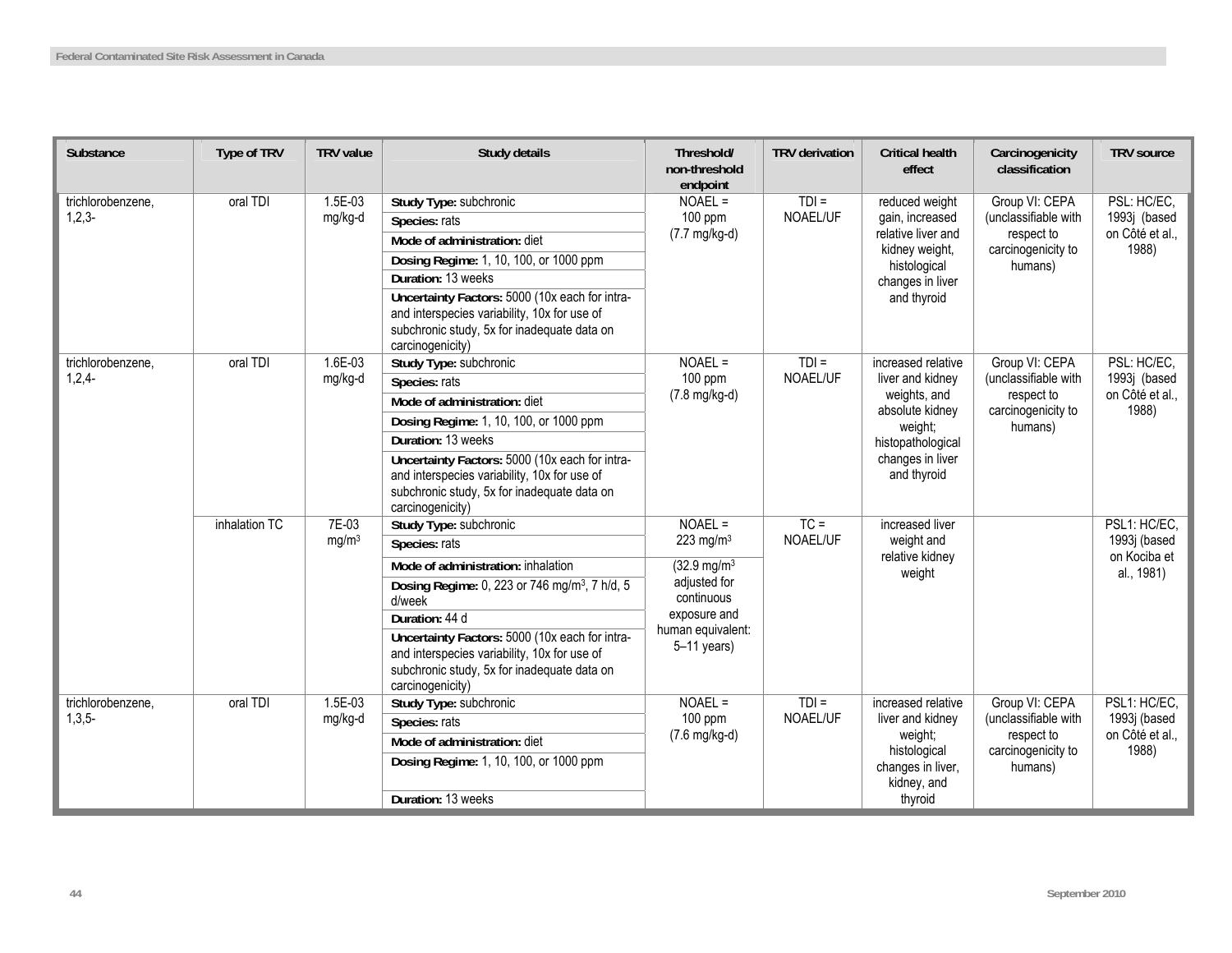| Substance | Type of TRV | TRV value | Study details | Threshold/ non-threshold endpoint | TRV derivation | Critical health effect | Carcinogenicity classification | TRV source |
|---|---|---|---|---|---|---|---|---|
| trichlorobenzene, 1,2,3- | oral TDI | 1.5E-03 mg/kg-d | **Study Type:** subchronic<br>**Species:** rats<br>**Mode of administration:** diet<br>**Dosing Regime:** 1, 10, 100, or 1000 ppm<br>**Duration:** 13 weeks<br>**Uncertainty Factors:** 5000 (10x each for intra- and interspecies variability, 10x for use of subchronic study, 5x for inadequate data on carcinogenicity) | NOAEL = 100 ppm (7.7 mg/kg-d) | TDI = NOAEL/UF | reduced weight gain, increased relative liver and kidney weight, histological changes in liver and thyroid | Group VI: CEPA (unclassifiable with respect to carcinogenicity to humans) | PSL: HC/EC, 1993j (based on Côté et al., 1988) |
| trichlorobenzene, 1,2,4- | oral TDI | 1.6E-03 mg/kg-d | **Study Type:** subchronic<br>**Species:** rats<br>**Mode of administration:** diet<br>**Dosing Regime:** 1, 10, 100, or 1000 ppm<br>**Duration:** 13 weeks<br>**Uncertainty Factors:** 5000 (10x each for intra- and interspecies variability, 10x for use of subchronic study, 5x for inadequate data on carcinogenicity) | NOAEL = 100 ppm (7.8 mg/kg-d) | TDI = NOAEL/UF | increased relative liver and kidney weights, and absolute kidney weight; histopathological changes in liver and thyroid | Group VI: CEPA (unclassifiable with respect to carcinogenicity to humans) | PSL: HC/EC, 1993j (based on Côté et al., 1988) |
| | inhalation TC | 7E-03 mg/m$^3$ | **Study Type:** subchronic<br>**Species:** rats<br>**Mode of administration:** inhalation<br>**Dosing Regime:** 0, 223 or 746 mg/m$^3$, 7 h/d, 5 d/week<br>**Duration:** 44 d<br>**Uncertainty Factors:** 5000 (10x each for intra- and interspecies variability, 10x for use of subchronic study, 5x for inadequate data on carcinogenicity) | NOAEL = 223 mg/m$^3$<br>(32.9 mg/m$^3$ adjusted for continuous exposure and human equivalent: 5–11 years) | TC = NOAEL/UF | increased liver weight and relative kidney weight | | PSL1: HC/EC, 1993j (based on Kociba et al., 1981) |
| trichlorobenzene, 1,3,5- | oral TDI | 1.5E-03 mg/kg-d | **Study Type:** subchronic<br>**Species:** rats<br>**Mode of administration:** diet<br>**Dosing Regime:** 1, 10, 100, or 1000 ppm<br>**Duration:** 13 weeks | NOAEL = 100 ppm (7.6 mg/kg-d) | TDI = NOAEL/UF | increased relative liver and kidney weight; histological changes in liver, kidney, and thyroid | Group VI: CEPA (unclassifiable with respect to carcinogenicity to humans) | PSL1: HC/EC, 1993j (based on Côté et al., 1988) |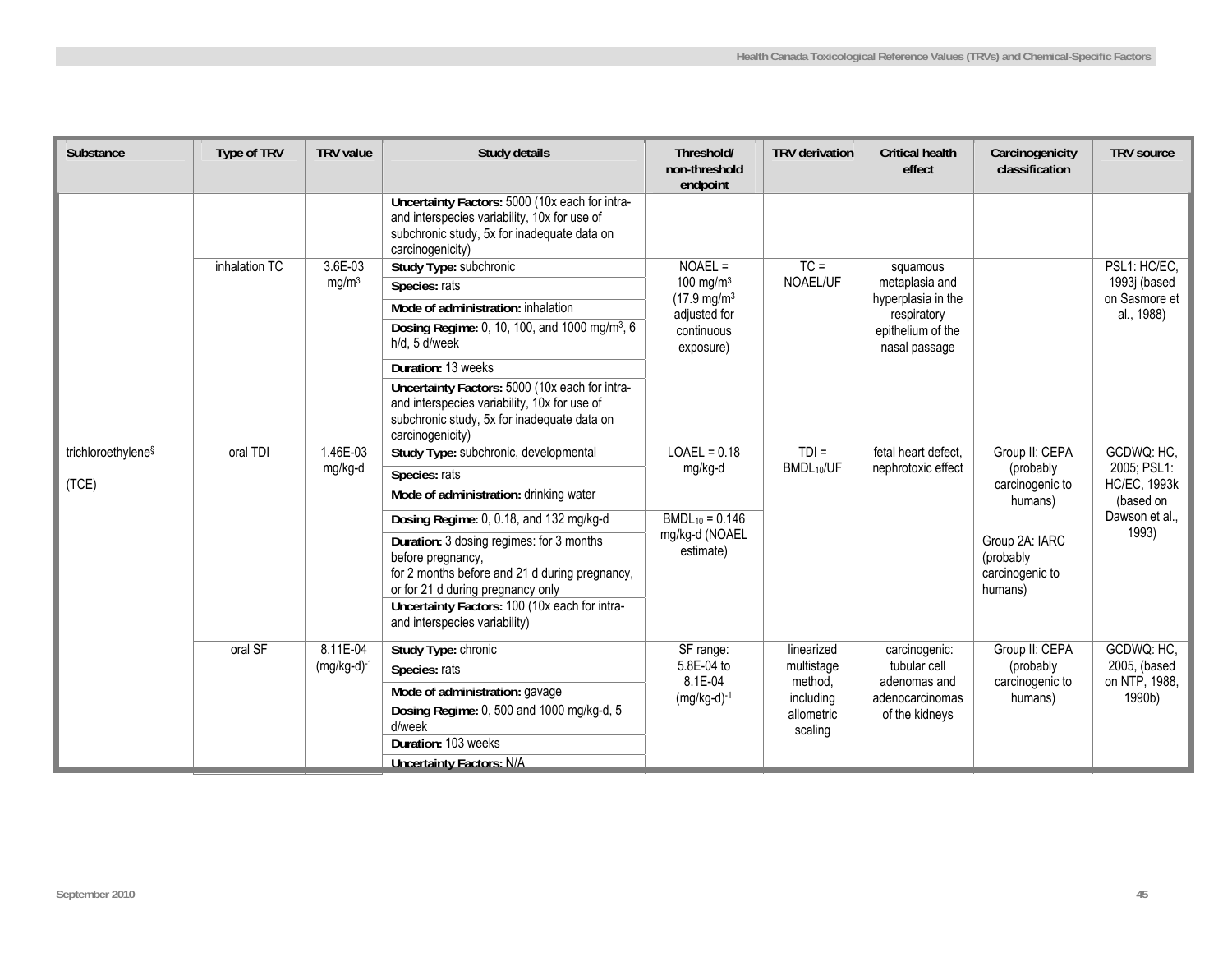| Substance | Type of TRV | TRV value | Study details | Threshold/ non-threshold endpoint | TRV derivation | Critical health effect | Carcinogenicity classification | TRV source |
|---|---|---|---|---|---|---|---|---|
| | | | **Uncertainty Factors:** 5000 (10x each for intra- and interspecies variability, 10x for use of subchronic study, 5x for inadequate data on carcinogenicity) | | | | | |
| | inhalation TC | 3.6E-03 mg/m$^3$ | **Study Type:** subchronic<br>**Species:** rats<br>**Mode of administration:** inhalation<br>**Dosing Regime:** 0, 10, 100, and 1000 mg/m$^3$, 6 h/d, 5 d/week<br>**Duration:** 13 weeks<br>**Uncertainty Factors:** 5000 (10x each for intra- and interspecies variability, 10x for use of subchronic study, 5x for inadequate data on carcinogenicity) | NOAEL = 100 mg/m$^3$ (17.9 mg/m$^3$ adjusted for continuous exposure) | TC = NOAEL/UF | squamous metaplasia and hyperplasia in the respiratory epithelium of the nasal passage | | PSL1: HC/EC, 1993j (based on Sasmore et al., 1988) |
| trichloroethylene§<br><br>(TCE) | oral TDI | 1.46E-03 mg/kg-d | **Study Type:** subchronic, developmental<br>**Species:** rats<br>**Mode of administration:** drinking water<br>**Dosing Regime:** 0, 0.18, and 132 mg/kg-d<br>**Duration:** 3 dosing regimes: for 3 months before pregnancy, for 2 months before and 21 d during pregnancy, or for 21 d during pregnancy only<br>**Uncertainty Factors:** 100 (10x each for intra- and interspecies variability) | LOAEL = 0.18 mg/kg-d<br><br>$BMDL_{10}$ = 0.146 mg/kg-d (NOAEL estimate) | TDI = $BMDL_{10}$/UF | fetal heart defect, nephrotoxic effect | Group II: CEPA (probably carcinogenic to humans)<br><br>Group 2A: IARC (probably carcinogenic to humans) | GCDWQ: HC, 2005; PSL1: HC/EC, 1993k (based on Dawson et al., 1993) |
| | oral SF | 8.11E-04 (mg/kg-d)$^{-1}$ | **Study Type:** chronic<br>**Species:** rats<br>**Mode of administration:** gavage<br>**Dosing Regime:** 0, 500 and 1000 mg/kg-d, 5 d/week<br>**Duration:** 103 weeks<br>**Uncertainty Factors:** N/A | SF range: 5.8E-04 to 8.1E-04 (mg/kg-d)$^{-1}$ | linearized multistage method, including allometric scaling | carcinogenic: tubular cell adenomas and adenocarcinomas of the kidneys | Group II: CEPA (probably carcinogenic to humans) | GCDWQ: HC, 2005, (based on NTP, 1988, 1990b) |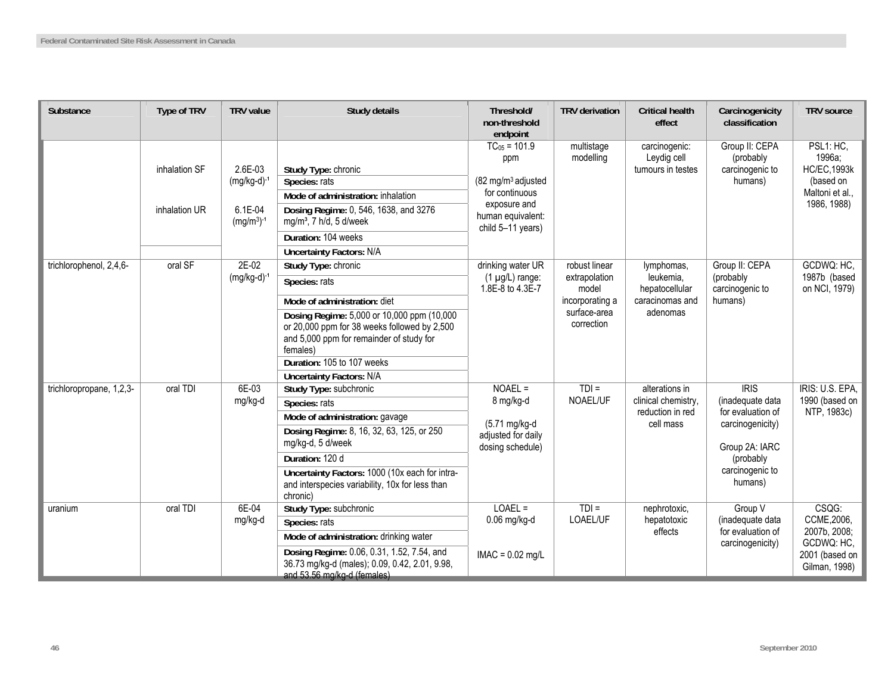| Substance | Type of TRV | TRV value | Study details | Threshold/ non-threshold endpoint | TRV derivation | Critical health effect | Carcinogenicity classification | TRV source |
|---|---|---|---|---|---|---|---|---|
| | inhalation SF<br><br>inhalation UR | 2.6E-03 $(mg/kg\text{-}d)^{-1}$<br><br>6.1E-04 $(mg/m^3)^{-1}$ | **Study Type:** chronic<br>**Species:** rats<br>**Mode of administration:** inhalation<br>**Dosing Regime:** 0, 546, 1638, and 3276 $mg/m^3$, 7 h/d, 5 d/week<br>**Duration:** 104 weeks<br>**Uncertainty Factors:** N/A | $TC_{05}$ = 101.9 ppm<br><br>(82 $mg/m^3$ adjusted for continuous exposure and human equivalent: child 5–11 years) | multistage modelling | carcinogenic: Leydig cell tumours in testes | Group II: CEPA (probably carcinogenic to humans) | PSL1: HC, 1996a; HC/EC,1993k (based on Maltoni et al., 1986, 1988) |
| trichlorophenol, 2,4,6- | oral SF | 2E-02 $(mg/kg\text{-}d)^{-1}$ | **Study Type:** chronic<br>**Species:** rats<br>**Mode of administration:** diet<br>**Dosing Regime:** 5,000 or 10,000 ppm (10,000 or 20,000 ppm for 38 weeks followed by 2,500 and 5,000 ppm for remainder of study for females)<br>**Duration:** 105 to 107 weeks<br>**Uncertainty Factors:** N/A | drinking water UR (1 µg/L) range: 1.8E-8 to 4.3E-7 | robust linear extrapolation model incorporating a surface-area correction | lymphomas, leukemia, hepatocellular caracinomas and adenomas | Group II: CEPA (probably carcinogenic to humans) | GCDWQ: HC, 1987b (based on NCI, 1979) |
| trichloropropane, 1,2,3- | oral TDI | 6E-03 mg/kg-d | **Study Type:** subchronic<br>**Species:** rats<br>**Mode of administration:** gavage<br>**Dosing Regime:** 8, 16, 32, 63, 125, or 250 mg/kg-d, 5 d/week<br>**Duration:** 120 d<br>**Uncertainty Factors:** 1000 (10x each for intra- and interspecies variability, 10x for less than chronic) | NOAEL = 8 mg/kg-d<br><br>(5.71 mg/kg-d adjusted for daily dosing schedule) | TDI = NOAEL/UF | alterations in clinical chemistry, reduction in red cell mass | IRIS (inadequate data for evaluation of carcinogenicity)<br><br>Group 2A: IARC (probably carcinogenic to humans) | IRIS: U.S. EPA, 1990 (based on NTP, 1983c) |
| uranium | oral TDI | 6E-04 mg/kg-d | **Study Type:** subchronic<br>**Species:** rats<br>**Mode of administration:** drinking water<br>**Dosing Regime:** 0.06, 0.31, 1.52, 7.54, and 36.73 mg/kg-d (males); 0.09, 0.42, 2.01, 9.98, and 53.56 mg/kg-d (females) | LOAEL = 0.06 mg/kg-d<br><br>IMAC = 0.02 mg/L | TDI = LOAEL/UF | nephrotoxic, hepatotoxic effects | Group V (inadequate data for evaluation of carcinogenicity) | CSQG: CCME,2006, 2007b, 2008; GCDWQ: HC, 2001 (based on Gilman, 1998) |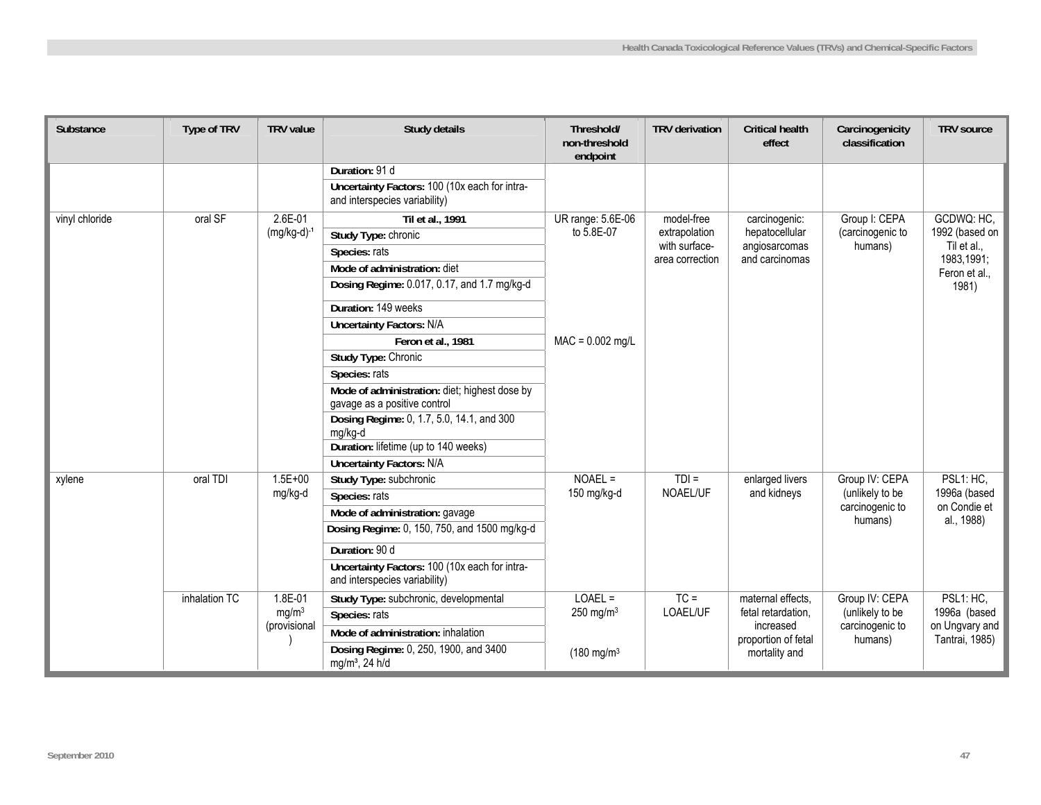| Substance | Type of TRV | TRV value | Study details | Threshold/ non-threshold endpoint | TRV derivation | Critical health effect | Carcinogenicity classification | TRV source |
|---|---|---|---|---|---|---|---|---|
| | | | **Duration:** 91 d | | | | | |
| | | | **Uncertainty Factors:** 100 (10x each for intra- and interspecies variability) | | | | | |
| vinyl chloride | oral SF | 2.6E-01 $(mg/kg\text{-}d)^{-1}$ | **Til et al., 1991** | UR range: 5.6E-06 to 5.8E-07 | model-free extrapolation with surface-area correction | carcinogenic: hepatocellular angiosarcomas and carcinomas | Group I: CEPA (carcinogenic to humans) | GCDWQ: HC, 1992 (based on Til et al., 1983,1991; Feron et al., 1981) |
| | | | **Study Type:** chronic | | | | | |
| | | | **Species:** rats | | | | | |
| | | | **Mode of administration:** diet | | | | | |
| | | | **Dosing Regime:** 0.017, 0.17, and 1.7 mg/kg-d | | | | | |
| | | | **Duration:** 149 weeks | | | | | |
| | | | **Uncertainty Factors:** N/A | | | | | |
| | | | **Feron et al., 1981** | MAC = 0.002 mg/L | | | | |
| | | | **Study Type:** Chronic | | | | | |
| | | | **Species:** rats | | | | | |
| | | | **Mode of administration:** diet; highest dose by gavage as a positive control | | | | | |
| | | | **Dosing Regime:** 0, 1.7, 5.0, 14.1, and 300 mg/kg-d | | | | | |
| | | | **Duration:** lifetime (up to 140 weeks) | | | | | |
| | | | **Uncertainty Factors:** N/A | | | | | |
| xylene | oral TDI | 1.5E+00 mg/kg-d | **Study Type:** subchronic | NOAEL = 150 mg/kg-d | TDI = NOAEL/UF | enlarged livers and kidneys | Group IV: CEPA (unlikely to be carcinogenic to humans) | PSL1: HC, 1996a (based on Condie et al., 1988) |
| | | | **Species:** rats | | | | | |
| | | | **Mode of administration:** gavage | | | | | |
| | | | **Dosing Regime:** 0, 150, 750, and 1500 mg/kg-d | | | | | |
| | | | **Duration:** 90 d | | | | | |
| | | | **Uncertainty Factors:** 100 (10x each for intra- and interspecies variability) | | | | | |
| | inhalation TC | 1.8E-01 $mg/m^3$ (provisional) | **Study Type:** subchronic, developmental | LOAEL = 250 $mg/m^3$ | TC = LOAEL/UF | maternal effects, fetal retardation, increased proportion of fetal mortality and | Group IV: CEPA (unlikely to be carcinogenic to humans) | PSL1: HC, 1996a (based on Ungvary and Tantrai, 1985) |
| | | | **Species:** rats | | | | | |
| | | | **Mode of administration:** inhalation | | | | | |
| | | | **Dosing Regime:** 0, 250, 1900, and 3400 $mg/m^3$, 24 h/d | (180 $mg/m^3$ | | | | |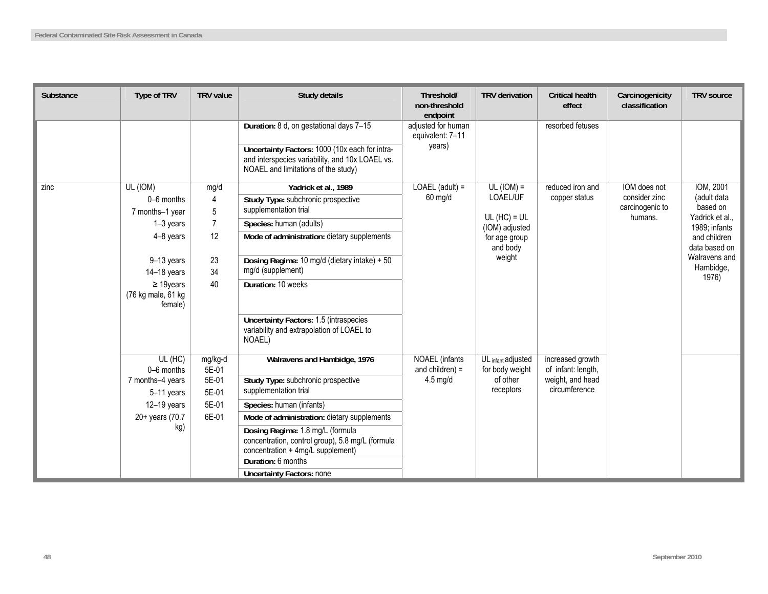| Substance | Type of TRV | TRV value | Study details | Threshold/ non-threshold endpoint | TRV derivation | Critical health effect | Carcinogenicity classification | TRV source |
|---|---|---|---|---|---|---|---|---|
| | | | **Duration:** 8 d, on gestational days 7–15 | adjusted for human equivalent: 7–11 years) | | resorbed fetuses | | |
| | | | **Uncertainty Factors:** 1000 (10x each for intra- and interspecies variability, and 10x LOAEL vs. NOAEL and limitations of the study) | | | | | |
| zinc | UL (IOM) | mg/d | **Yadrick et al., 1989** | LOAEL (adult) = 60 mg/d | UL (IOM) = LOAEL/UF<br><br>UL (HC) = UL (IOM) adjusted for age group and body weight | reduced iron and copper status | IOM does not consider zinc carcinogenic to humans. | IOM, 2001 (adult data based on Yadrick et al., 1989; infants and children data based on Walravens and Hambidge, 1976) |
| | 0–6 months | 4 | **Study Type:** subchronic prospective supplementation trial | | | | | |
| | 7 months–1 year | 5 | | | | | | |
| | 1–3 years | 7 | **Species:** human (adults) | | | | | |
| | 4–8 years | 12 | **Mode of administration:** dietary supplements | | | | | |
| | 9–13 years | 23 | **Dosing Regime:** 10 mg/d (dietary intake) + 50 mg/d (supplement) | | | | | |
| | 14–18 years | 34 | | | | | | |
| | ≥ 19years (76 kg male, 61 kg female) | 40 | **Duration:** 10 weeks | | | | | |
| | | | **Uncertainty Factors:** 1.5 (intraspecies variability and extrapolation of LOAEL to NOAEL) | | | | | |
| | UL (HC) | mg/kg-d | **Walravens and Hambidge, 1976** | NOAEL (infants and children) = 4.5 mg/d | UL $_{infant}$ adjusted for body weight of other receptors | increased growth of infant: length, weight, and head circumference | | |
| | 0–6 months | 5E-01 | | | | | | |
| | 7 months–4 years | 5E-01 | **Study Type:** subchronic prospective supplementation trial | | | | | |
| | 5–11 years | 5E-01 | | | | | | |
| | 12–19 years | 5E-01 | **Species:** human (infants) | | | | | |
| | 20+ years (70.7 kg) | 6E-01 | **Mode of administration:** dietary supplements | | | | | |
| | | | **Dosing Regime:** 1.8 mg/L (formula concentration, control group), 5.8 mg/L (formula concentration + 4mg/L supplement) | | | | | |
| | | | **Duration:** 6 months | | | | | |
| | | | **Uncertainty Factors:** none | | | | | |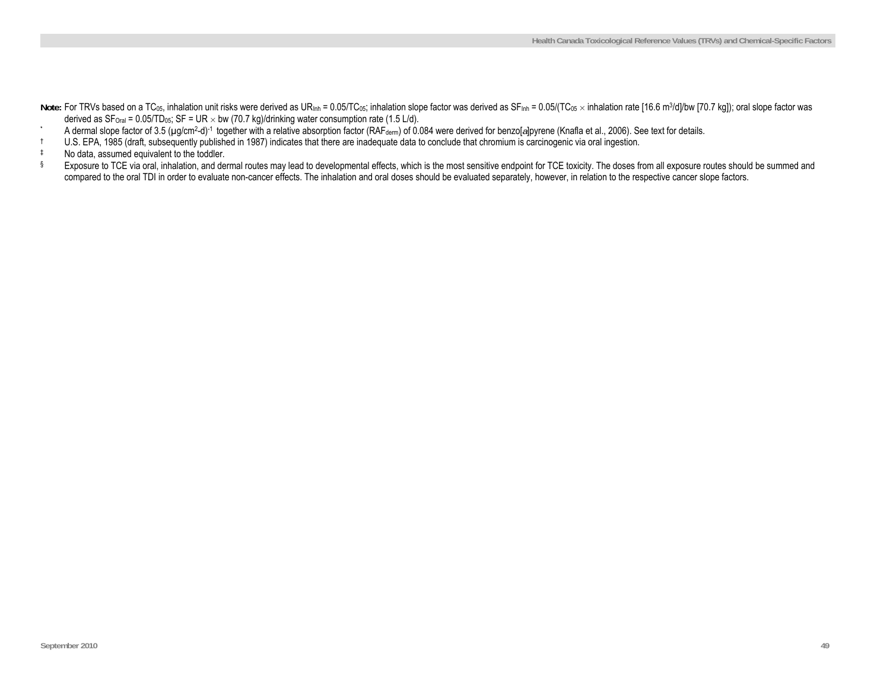**Note:** For TRVs based on a $TC_{05}$, inhalation unit risks were derived as $UR_{Inh} = 0.05/TC_{05}$; inhalation slope factor was derived as $SF_{Inh} = 0.05/(TC_{05} \times$ inhalation rate [16.6 $m^3$/d]/bw [70.7 kg]); oral slope factor was derived as $SF_{Oral} = 0.05/TD_{05}$; SF = UR $\times$ bw (70.7 kg)/drinking water consumption rate (1.5 L/d).

\* A dermal slope factor of 3.5 ($\mu g/cm^2$-d)$^{-1}$ together with a relative absorption factor ($RAF_{derm}$) of 0.084 were derived for benzo[*a*]pyrene (Knafla et al., 2006). See text for details.

† U.S. EPA, 1985 (draft, subsequently published in 1987) indicates that there are inadequate data to conclude that chromium is carcinogenic via oral ingestion.

‡ No data, assumed equivalent to the toddler.

§ Exposure to TCE via oral, inhalation, and dermal routes may lead to developmental effects, which is the most sensitive endpoint for TCE toxicity. The doses from all exposure routes should be summed and compared to the oral TDI in order to evaluate non-cancer effects. The inhalation and oral doses should be evaluated separately, however, in relation to the respective cancer slope factors.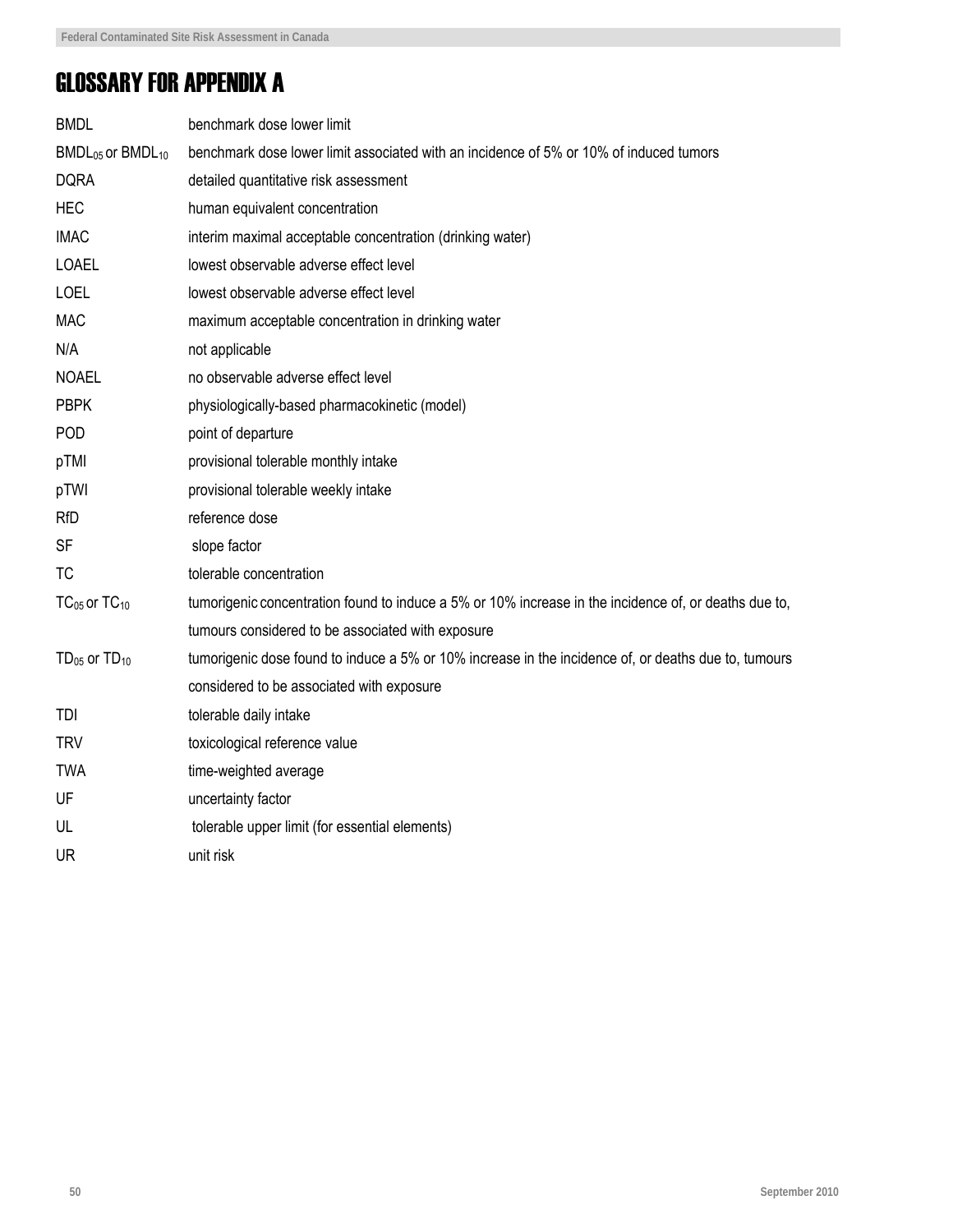# GLOSSARY FOR APPENDIX A

| | |
|---|---|
| BMDL | benchmark dose lower limit |
| $BMDL_{05}$ or $BMDL_{10}$ | benchmark dose lower limit associated with an incidence of 5% or 10% of induced tumors |
| DQRA | detailed quantitative risk assessment |
| HEC | human equivalent concentration |
| IMAC | interim maximal acceptable concentration (drinking water) |
| LOAEL | lowest observable adverse effect level |
| LOEL | lowest observable adverse effect level |
| MAC | maximum acceptable concentration in drinking water |
| N/A | not applicable |
| NOAEL | no observable adverse effect level |
| PBPK | physiologically-based pharmacokinetic (model) |
| POD | point of departure |
| pTMI | provisional tolerable monthly intake |
| pTWI | provisional tolerable weekly intake |
| RfD | reference dose |
| SF | slope factor |
| TC | tolerable concentration |
| $TC_{05}$ or $TC_{10}$ | tumorigenic concentration found to induce a 5% or 10% increase in the incidence of, or deaths due to, tumours considered to be associated with exposure |
| $TD_{05}$ or $TD_{10}$ | tumorigenic dose found to induce a 5% or 10% increase in the incidence of, or deaths due to, tumours considered to be associated with exposure |
| TDI | tolerable daily intake |
| TRV | toxicological reference value |
| TWA | time-weighted average |
| UF | uncertainty factor |
| UL | tolerable upper limit (for essential elements) |
| UR | unit risk |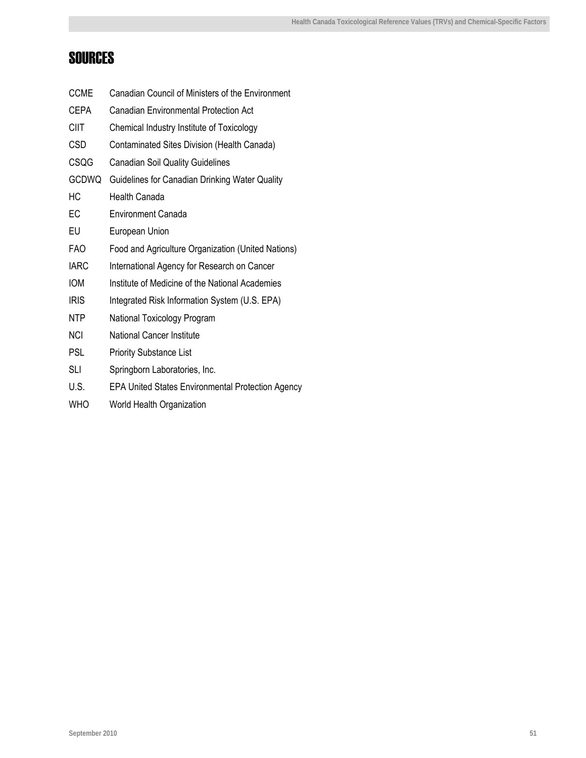# SOURCES

| | |
|---|---|
| CCME | Canadian Council of Ministers of the Environment |
| CEPA | Canadian Environmental Protection Act |
| CIIT | Chemical Industry Institute of Toxicology |
| CSD | Contaminated Sites Division (Health Canada) |
| CSQG | Canadian Soil Quality Guidelines |
| GCDWQ | Guidelines for Canadian Drinking Water Quality |
| HC | Health Canada |
| EC | Environment Canada |
| EU | European Union |
| FAO | Food and Agriculture Organization (United Nations) |
| IARC | International Agency for Research on Cancer |
| IOM | Institute of Medicine of the National Academies |
| IRIS | Integrated Risk Information System (U.S. EPA) |
| NTP | National Toxicology Program |
| NCI | National Cancer Institute |
| PSL | Priority Substance List |
| SLI | Springborn Laboratories, Inc. |
| U.S. | EPA United States Environmental Protection Agency |
| WHO | World Health Organization |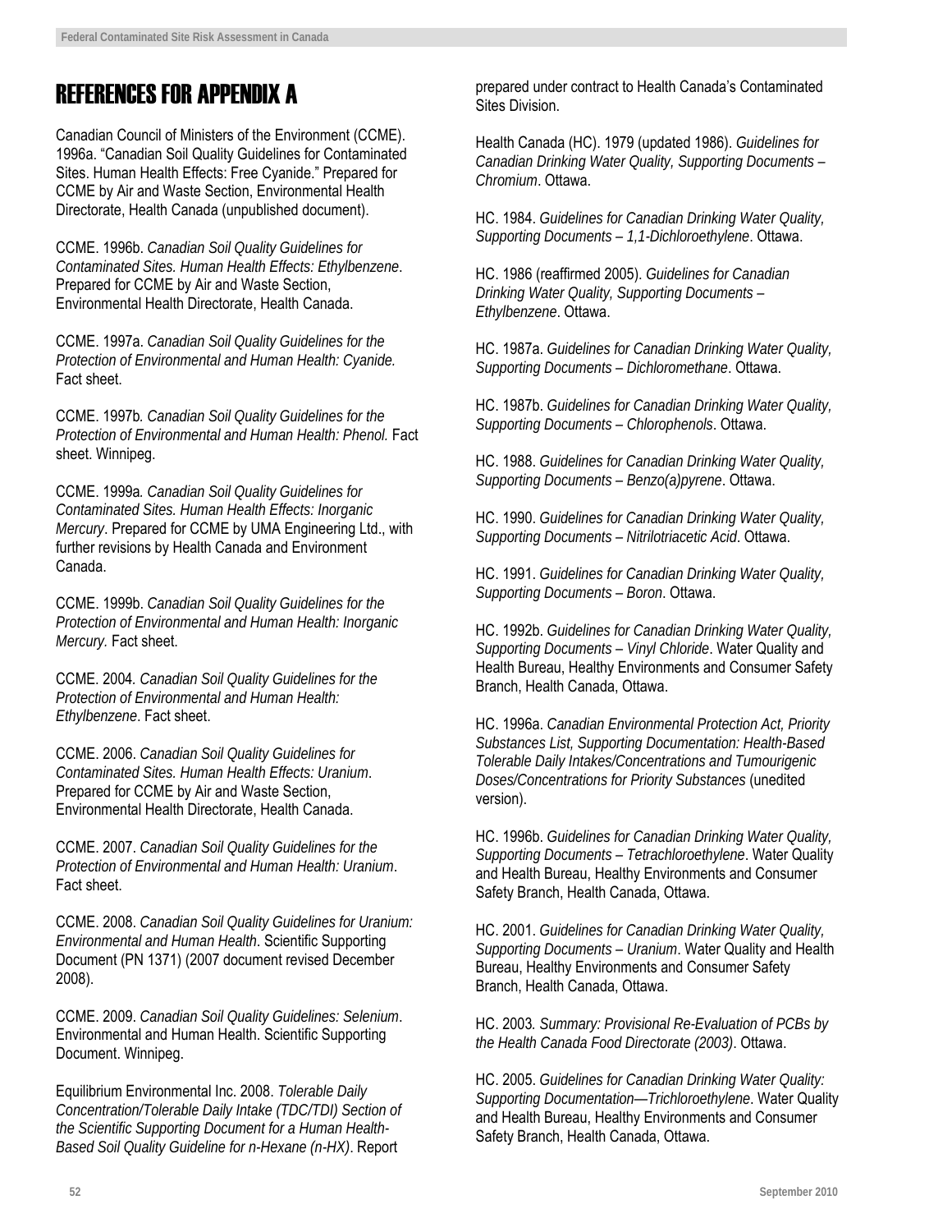# REFERENCES FOR APPENDIX A

Canadian Council of Ministers of the Environment (CCME). 1996a. "Canadian Soil Quality Guidelines for Contaminated Sites. Human Health Effects: Free Cyanide." Prepared for CCME by Air and Waste Section, Environmental Health Directorate, Health Canada (unpublished document).

CCME. 1996b. *Canadian Soil Quality Guidelines for Contaminated Sites. Human Health Effects: Ethylbenzene*. Prepared for CCME by Air and Waste Section, Environmental Health Directorate, Health Canada.

CCME. 1997a. *Canadian Soil Quality Guidelines for the Protection of Environmental and Human Health: Cyanide.* Fact sheet.

CCME. 1997b*. Canadian Soil Quality Guidelines for the Protection of Environmental and Human Health: Phenol.* Fact sheet. Winnipeg.

CCME. 1999a*. Canadian Soil Quality Guidelines for Contaminated Sites. Human Health Effects: Inorganic Mercury*. Prepared for CCME by UMA Engineering Ltd., with further revisions by Health Canada and Environment Canada.

CCME. 1999b. *Canadian Soil Quality Guidelines for the Protection of Environmental and Human Health: Inorganic Mercury.* Fact sheet.

CCME. 2004*. Canadian Soil Quality Guidelines for the Protection of Environmental and Human Health: Ethylbenzene*. Fact sheet.

CCME. 2006. *Canadian Soil Quality Guidelines for Contaminated Sites. Human Health Effects: Uranium*. Prepared for CCME by Air and Waste Section, Environmental Health Directorate, Health Canada.

CCME. 2007. *Canadian Soil Quality Guidelines for the Protection of Environmental and Human Health: Uranium*. Fact sheet.

CCME. 2008. *Canadian Soil Quality Guidelines for Uranium: Environmental and Human Health*. Scientific Supporting Document (PN 1371) (2007 document revised December 2008).

CCME. 2009. *Canadian Soil Quality Guidelines: Selenium*. Environmental and Human Health. Scientific Supporting Document. Winnipeg.

Equilibrium Environmental Inc. 2008. *Tolerable Daily Concentration/Tolerable Daily Intake (TDC/TDI) Section of the Scientific Supporting Document for a Human Health-Based Soil Quality Guideline for n-Hexane (n-HX)*. Report prepared under contract to Health Canada's Contaminated Sites Division.

Health Canada (HC). 1979 (updated 1986). *Guidelines for Canadian Drinking Water Quality, Supporting Documents – Chromium*. Ottawa.

HC. 1984. *Guidelines for Canadian Drinking Water Quality, Supporting Documents – 1,1-Dichloroethylene*. Ottawa.

HC. 1986 (reaffirmed 2005). *Guidelines for Canadian Drinking Water Quality, Supporting Documents – Ethylbenzene*. Ottawa.

HC. 1987a. *Guidelines for Canadian Drinking Water Quality, Supporting Documents – Dichloromethane*. Ottawa.

HC. 1987b. *Guidelines for Canadian Drinking Water Quality, Supporting Documents – Chlorophenols*. Ottawa.

HC. 1988. *Guidelines for Canadian Drinking Water Quality, Supporting Documents – Benzo(a)pyrene*. Ottawa.

HC. 1990. *Guidelines for Canadian Drinking Water Quality, Supporting Documents – Nitrilotriacetic Acid*. Ottawa.

HC. 1991. *Guidelines for Canadian Drinking Water Quality, Supporting Documents – Boron*. Ottawa.

HC. 1992b. *Guidelines for Canadian Drinking Water Quality, Supporting Documents – Vinyl Chloride*. Water Quality and Health Bureau, Healthy Environments and Consumer Safety Branch, Health Canada, Ottawa.

HC. 1996a. *Canadian Environmental Protection Act, Priority Substances List, Supporting Documentation: Health-Based Tolerable Daily Intakes/Concentrations and Tumourigenic Doses/Concentrations for Priority Substances* (unedited version).

HC. 1996b. *Guidelines for Canadian Drinking Water Quality, Supporting Documents – Tetrachloroethylene*. Water Quality and Health Bureau, Healthy Environments and Consumer Safety Branch, Health Canada, Ottawa.

HC. 2001. *Guidelines for Canadian Drinking Water Quality, Supporting Documents – Uranium*. Water Quality and Health Bureau, Healthy Environments and Consumer Safety Branch, Health Canada, Ottawa.

HC. 2003*. Summary: Provisional Re-Evaluation of PCBs by the Health Canada Food Directorate (2003)*. Ottawa.

HC. 2005. *Guidelines for Canadian Drinking Water Quality: Supporting Documentation—Trichloroethylene*. Water Quality and Health Bureau, Healthy Environments and Consumer Safety Branch, Health Canada, Ottawa.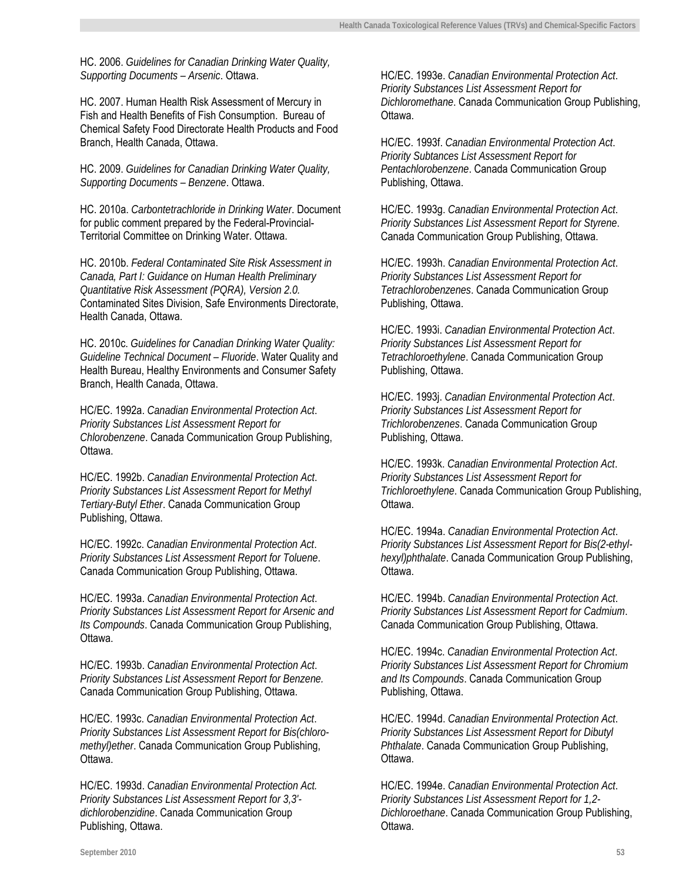HC. 2006. *Guidelines for Canadian Drinking Water Quality, Supporting Documents – Arsenic*. Ottawa.

HC. 2007. Human Health Risk Assessment of Mercury in Fish and Health Benefits of Fish Consumption. Bureau of Chemical Safety Food Directorate Health Products and Food Branch, Health Canada, Ottawa.

HC. 2009. *Guidelines for Canadian Drinking Water Quality, Supporting Documents – Benzene*. Ottawa.

HC. 2010a. *Carbontetrachloride in Drinking Water*. Document for public comment prepared by the Federal-Provincial-Territorial Committee on Drinking Water. Ottawa.

HC. 2010b. *Federal Contaminated Site Risk Assessment in Canada, Part I: Guidance on Human Health Preliminary Quantitative Risk Assessment (PQRA), Version 2.0.* Contaminated Sites Division, Safe Environments Directorate, Health Canada, Ottawa.

HC. 2010c. *Guidelines for Canadian Drinking Water Quality: Guideline Technical Document – Fluoride*. Water Quality and Health Bureau, Healthy Environments and Consumer Safety Branch, Health Canada, Ottawa.

HC/EC. 1992a. *Canadian Environmental Protection Act. Priority Substances List Assessment Report for Chlorobenzene*. Canada Communication Group Publishing, Ottawa.

HC/EC. 1992b. *Canadian Environmental Protection Act. Priority Substances List Assessment Report for Methyl Tertiary-Butyl Ether*. Canada Communication Group Publishing, Ottawa.

HC/EC. 1992c. *Canadian Environmental Protection Act. Priority Substances List Assessment Report for Toluene*. Canada Communication Group Publishing, Ottawa.

HC/EC. 1993a. *Canadian Environmental Protection Act. Priority Substances List Assessment Report for Arsenic and Its Compounds*. Canada Communication Group Publishing, Ottawa.

HC/EC. 1993b. *Canadian Environmental Protection Act. Priority Substances List Assessment Report for Benzene.* Canada Communication Group Publishing, Ottawa.

HC/EC. 1993c. *Canadian Environmental Protection Act. Priority Substances List Assessment Report for Bis(chloro-methyl)ether*. Canada Communication Group Publishing, Ottawa.

HC/EC. 1993d. *Canadian Environmental Protection Act. Priority Substances List Assessment Report for 3,3'-dichlorobenzidine*. Canada Communication Group Publishing, Ottawa.

HC/EC. 1993e. *Canadian Environmental Protection Act. Priority Substances List Assessment Report for Dichloromethane*. Canada Communication Group Publishing, Ottawa.

HC/EC. 1993f. *Canadian Environmental Protection Act. Priority Subtances List Assessment Report for Pentachlorobenzene*. Canada Communication Group Publishing, Ottawa.

HC/EC. 1993g. *Canadian Environmental Protection Act. Priority Substances List Assessment Report for Styrene*. Canada Communication Group Publishing, Ottawa.

HC/EC. 1993h. *Canadian Environmental Protection Act. Priority Substances List Assessment Report for Tetrachlorobenzenes*. Canada Communication Group Publishing, Ottawa.

HC/EC. 1993i. *Canadian Environmental Protection Act. Priority Substances List Assessment Report for Tetrachloroethylene*. Canada Communication Group Publishing, Ottawa.

HC/EC. 1993j. *Canadian Environmental Protection Act. Priority Substances List Assessment Report for Trichlorobenzenes*. Canada Communication Group Publishing, Ottawa.

HC/EC. 1993k. *Canadian Environmental Protection Act. Priority Substances List Assessment Report for Trichloroethylene*. Canada Communication Group Publishing, Ottawa.

HC/EC. 1994a. *Canadian Environmental Protection Act. Priority Substances List Assessment Report for Bis(2-ethyl-hexyl)phthalate*. Canada Communication Group Publishing, Ottawa.

HC/EC. 1994b. *Canadian Environmental Protection Act. Priority Substances List Assessment Report for Cadmium*. Canada Communication Group Publishing, Ottawa.

HC/EC. 1994c. *Canadian Environmental Protection Act. Priority Substances List Assessment Report for Chromium and Its Compounds*. Canada Communication Group Publishing, Ottawa.

HC/EC. 1994d. *Canadian Environmental Protection Act. Priority Substances List Assessment Report for Dibutyl Phthalate*. Canada Communication Group Publishing, Ottawa.

HC/EC. 1994e. *Canadian Environmental Protection Act. Priority Substances List Assessment Report for 1,2-Dichloroethane*. Canada Communication Group Publishing, Ottawa.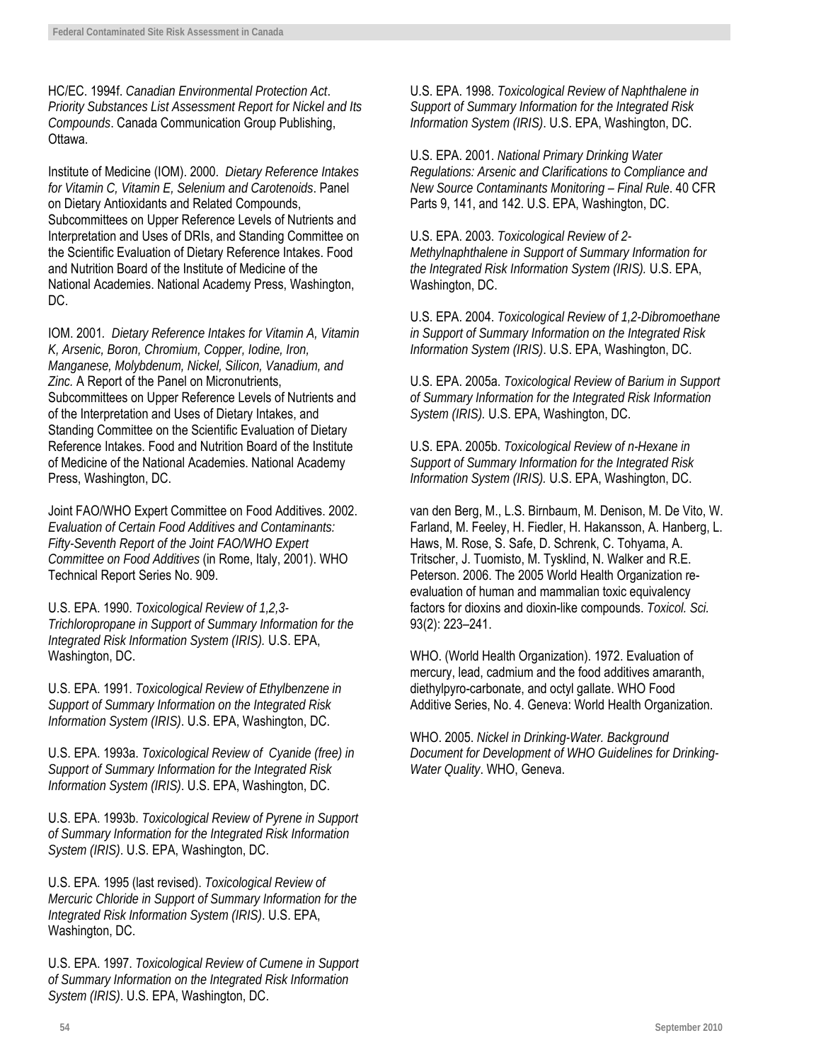HC/EC. 1994f. *Canadian Environmental Protection Act*. *Priority Substances List Assessment Report for Nickel and Its Compounds*. Canada Communication Group Publishing, Ottawa.

Institute of Medicine (IOM). 2000. *Dietary Reference Intakes for Vitamin C, Vitamin E, Selenium and Carotenoids*. Panel on Dietary Antioxidants and Related Compounds, Subcommittees on Upper Reference Levels of Nutrients and Interpretation and Uses of DRIs, and Standing Committee on the Scientific Evaluation of Dietary Reference Intakes. Food and Nutrition Board of the Institute of Medicine of the National Academies. National Academy Press, Washington, DC.

IOM. 2001. *Dietary Reference Intakes for Vitamin A, Vitamin K, Arsenic, Boron, Chromium, Copper, Iodine, Iron, Manganese, Molybdenum, Nickel, Silicon, Vanadium, and Zinc.* A Report of the Panel on Micronutrients, Subcommittees on Upper Reference Levels of Nutrients and of the Interpretation and Uses of Dietary Intakes, and Standing Committee on the Scientific Evaluation of Dietary Reference Intakes. Food and Nutrition Board of the Institute of Medicine of the National Academies. National Academy Press, Washington, DC.

Joint FAO/WHO Expert Committee on Food Additives. 2002. *Evaluation of Certain Food Additives and Contaminants: Fifty-Seventh Report of the Joint FAO/WHO Expert Committee on Food Additives* (in Rome, Italy, 2001). WHO Technical Report Series No. 909.

U.S. EPA. 1990. *Toxicological Review of 1,2,3-Trichloropropane in Support of Summary Information for the Integrated Risk Information System (IRIS).* U.S. EPA, Washington, DC.

U.S. EPA. 1991. *Toxicological Review of Ethylbenzene in Support of Summary Information on the Integrated Risk Information System (IRIS)*. U.S. EPA, Washington, DC.

U.S. EPA. 1993a. *Toxicological Review of Cyanide (free) in Support of Summary Information for the Integrated Risk Information System (IRIS)*. U.S. EPA, Washington, DC.

U.S. EPA. 1993b. *Toxicological Review of Pyrene in Support of Summary Information for the Integrated Risk Information System (IRIS)*. U.S. EPA, Washington, DC.

U.S. EPA. 1995 (last revised). *Toxicological Review of Mercuric Chloride in Support of Summary Information for the Integrated Risk Information System (IRIS)*. U.S. EPA, Washington, DC.

U.S. EPA. 1997. *Toxicological Review of Cumene in Support of Summary Information on the Integrated Risk Information System (IRIS)*. U.S. EPA, Washington, DC.

U.S. EPA. 1998. *Toxicological Review of Naphthalene in Support of Summary Information for the Integrated Risk Information System (IRIS)*. U.S. EPA, Washington, DC.

U.S. EPA. 2001. *National Primary Drinking Water Regulations: Arsenic and Clarifications to Compliance and New Source Contaminants Monitoring – Final Rule*. 40 CFR Parts 9, 141, and 142. U.S. EPA, Washington, DC.

U.S. EPA. 2003. *Toxicological Review of 2-Methylnaphthalene in Support of Summary Information for the Integrated Risk Information System (IRIS).* U.S. EPA, Washington, DC.

U.S. EPA. 2004. *Toxicological Review of 1,2-Dibromoethane in Support of Summary Information on the Integrated Risk Information System (IRIS)*. U.S. EPA, Washington, DC.

U.S. EPA. 2005a. *Toxicological Review of Barium in Support of Summary Information for the Integrated Risk Information System (IRIS).* U.S. EPA, Washington, DC.

U.S. EPA. 2005b. *Toxicological Review of n-Hexane in Support of Summary Information for the Integrated Risk Information System (IRIS).* U.S. EPA, Washington, DC.

van den Berg, M., L.S. Birnbaum, M. Denison, M. De Vito, W. Farland, M. Feeley, H. Fiedler, H. Hakansson, A. Hanberg, L. Haws, M. Rose, S. Safe, D. Schrenk, C. Tohyama, A. Tritscher, J. Tuomisto, M. Tysklind, N. Walker and R.E. Peterson. 2006. The 2005 World Health Organization re-evaluation of human and mammalian toxic equivalency factors for dioxins and dioxin-like compounds. *Toxicol. Sci.* 93(2): 223–241.

WHO. (World Health Organization). 1972. Evaluation of mercury, lead, cadmium and the food additives amaranth, diethylpyro-carbonate, and octyl gallate. WHO Food Additive Series, No. 4. Geneva: World Health Organization.

WHO. 2005. *Nickel in Drinking-Water. Background Document for Development of WHO Guidelines for Drinking-Water Quality*. WHO, Geneva.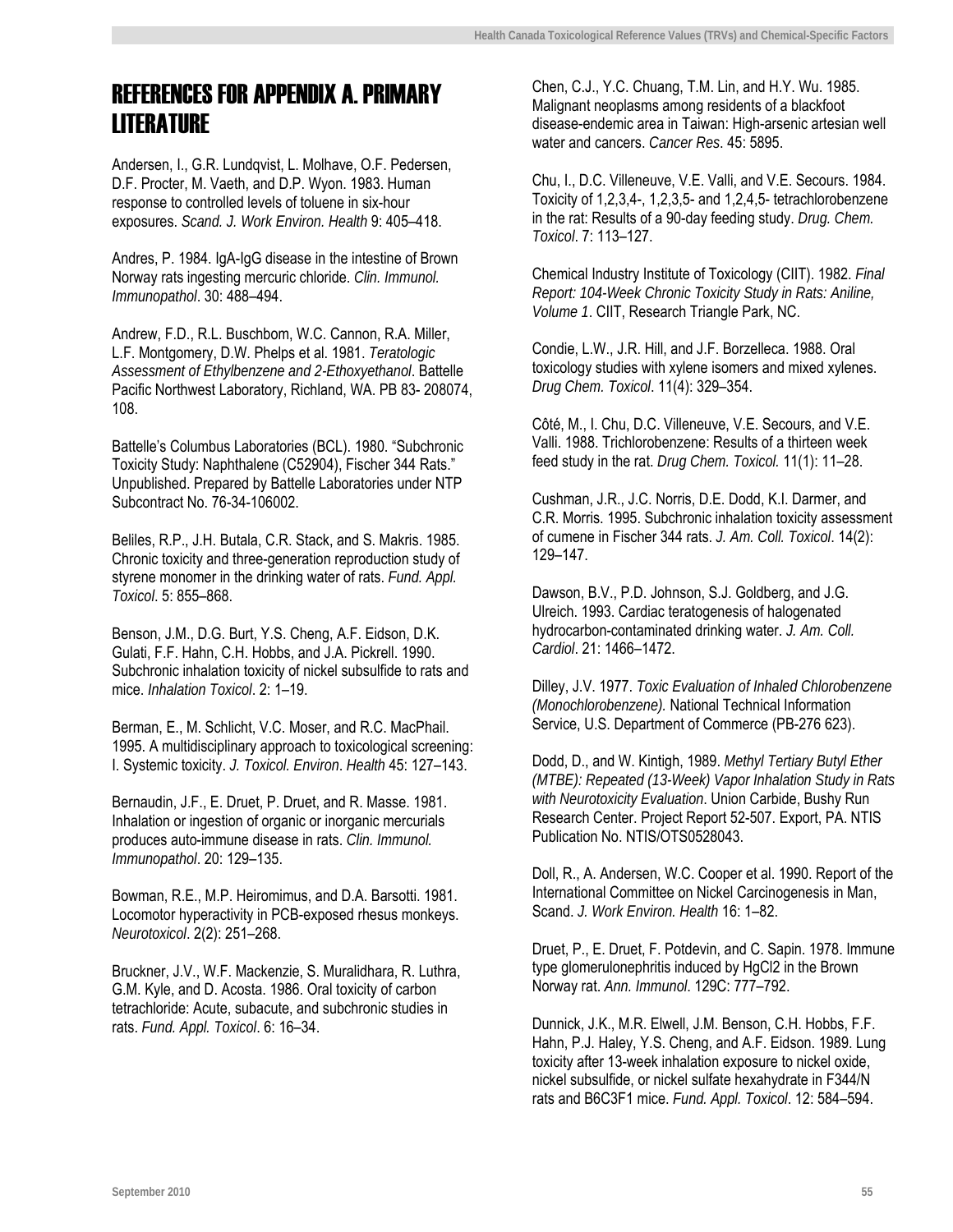# REFERENCES FOR APPENDIX A. PRIMARY LITERATURE

Andersen, I., G.R. Lundqvist, L. Molhave, O.F. Pedersen, D.F. Procter, M. Vaeth, and D.P. Wyon. 1983. Human response to controlled levels of toluene in six-hour exposures. *Scand. J. Work Environ. Health* 9: 405–418.

Andres, P. 1984. IgA-IgG disease in the intestine of Brown Norway rats ingesting mercuric chloride. *Clin. Immunol. Immunopathol*. 30: 488–494.

Andrew, F.D., R.L. Buschbom, W.C. Cannon, R.A. Miller, L.F. Montgomery, D.W. Phelps et al. 1981. *Teratologic Assessment of Ethylbenzene and 2-Ethoxyethanol*. Battelle Pacific Northwest Laboratory, Richland, WA. PB 83- 208074, 108.

Battelle's Columbus Laboratories (BCL). 1980. "Subchronic Toxicity Study: Naphthalene (C52904), Fischer 344 Rats." Unpublished. Prepared by Battelle Laboratories under NTP Subcontract No. 76-34-106002.

Beliles, R.P., J.H. Butala, C.R. Stack, and S. Makris. 1985. Chronic toxicity and three-generation reproduction study of styrene monomer in the drinking water of rats. *Fund. Appl. Toxicol*. 5: 855–868.

Benson, J.M., D.G. Burt, Y.S. Cheng, A.F. Eidson, D.K. Gulati, F.F. Hahn, C.H. Hobbs, and J.A. Pickrell. 1990. Subchronic inhalation toxicity of nickel subsulfide to rats and mice. *Inhalation Toxicol*. 2: 1–19.

Berman, E., M. Schlicht, V.C. Moser, and R.C. MacPhail. 1995. A multidisciplinary approach to toxicological screening: I. Systemic toxicity. *J. Toxicol. Environ*. *Health* 45: 127–143.

Bernaudin, J.F., E. Druet, P. Druet, and R. Masse. 1981. Inhalation or ingestion of organic or inorganic mercurials produces auto-immune disease in rats. *Clin. Immunol. Immunopathol*. 20: 129–135.

Bowman, R.E., M.P. Heiromimus, and D.A. Barsotti. 1981. Locomotor hyperactivity in PCB-exposed rhesus monkeys. *Neurotoxicol*. 2(2): 251–268.

Bruckner, J.V., W.F. Mackenzie, S. Muralidhara, R. Luthra, G.M. Kyle, and D. Acosta. 1986. Oral toxicity of carbon tetrachloride: Acute, subacute, and subchronic studies in rats. *Fund. Appl. Toxicol*. 6: 16–34.

Chen, C.J., Y.C. Chuang, T.M. Lin, and H.Y. Wu. 1985. Malignant neoplasms among residents of a blackfoot disease-endemic area in Taiwan: High-arsenic artesian well water and cancers. *Cancer Res*. 45: 5895.

Chu, I., D.C. Villeneuve, V.E. Valli, and V.E. Secours. 1984. Toxicity of 1,2,3,4-, 1,2,3,5- and 1,2,4,5- tetrachlorobenzene in the rat: Results of a 90-day feeding study. *Drug. Chem. Toxicol*. 7: 113–127.

Chemical Industry Institute of Toxicology (CIIT). 1982. *Final Report: 104-Week Chronic Toxicity Study in Rats: Aniline, Volume 1*. CIIT, Research Triangle Park, NC.

Condie, L.W., J.R. Hill, and J.F. Borzelleca. 1988. Oral toxicology studies with xylene isomers and mixed xylenes. *Drug Chem. Toxicol*. 11(4): 329–354.

Côté, M., I. Chu, D.C. Villeneuve, V.E. Secours, and V.E. Valli. 1988. Trichlorobenzene: Results of a thirteen week feed study in the rat. *Drug Chem. Toxicol.* 11(1): 11–28.

Cushman, J.R., J.C. Norris, D.E. Dodd, K.I. Darmer, and C.R. Morris. 1995. Subchronic inhalation toxicity assessment of cumene in Fischer 344 rats. *J. Am. Coll. Toxicol*. 14(2): 129–147.

Dawson, B.V., P.D. Johnson, S.J. Goldberg, and J.G. Ulreich. 1993. Cardiac teratogenesis of halogenated hydrocarbon-contaminated drinking water. *J. Am. Coll. Cardiol*. 21: 1466–1472.

Dilley, J.V. 1977. *Toxic Evaluation of Inhaled Chlorobenzene (Monochlorobenzene).* National Technical Information Service, U.S. Department of Commerce (PB-276 623).

Dodd, D., and W. Kintigh, 1989. *Methyl Tertiary Butyl Ether (MTBE): Repeated (13-Week) Vapor Inhalation Study in Rats with Neurotoxicity Evaluation*. Union Carbide, Bushy Run Research Center. Project Report 52-507. Export, PA. NTIS Publication No. NTIS/OTS0528043.

Doll, R., A. Andersen, W.C. Cooper et al. 1990. Report of the International Committee on Nickel Carcinogenesis in Man, Scand. *J. Work Environ. Health* 16: 1–82.

Druet, P., E. Druet, F. Potdevin, and C. Sapin. 1978. Immune type glomerulonephritis induced by HgCl2 in the Brown Norway rat. *Ann. Immunol*. 129C: 777–792.

Dunnick, J.K., M.R. Elwell, J.M. Benson, C.H. Hobbs, F.F. Hahn, P.J. Haley, Y.S. Cheng, and A.F. Eidson. 1989. Lung toxicity after 13-week inhalation exposure to nickel oxide, nickel subsulfide, or nickel sulfate hexahydrate in F344/N rats and B6C3F1 mice. *Fund. Appl. Toxicol*. 12: 584–594.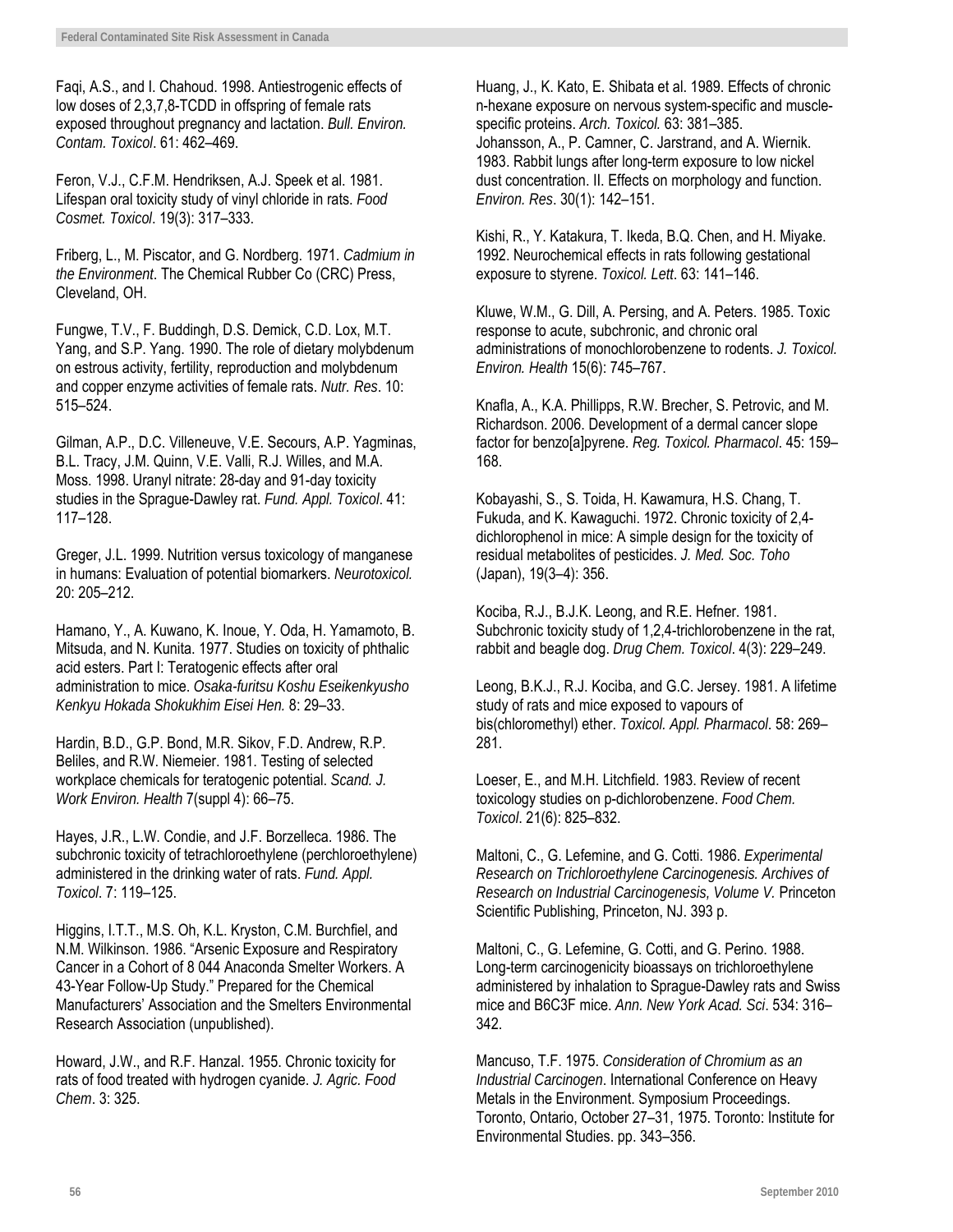Faqi, A.S., and I. Chahoud. 1998. Antiestrogenic effects of low doses of 2,3,7,8-TCDD in offspring of female rats exposed throughout pregnancy and lactation. *Bull. Environ. Contam. Toxicol*. 61: 462–469.

Feron, V.J., C.F.M. Hendriksen, A.J. Speek et al. 1981. Lifespan oral toxicity study of vinyl chloride in rats. *Food Cosmet. Toxicol*. 19(3): 317–333.

Friberg, L., M. Piscator, and G. Nordberg. 1971. *Cadmium in the Environment*. The Chemical Rubber Co (CRC) Press, Cleveland, OH.

Fungwe, T.V., F. Buddingh, D.S. Demick, C.D. Lox, M.T. Yang, and S.P. Yang. 1990. The role of dietary molybdenum on estrous activity, fertility, reproduction and molybdenum and copper enzyme activities of female rats. *Nutr. Res*. 10: 515–524.

Gilman, A.P., D.C. Villeneuve, V.E. Secours, A.P. Yagminas, B.L. Tracy, J.M. Quinn, V.E. Valli, R.J. Willes, and M.A. Moss. 1998. Uranyl nitrate: 28-day and 91-day toxicity studies in the Sprague-Dawley rat. *Fund. Appl. Toxicol*. 41: 117–128.

Greger, J.L. 1999. Nutrition versus toxicology of manganese in humans: Evaluation of potential biomarkers. *Neurotoxicol.* 20: 205–212.

Hamano, Y., A. Kuwano, K. Inoue, Y. Oda, H. Yamamoto, B. Mitsuda, and N. Kunita. 1977. Studies on toxicity of phthalic acid esters. Part I: Teratogenic effects after oral administration to mice. *Osaka-furitsu Koshu Eseikenkyusho Kenkyu Hokada Shokukhim Eisei Hen.* 8: 29–33.

Hardin, B.D., G.P. Bond, M.R. Sikov, F.D. Andrew, R.P. Beliles, and R.W. Niemeier. 1981. Testing of selected workplace chemicals for teratogenic potential. *Scand. J. Work Environ. Health* 7(suppl 4): 66–75.

Hayes, J.R., L.W. Condie, and J.F. Borzelleca. 1986. The subchronic toxicity of tetrachloroethylene (perchloroethylene) administered in the drinking water of rats. *Fund. Appl. Toxicol*. 7: 119–125.

Higgins, I.T.T., M.S. Oh, K.L. Kryston, C.M. Burchfiel, and N.M. Wilkinson. 1986. "Arsenic Exposure and Respiratory Cancer in a Cohort of 8 044 Anaconda Smelter Workers. A 43-Year Follow-Up Study." Prepared for the Chemical Manufacturers' Association and the Smelters Environmental Research Association (unpublished).

Howard, J.W., and R.F. Hanzal. 1955. Chronic toxicity for rats of food treated with hydrogen cyanide. *J. Agric. Food Chem*. 3: 325.

Huang, J., K. Kato, E. Shibata et al. 1989. Effects of chronic n-hexane exposure on nervous system-specific and muscle-specific proteins. *Arch. Toxicol.* 63: 381–385.

Johansson, A., P. Camner, C. Jarstrand, and A. Wiernik. 1983. Rabbit lungs after long-term exposure to low nickel dust concentration. II. Effects on morphology and function. *Environ. Res*. 30(1): 142–151.

Kishi, R., Y. Katakura, T. Ikeda, B.Q. Chen, and H. Miyake. 1992. Neurochemical effects in rats following gestational exposure to styrene. *Toxicol. Lett*. 63: 141–146.

Kluwe, W.M., G. Dill, A. Persing, and A. Peters. 1985. Toxic response to acute, subchronic, and chronic oral administrations of monochlorobenzene to rodents. *J. Toxicol. Environ. Health* 15(6): 745–767.

Knafla, A., K.A. Phillipps, R.W. Brecher, S. Petrovic, and M. Richardson. 2006. Development of a dermal cancer slope factor for benzo[a]pyrene. *Reg. Toxicol. Pharmacol*. 45: 159–168.

Kobayashi, S., S. Toida, H. Kawamura, H.S. Chang, T. Fukuda, and K. Kawaguchi. 1972. Chronic toxicity of 2,4-dichlorophenol in mice: A simple design for the toxicity of residual metabolites of pesticides. *J. Med. Soc. Toho* (Japan), 19(3–4): 356.

Kociba, R.J., B.J.K. Leong, and R.E. Hefner. 1981. Subchronic toxicity study of 1,2,4-trichlorobenzene in the rat, rabbit and beagle dog. *Drug Chem. Toxicol*. 4(3): 229–249.

Leong, B.K.J., R.J. Kociba, and G.C. Jersey. 1981. A lifetime study of rats and mice exposed to vapours of bis(chloromethyl) ether. *Toxicol. Appl. Pharmacol*. 58: 269–281.

Loeser, E., and M.H. Litchfield. 1983. Review of recent toxicology studies on p-dichlorobenzene. *Food Chem. Toxicol*. 21(6): 825–832.

Maltoni, C., G. Lefemine, and G. Cotti. 1986. *Experimental Research on Trichloroethylene Carcinogenesis. Archives of Research on Industrial Carcinogenesis, Volume V.* Princeton Scientific Publishing, Princeton, NJ. 393 p.

Maltoni, C., G. Lefemine, G. Cotti, and G. Perino. 1988. Long-term carcinogenicity bioassays on trichloroethylene administered by inhalation to Sprague-Dawley rats and Swiss mice and B6C3F mice. *Ann. New York Acad. Sci*. 534: 316–342.

Mancuso, T.F. 1975. *Consideration of Chromium as an Industrial Carcinogen*. International Conference on Heavy Metals in the Environment. Symposium Proceedings. Toronto, Ontario, October 27–31, 1975. Toronto: Institute for Environmental Studies. pp. 343–356.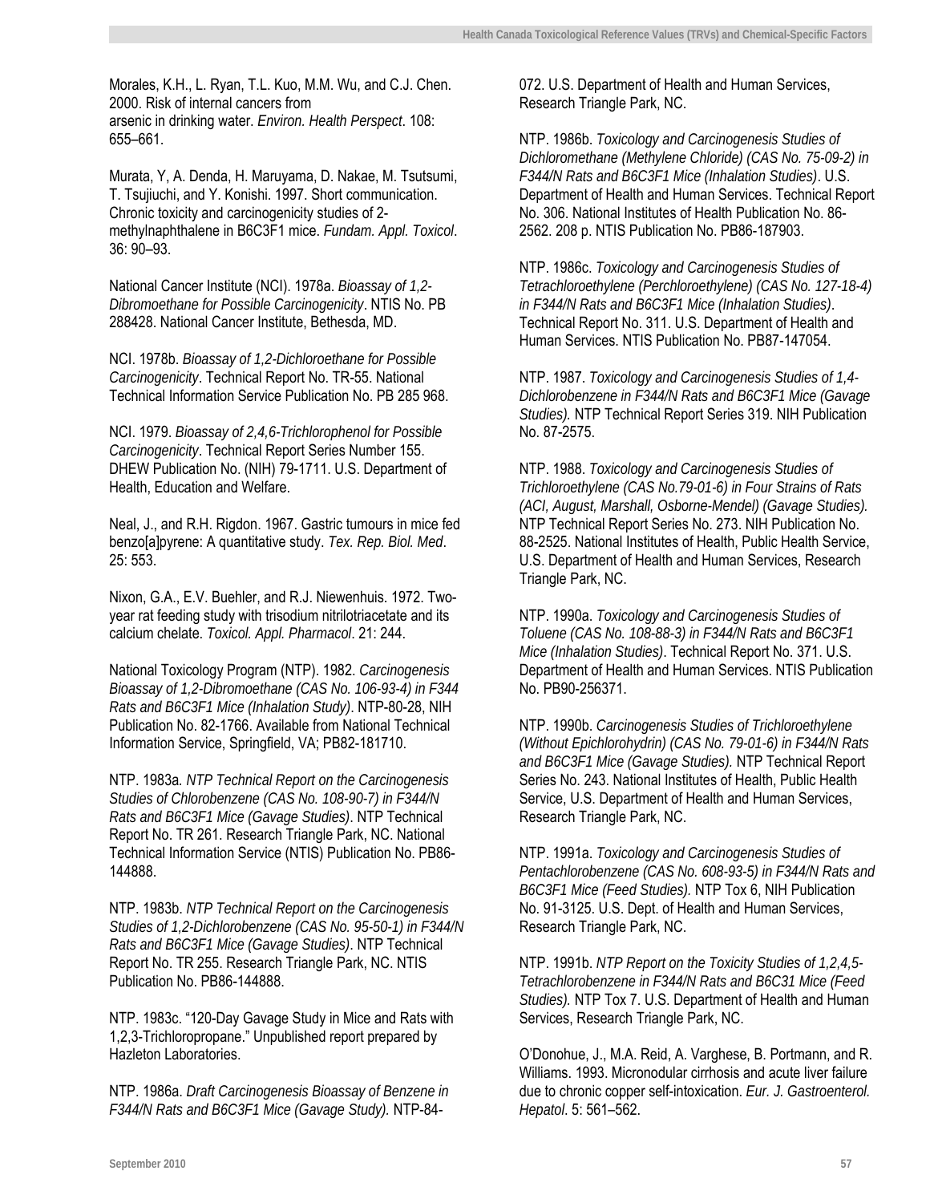Morales, K.H., L. Ryan, T.L. Kuo, M.M. Wu, and C.J. Chen. 2000. Risk of internal cancers from arsenic in drinking water. *Environ. Health Perspect*. 108: 655–661.

Murata, Y, A. Denda, H. Maruyama, D. Nakae, M. Tsutsumi, T. Tsujiuchi, and Y. Konishi. 1997. Short communication. Chronic toxicity and carcinogenicity studies of 2-methylnaphthalene in B6C3F1 mice. *Fundam. Appl. Toxicol*. 36: 90–93.

National Cancer Institute (NCI). 1978a. *Bioassay of 1,2-Dibromoethane for Possible Carcinogenicity*. NTIS No. PB 288428. National Cancer Institute, Bethesda, MD.

NCI. 1978b. *Bioassay of 1,2-Dichloroethane for Possible Carcinogenicity*. Technical Report No. TR-55. National Technical Information Service Publication No. PB 285 968.

NCI. 1979. *Bioassay of 2,4,6-Trichlorophenol for Possible Carcinogenicity*. Technical Report Series Number 155. DHEW Publication No. (NIH) 79-1711. U.S. Department of Health, Education and Welfare.

Neal, J., and R.H. Rigdon. 1967. Gastric tumours in mice fed benzo[a]pyrene: A quantitative study. *Tex. Rep. Biol. Med*. 25: 553.

Nixon, G.A., E.V. Buehler, and R.J. Niewenhuis. 1972. Two-year rat feeding study with trisodium nitrilotriacetate and its calcium chelate. *Toxicol. Appl. Pharmacol*. 21: 244.

National Toxicology Program (NTP). 1982. *Carcinogenesis Bioassay of 1,2-Dibromoethane (CAS No. 106-93-4) in F344 Rats and B6C3F1 Mice (Inhalation Study)*. NTP-80-28, NIH Publication No. 82-1766. Available from National Technical Information Service, Springfield, VA; PB82-181710.

NTP. 1983a. *NTP Technical Report on the Carcinogenesis Studies of Chlorobenzene (CAS No. 108-90-7) in F344/N Rats and B6C3F1 Mice (Gavage Studies)*. NTP Technical Report No. TR 261. Research Triangle Park, NC. National Technical Information Service (NTIS) Publication No. PB86-144888.

NTP. 1983b. *NTP Technical Report on the Carcinogenesis Studies of 1,2-Dichlorobenzene (CAS No. 95-50-1) in F344/N Rats and B6C3F1 Mice (Gavage Studies)*. NTP Technical Report No. TR 255. Research Triangle Park, NC. NTIS Publication No. PB86-144888.

NTP. 1983c. "120-Day Gavage Study in Mice and Rats with 1,2,3-Trichloropropane." Unpublished report prepared by Hazleton Laboratories.

NTP. 1986a. *Draft Carcinogenesis Bioassay of Benzene in F344/N Rats and B6C3F1 Mice (Gavage Study).* NTP-84-072. U.S. Department of Health and Human Services, Research Triangle Park, NC.

NTP. 1986b. *Toxicology and Carcinogenesis Studies of Dichloromethane (Methylene Chloride) (CAS No. 75-09-2) in F344/N Rats and B6C3F1 Mice (Inhalation Studies)*. U.S. Department of Health and Human Services. Technical Report No. 306. National Institutes of Health Publication No. 86-2562. 208 p. NTIS Publication No. PB86-187903.

NTP. 1986c. *Toxicology and Carcinogenesis Studies of Tetrachloroethylene (Perchloroethylene) (CAS No. 127-18-4) in F344/N Rats and B6C3F1 Mice (Inhalation Studies)*. Technical Report No. 311. U.S. Department of Health and Human Services. NTIS Publication No. PB87-147054.

NTP. 1987. *Toxicology and Carcinogenesis Studies of 1,4-Dichlorobenzene in F344/N Rats and B6C3F1 Mice (Gavage Studies).* NTP Technical Report Series 319. NIH Publication No. 87-2575.

NTP. 1988. *Toxicology and Carcinogenesis Studies of Trichloroethylene (CAS No.79-01-6) in Four Strains of Rats (ACI, August, Marshall, Osborne-Mendel) (Gavage Studies).* NTP Technical Report Series No. 273. NIH Publication No. 88-2525. National Institutes of Health, Public Health Service, U.S. Department of Health and Human Services, Research Triangle Park, NC.

NTP. 1990a. *Toxicology and Carcinogenesis Studies of Toluene (CAS No. 108-88-3) in F344/N Rats and B6C3F1 Mice (Inhalation Studies)*. Technical Report No. 371. U.S. Department of Health and Human Services. NTIS Publication No. PB90-256371.

NTP. 1990b. *Carcinogenesis Studies of Trichloroethylene (Without Epichlorohydrin) (CAS No. 79-01-6) in F344/N Rats and B6C3F1 Mice (Gavage Studies).* NTP Technical Report Series No. 243. National Institutes of Health, Public Health Service, U.S. Department of Health and Human Services, Research Triangle Park, NC.

NTP. 1991a. *Toxicology and Carcinogenesis Studies of Pentachlorobenzene (CAS No. 608-93-5) in F344/N Rats and B6C3F1 Mice (Feed Studies).* NTP Tox 6, NIH Publication No. 91-3125. U.S. Dept. of Health and Human Services, Research Triangle Park, NC.

NTP. 1991b. *NTP Report on the Toxicity Studies of 1,2,4,5-Tetrachlorobenzene in F344/N Rats and B6C31 Mice (Feed Studies).* NTP Tox 7. U.S. Department of Health and Human Services, Research Triangle Park, NC.

O'Donohue, J., M.A. Reid, A. Varghese, B. Portmann, and R. Williams. 1993. Micronodular cirrhosis and acute liver failure due to chronic copper self-intoxication. *Eur. J. Gastroenterol. Hepatol*. 5: 561–562.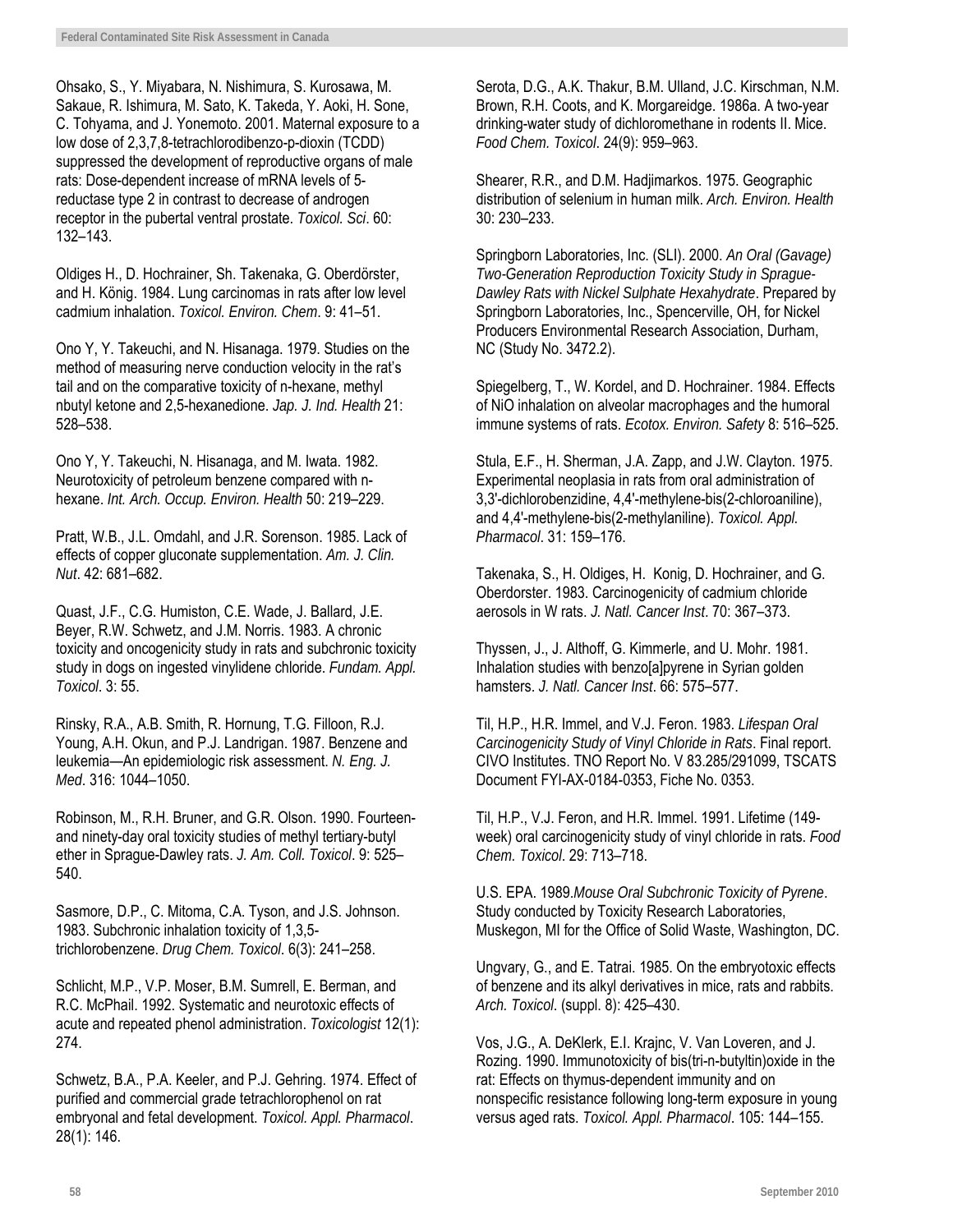Ohsako, S., Y. Miyabara, N. Nishimura, S. Kurosawa, M. Sakaue, R. Ishimura, M. Sato, K. Takeda, Y. Aoki, H. Sone, C. Tohyama, and J. Yonemoto. 2001. Maternal exposure to a low dose of 2,3,7,8-tetrachlorodibenzo-p-dioxin (TCDD) suppressed the development of reproductive organs of male rats: Dose-dependent increase of mRNA levels of 5-reductase type 2 in contrast to decrease of androgen receptor in the pubertal ventral prostate. *Toxicol. Sci*. 60: 132–143.

Oldiges H., D. Hochrainer, Sh. Takenaka, G. Oberdörster, and H. König. 1984. Lung carcinomas in rats after low level cadmium inhalation. *Toxicol. Environ. Chem*. 9: 41–51.

Ono Y, Y. Takeuchi, and N. Hisanaga. 1979. Studies on the method of measuring nerve conduction velocity in the rat's tail and on the comparative toxicity of n-hexane, methyl nbutyl ketone and 2,5-hexanedione. *Jap. J. Ind. Health* 21: 528–538.

Ono Y, Y. Takeuchi, N. Hisanaga, and M. Iwata. 1982. Neurotoxicity of petroleum benzene compared with n-hexane. *Int. Arch. Occup. Environ. Health* 50: 219–229.

Pratt, W.B., J.L. Omdahl, and J.R. Sorenson. 1985. Lack of effects of copper gluconate supplementation. *Am. J. Clin. Nut*. 42: 681–682.

Quast, J.F., C.G. Humiston, C.E. Wade, J. Ballard, J.E. Beyer, R.W. Schwetz, and J.M. Norris. 1983. A chronic toxicity and oncogenicity study in rats and subchronic toxicity study in dogs on ingested vinylidene chloride. *Fundam. Appl. Toxicol*. 3: 55.

Rinsky, R.A., A.B. Smith, R. Hornung, T.G. Filloon, R.J. Young, A.H. Okun, and P.J. Landrigan. 1987. Benzene and leukemia—An epidemiologic risk assessment. *N. Eng. J. Med*. 316: 1044–1050.

Robinson, M., R.H. Bruner, and G.R. Olson. 1990. Fourteen- and ninety-day oral toxicity studies of methyl tertiary-butyl ether in Sprague-Dawley rats. *J. Am. Coll. Toxicol*. 9: 525–540.

Sasmore, D.P., C. Mitoma, C.A. Tyson, and J.S. Johnson. 1983. Subchronic inhalation toxicity of 1,3,5-trichlorobenzene. *Drug Chem. Toxicol*. 6(3): 241–258.

Schlicht, M.P., V.P. Moser, B.M. Sumrell, E. Berman, and R.C. McPhail. 1992. Systematic and neurotoxic effects of acute and repeated phenol administration. *Toxicologist* 12(1): 274.

Schwetz, B.A., P.A. Keeler, and P.J. Gehring. 1974. Effect of purified and commercial grade tetrachlorophenol on rat embryonal and fetal development. *Toxicol. Appl. Pharmacol*. 28(1): 146.

Serota, D.G., A.K. Thakur, B.M. Ulland, J.C. Kirschman, N.M. Brown, R.H. Coots, and K. Morgareidge. 1986a. A two-year drinking-water study of dichloromethane in rodents II. Mice. *Food Chem. Toxicol*. 24(9): 959–963.

Shearer, R.R., and D.M. Hadjimarkos. 1975. Geographic distribution of selenium in human milk. *Arch. Environ. Health* 30: 230–233.

Springborn Laboratories, Inc. (SLI). 2000. *An Oral (Gavage) Two-Generation Reproduction Toxicity Study in Sprague-Dawley Rats with Nickel Sulphate Hexahydrate*. Prepared by Springborn Laboratories, Inc., Spencerville, OH, for Nickel Producers Environmental Research Association, Durham, NC (Study No. 3472.2).

Spiegelberg, T., W. Kordel, and D. Hochrainer. 1984. Effects of NiO inhalation on alveolar macrophages and the humoral immune systems of rats. *Ecotox. Environ. Safety* 8: 516–525.

Stula, E.F., H. Sherman, J.A. Zapp, and J.W. Clayton. 1975. Experimental neoplasia in rats from oral administration of 3,3'-dichlorobenzidine, 4,4'-methylene-bis(2-chloroaniline), and 4,4'-methylene-bis(2-methylaniline). *Toxicol. Appl. Pharmacol*. 31: 159–176.

Takenaka, S., H. Oldiges, H. Konig, D. Hochrainer, and G. Oberdorster. 1983. Carcinogenicity of cadmium chloride aerosols in W rats. *J. Natl. Cancer Inst*. 70: 367–373.

Thyssen, J., J. Althoff, G. Kimmerle, and U. Mohr. 1981. Inhalation studies with benzo[a]pyrene in Syrian golden hamsters. *J. Natl. Cancer Inst*. 66: 575–577.

Til, H.P., H.R. Immel, and V.J. Feron. 1983. *Lifespan Oral Carcinogenicity Study of Vinyl Chloride in Rats*. Final report. CIVO Institutes. TNO Report No. V 83.285/291099, TSCATS Document FYI-AX-0184-0353, Fiche No. 0353.

Til, H.P., V.J. Feron, and H.R. Immel. 1991. Lifetime (149-week) oral carcinogenicity study of vinyl chloride in rats. *Food Chem. Toxicol*. 29: 713–718.

U.S. EPA. 1989.*Mouse Oral Subchronic Toxicity of Pyrene*. Study conducted by Toxicity Research Laboratories, Muskegon, MI for the Office of Solid Waste, Washington, DC.

Ungvary, G., and E. Tatrai. 1985. On the embryotoxic effects of benzene and its alkyl derivatives in mice, rats and rabbits. *Arch. Toxicol*. (suppl. 8): 425–430.

Vos, J.G., A. DeKlerk, E.I. Krajnc, V. Van Loveren, and J. Rozing. 1990. Immunotoxicity of bis(tri-n-butyltin)oxide in the rat: Effects on thymus-dependent immunity and on nonspecific resistance following long-term exposure in young versus aged rats. *Toxicol. Appl. Pharmacol*. 105: 144–155.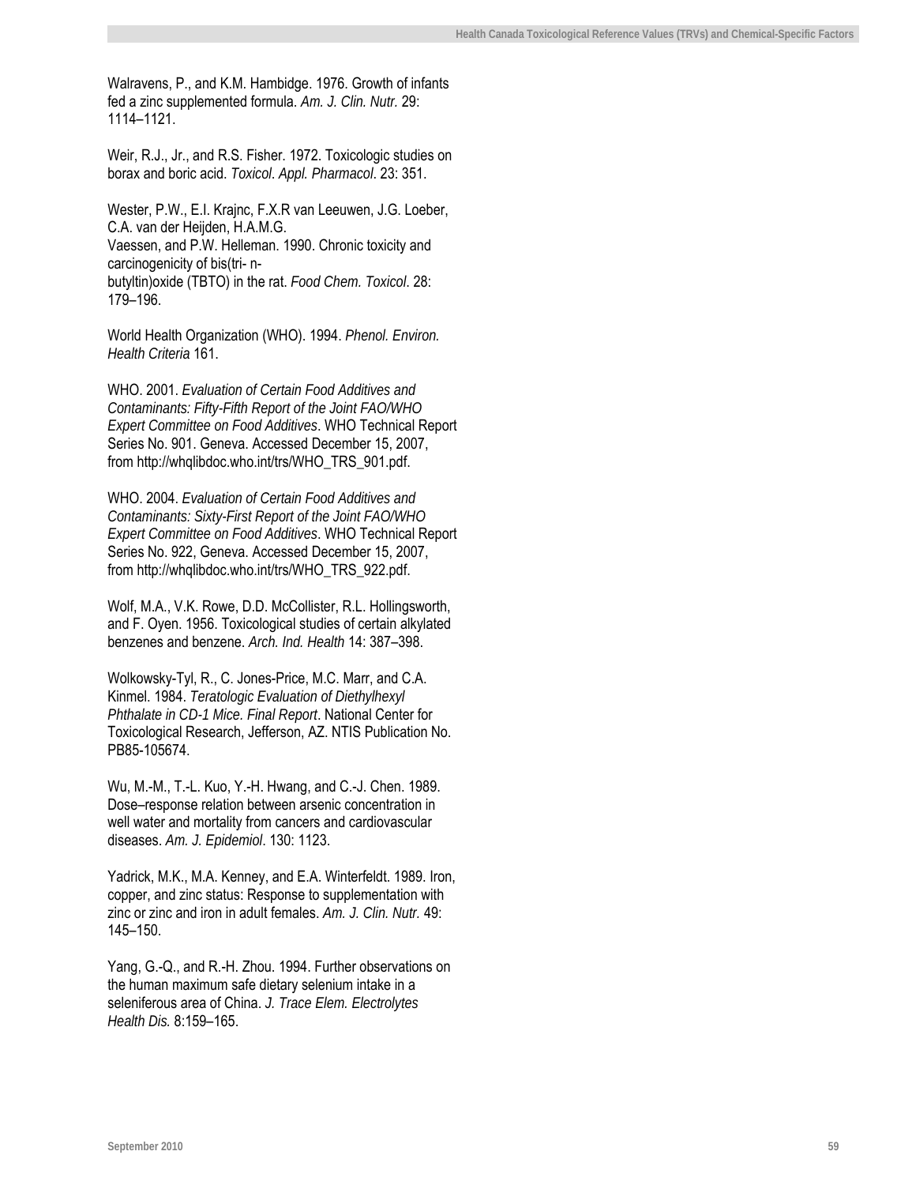Walravens, P., and K.M. Hambidge. 1976. Growth of infants fed a zinc supplemented formula. *Am. J. Clin. Nutr.* 29: 1114–1121.

Weir, R.J., Jr., and R.S. Fisher. 1972. Toxicologic studies on borax and boric acid. *Toxicol*. *Appl. Pharmacol*. 23: 351.

Wester, P.W., E.I. Krajnc, F.X.R van Leeuwen, J.G. Loeber, C.A. van der Heijden, H.A.M.G. Vaessen, and P.W. Helleman. 1990. Chronic toxicity and carcinogenicity of bis(tri- n-butyltin)oxide (TBTO) in the rat. *Food Chem. Toxicol*. 28: 179–196.

World Health Organization (WHO). 1994. *Phenol. Environ. Health Criteria* 161.

WHO. 2001. *Evaluation of Certain Food Additives and Contaminants: Fifty-Fifth Report of the Joint FAO/WHO Expert Committee on Food Additives*. WHO Technical Report Series No. 901. Geneva. Accessed December 15, 2007, from http://whqlibdoc.who.int/trs/WHO_TRS_901.pdf.

WHO. 2004. *Evaluation of Certain Food Additives and Contaminants: Sixty-First Report of the Joint FAO/WHO Expert Committee on Food Additives*. WHO Technical Report Series No. 922, Geneva. Accessed December 15, 2007, from http://whqlibdoc.who.int/trs/WHO_TRS_922.pdf.

Wolf, M.A., V.K. Rowe, D.D. McCollister, R.L. Hollingsworth, and F. Oyen. 1956. Toxicological studies of certain alkylated benzenes and benzene. *Arch. Ind. Health* 14: 387–398.

Wolkowsky-Tyl, R., C. Jones-Price, M.C. Marr, and C.A. Kinmel. 1984. *Teratologic Evaluation of Diethylhexyl Phthalate in CD-1 Mice. Final Report*. National Center for Toxicological Research, Jefferson, AZ. NTIS Publication No. PB85-105674.

Wu, M.-M., T.-L. Kuo, Y.-H. Hwang, and C.-J. Chen. 1989. Dose–response relation between arsenic concentration in well water and mortality from cancers and cardiovascular diseases. *Am. J. Epidemiol*. 130: 1123.

Yadrick, M.K., M.A. Kenney, and E.A. Winterfeldt. 1989. Iron, copper, and zinc status: Response to supplementation with zinc or zinc and iron in adult females. *Am. J. Clin. Nutr.* 49: 145–150.

Yang, G.-Q., and R.-H. Zhou. 1994. Further observations on the human maximum safe dietary selenium intake in a seleniferous area of China. *J. Trace Elem. Electrolytes Health Dis.* 8:159–165.